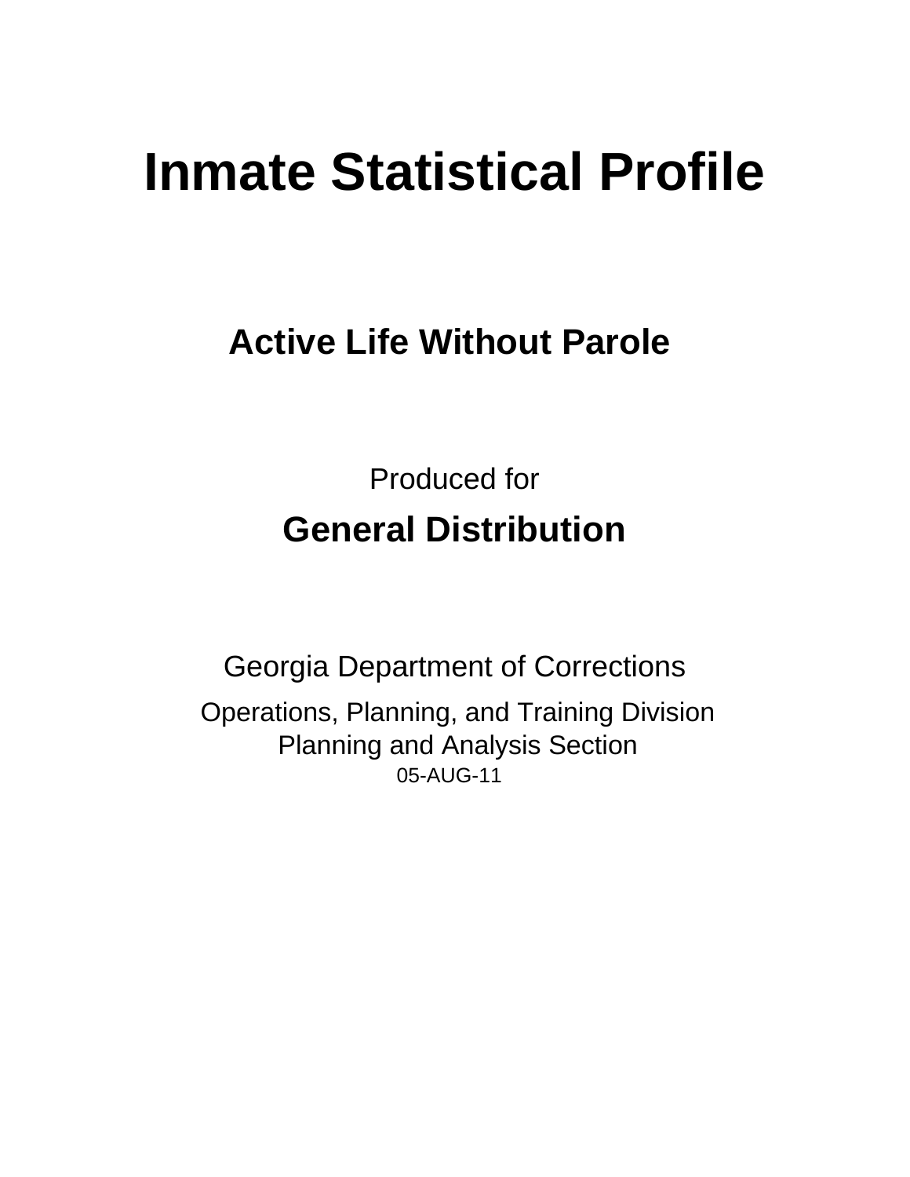# Inmate Statistical Profile

## Active Life Without Parole

Produced for

**General Distribution**

Georgia Department of Corrections

Operations, Planning, and Training Division
Planning and Analysis Section
05-AUG-11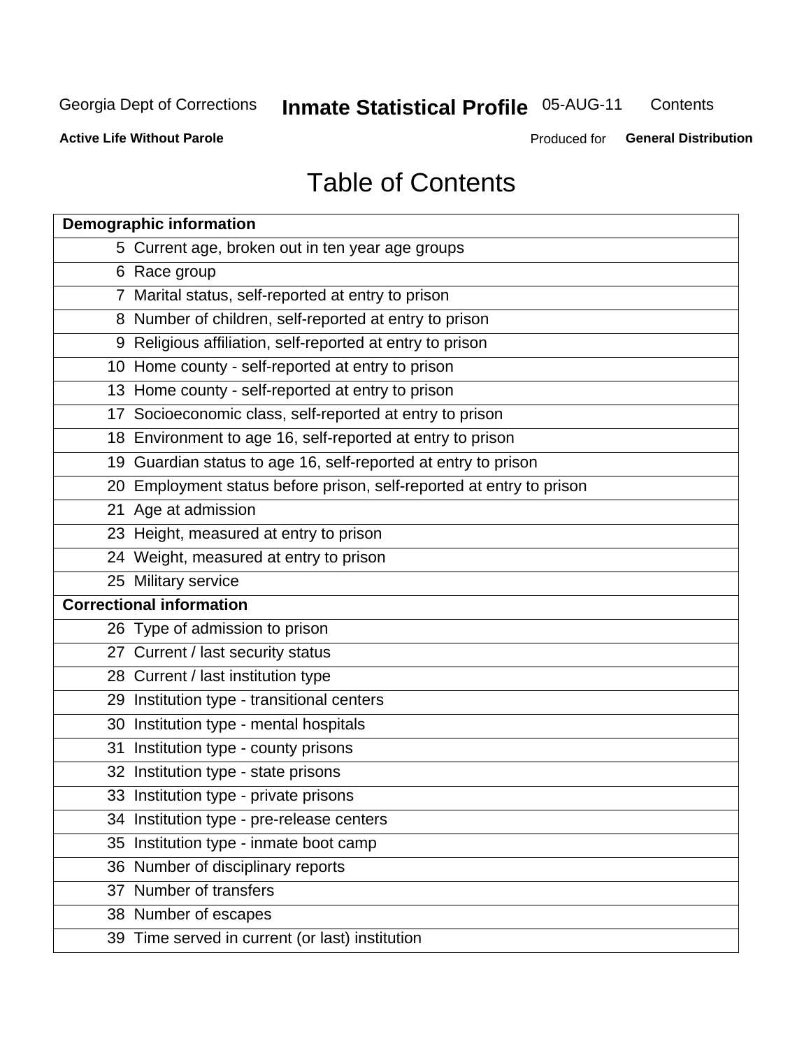# Table of Contents

| Demographic information | |
|---|---|
| 5 | Current age, broken out in ten year age groups |
| 6 | Race group |
| 7 | Marital status, self-reported at entry to prison |
| 8 | Number of children, self-reported at entry to prison |
| 9 | Religious affiliation, self-reported at entry to prison |
| 10 | Home county - self-reported at entry to prison |
| 13 | Home county - self-reported at entry to prison |
| 17 | Socioeconomic class, self-reported at entry to prison |
| 18 | Environment to age 16, self-reported at entry to prison |
| 19 | Guardian status to age 16, self-reported at entry to prison |
| 20 | Employment status before prison, self-reported at entry to prison |
| 21 | Age at admission |
| 23 | Height, measured at entry to prison |
| 24 | Weight, measured at entry to prison |
| 25 | Military service |
| **Correctional information** | |
| 26 | Type of admission to prison |
| 27 | Current / last security status |
| 28 | Current / last institution type |
| 29 | Institution type - transitional centers |
| 30 | Institution type - mental hospitals |
| 31 | Institution type - county prisons |
| 32 | Institution type - state prisons |
| 33 | Institution type - private prisons |
| 34 | Institution type - pre-release centers |
| 35 | Institution type - inmate boot camp |
| 36 | Number of disciplinary reports |
| 37 | Number of transfers |
| 38 | Number of escapes |
| 39 | Time served in current (or last) institution |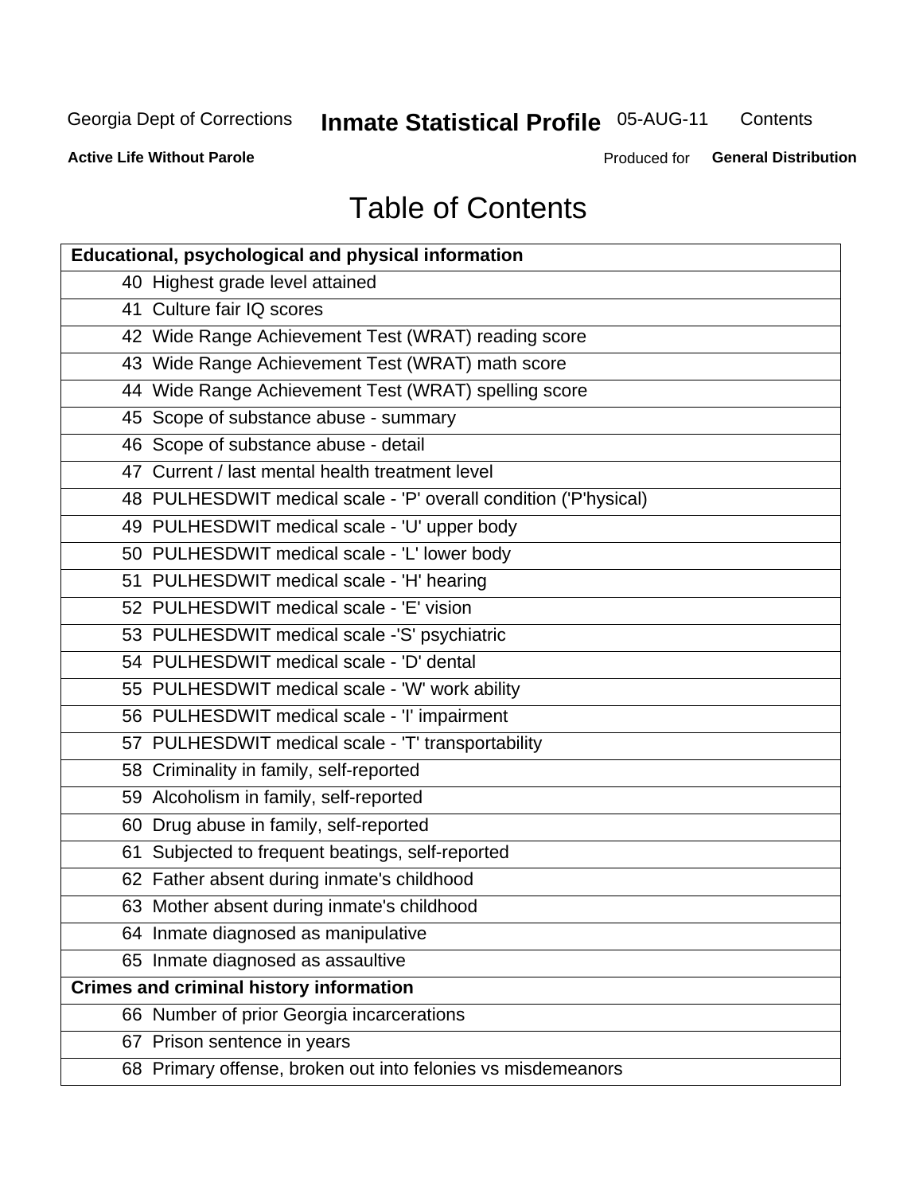# Table of Contents

| Educational, psychological and physical information | |
|---|---|
| 40 | Highest grade level attained |
| 41 | Culture fair IQ scores |
| 42 | Wide Range Achievement Test (WRAT) reading score |
| 43 | Wide Range Achievement Test (WRAT) math score |
| 44 | Wide Range Achievement Test (WRAT) spelling score |
| 45 | Scope of substance abuse - summary |
| 46 | Scope of substance abuse - detail |
| 47 | Current / last mental health treatment level |
| 48 | PULHESDWIT medical scale - 'P' overall condition ('P'hysical) |
| 49 | PULHESDWIT medical scale - 'U' upper body |
| 50 | PULHESDWIT medical scale - 'L' lower body |
| 51 | PULHESDWIT medical scale - 'H' hearing |
| 52 | PULHESDWIT medical scale - 'E' vision |
| 53 | PULHESDWIT medical scale -'S' psychiatric |
| 54 | PULHESDWIT medical scale - 'D' dental |
| 55 | PULHESDWIT medical scale - 'W' work ability |
| 56 | PULHESDWIT medical scale - 'I' impairment |
| 57 | PULHESDWIT medical scale - 'T' transportability |
| 58 | Criminality in family, self-reported |
| 59 | Alcoholism in family, self-reported |
| 60 | Drug abuse in family, self-reported |
| 61 | Subjected to frequent beatings, self-reported |
| 62 | Father absent during inmate's childhood |
| 63 | Mother absent during inmate's childhood |
| 64 | Inmate diagnosed as manipulative |
| 65 | Inmate diagnosed as assaultive |
| **Crimes and criminal history information** | |
| 66 | Number of prior Georgia incarcerations |
| 67 | Prison sentence in years |
| 68 | Primary offense, broken out into felonies vs misdemeanors |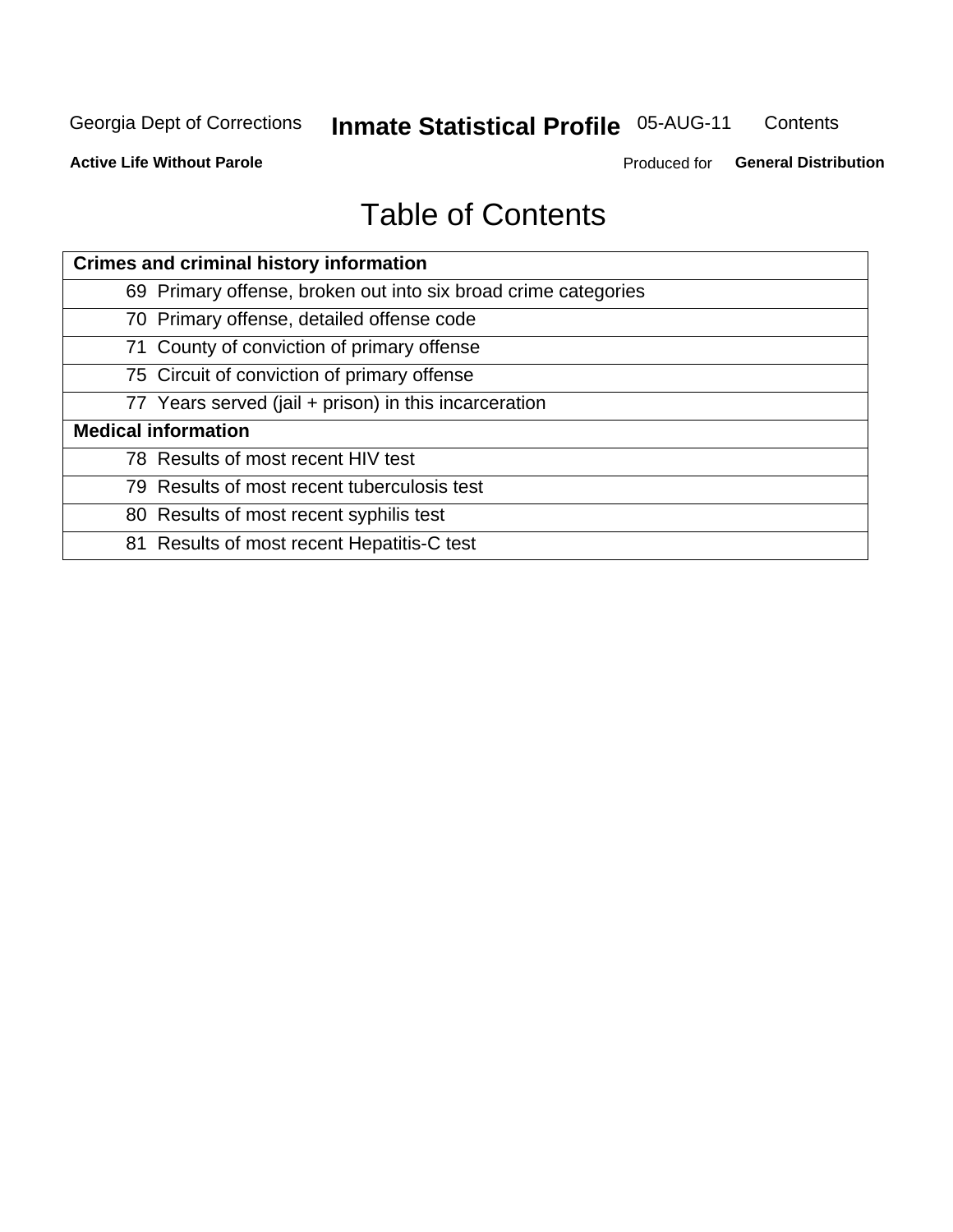# Table of Contents

| Crimes and criminal history information |
|---|
| 69 Primary offense, broken out into six broad crime categories |
| 70 Primary offense, detailed offense code |
| 71 County of conviction of primary offense |
| 75 Circuit of conviction of primary offense |
| 77 Years served (jail + prison) in this incarceration |
| **Medical information** |
| 78 Results of most recent HIV test |
| 79 Results of most recent tuberculosis test |
| 80 Results of most recent syphilis test |
| 81 Results of most recent Hepatitis-C test |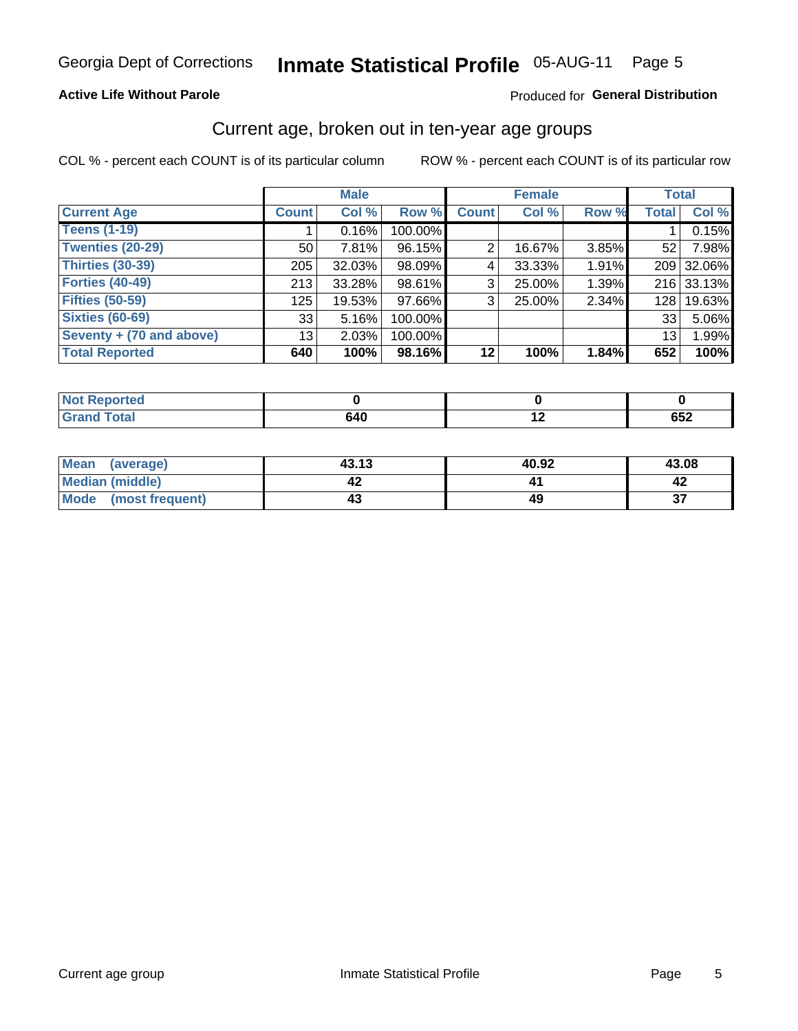Georgia Dept of Corrections **Inmate Statistical Profile** 05-AUG-11

**Active Life Without Parole**

Produced for **General Distribution**

## Current age, broken out in ten-year age groups

COL % - percent each COUNT is of its particular column

ROW % - percent each COUNT is of its particular row

| | Male | | | Female | | | Total | |
|---|---|---|---|---|---|---|---|---|
| Current Age | Count | Col % | Row % | Count | Col % | Row % | Total | Col % |
| Teens (1-19) | 1 | 0.16% | 100.00% | | | | 1 | 0.15% |
| Twenties (20-29) | 50 | 7.81% | 96.15% | 2 | 16.67% | 3.85% | 52 | 7.98% |
| Thirties (30-39) | 205 | 32.03% | 98.09% | 4 | 33.33% | 1.91% | 209 | 32.06% |
| Forties (40-49) | 213 | 33.28% | 98.61% | 3 | 25.00% | 1.39% | 216 | 33.13% |
| Fifties (50-59) | 125 | 19.53% | 97.66% | 3 | 25.00% | 2.34% | 128 | 19.63% |
| Sixties (60-69) | 33 | 5.16% | 100.00% | | | | 33 | 5.06% |
| Seventy + (70 and above) | 13 | 2.03% | 100.00% | | | | 13 | 1.99% |
| **Total Reported** | **640** | **100%** | **98.16%** | **12** | **100%** | **1.84%** | **652** | **100%** |

| | Male | Female | Total |
|---|---|---|---|
| Not Reported | 0 | 0 | 0 |
| Grand Total | 640 | 12 | 652 |

| | Male | Female | Total |
|---|---|---|---|
| Mean (average) | 43.13 | 40.92 | 43.08 |
| Median (middle) | 42 | 41 | 42 |
| Mode (most frequent) | 43 | 49 | 37 |

Current age group

Inmate Statistical Profile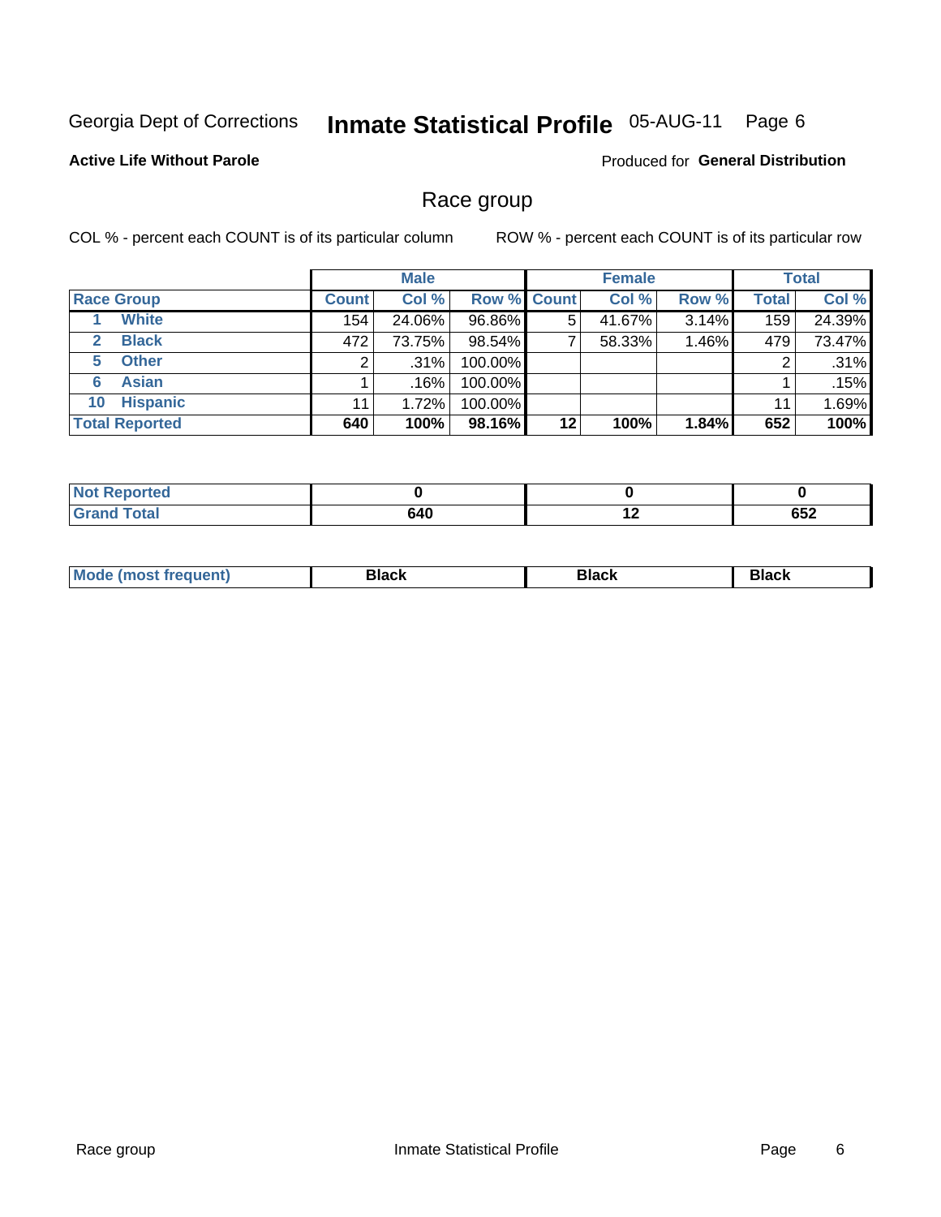Georgia Dept of Corrections **Inmate Statistical Profile** 05-AUG-11

**Active Life Without Parole**

Produced for **General Distribution**

## Race group

COL % - percent each COUNT is of its particular column

ROW % - percent each COUNT is of its particular row

| | Male | | | Female | | | Total | |
|---|---|---|---|---|---|---|---|---|
| **Race Group** | **Count** | **Col %** | **Row %** | **Count** | **Col %** | **Row %** | **Total** | **Col %** |
| 1 **White** | 154 | 24.06% | 96.86% | 5 | 41.67% | 3.14% | 159 | 24.39% |
| 2 **Black** | 472 | 73.75% | 98.54% | 7 | 58.33% | 1.46% | 479 | 73.47% |
| 5 **Other** | 2 | .31% | 100.00% | | | | 2 | .31% |
| 6 **Asian** | 1 | .16% | 100.00% | | | | 1 | .15% |
| 10 **Hispanic** | 11 | 1.72% | 100.00% | | | | 11 | 1.69% |
| **Total Reported** | **640** | **100%** | **98.16%** | **12** | **100%** | **1.84%** | **652** | **100%** |

| | Male | Female | Total |
|---|---|---|---|
| **Not Reported** | **0** | **0** | **0** |
| **Grand Total** | **640** | **12** | **652** |

| | Male | Female | Total |
|---|---|---|---|
| **Mode (most frequent)** | **Black** | **Black** | **Black** |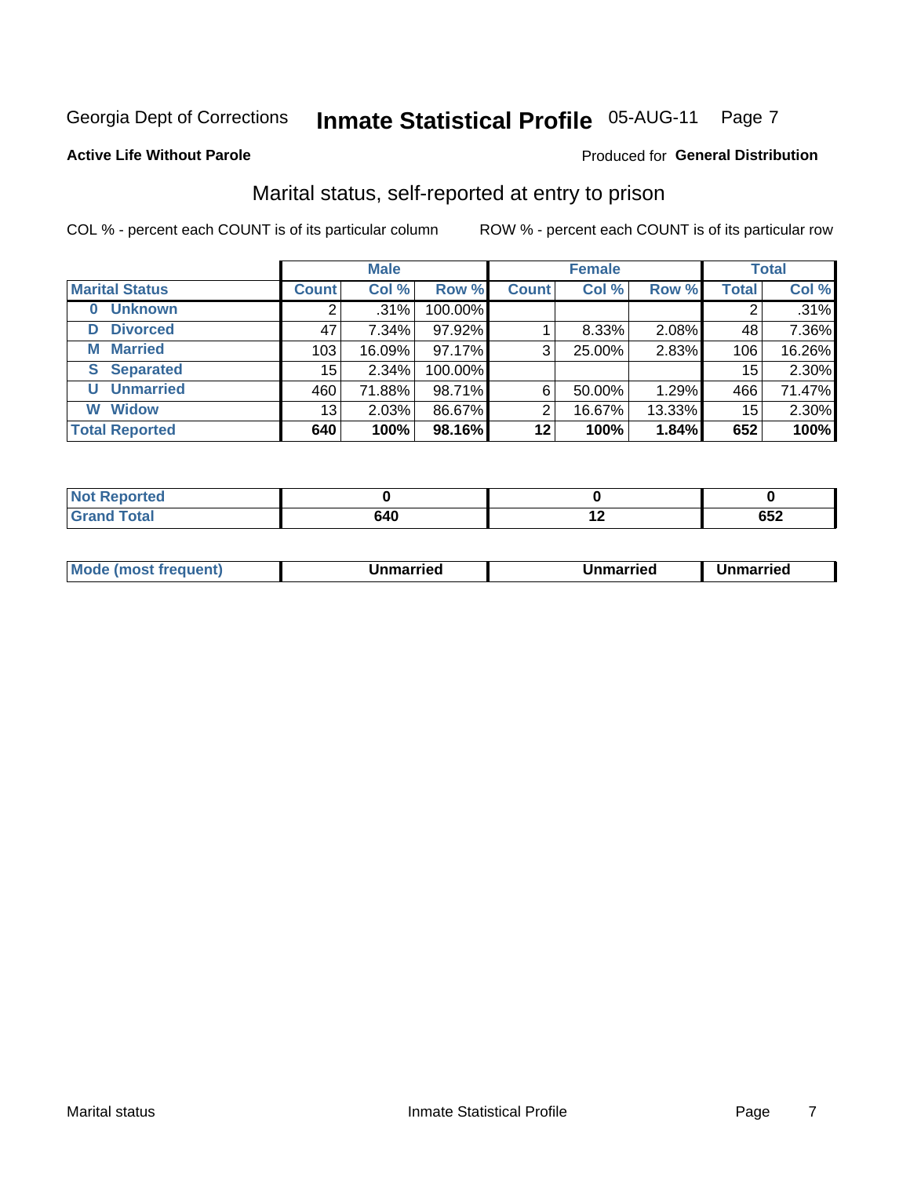Georgia Dept of Corrections **Inmate Statistical Profile** 05-AUG-11 Page 7

**Active Life Without Parole**

Produced for **General Distribution**

## Marital status, self-reported at entry to prison

COL % - percent each COUNT is of its particular column

ROW % - percent each COUNT is of its particular row

| | Male | | | Female | | | Total | |
|---|---|---|---|---|---|---|---|---|
| **Marital Status** | **Count** | **Col %** | **Row %** | **Count** | **Col %** | **Row %** | **Total** | **Col %** |
| **0 Unknown** | 2 | .31% | 100.00% | | | | 2 | .31% |
| **D Divorced** | 47 | 7.34% | 97.92% | 1 | 8.33% | 2.08% | 48 | 7.36% |
| **M Married** | 103 | 16.09% | 97.17% | 3 | 25.00% | 2.83% | 106 | 16.26% |
| **S Separated** | 15 | 2.34% | 100.00% | | | | 15 | 2.30% |
| **U Unmarried** | 460 | 71.88% | 98.71% | 6 | 50.00% | 1.29% | 466 | 71.47% |
| **W Widow** | 13 | 2.03% | 86.67% | 2 | 16.67% | 13.33% | 15 | 2.30% |
| **Total Reported** | **640** | **100%** | **98.16%** | **12** | **100%** | **1.84%** | **652** | **100%** |

| | Male | Female | Total |
|---|---|---|---|
| **Not Reported** | **0** | **0** | **0** |
| **Grand Total** | **640** | **12** | **652** |

| | Male | Female | Total |
|---|---|---|---|
| **Mode (most frequent)** | **Unmarried** | **Unmarried** | **Unmarried** |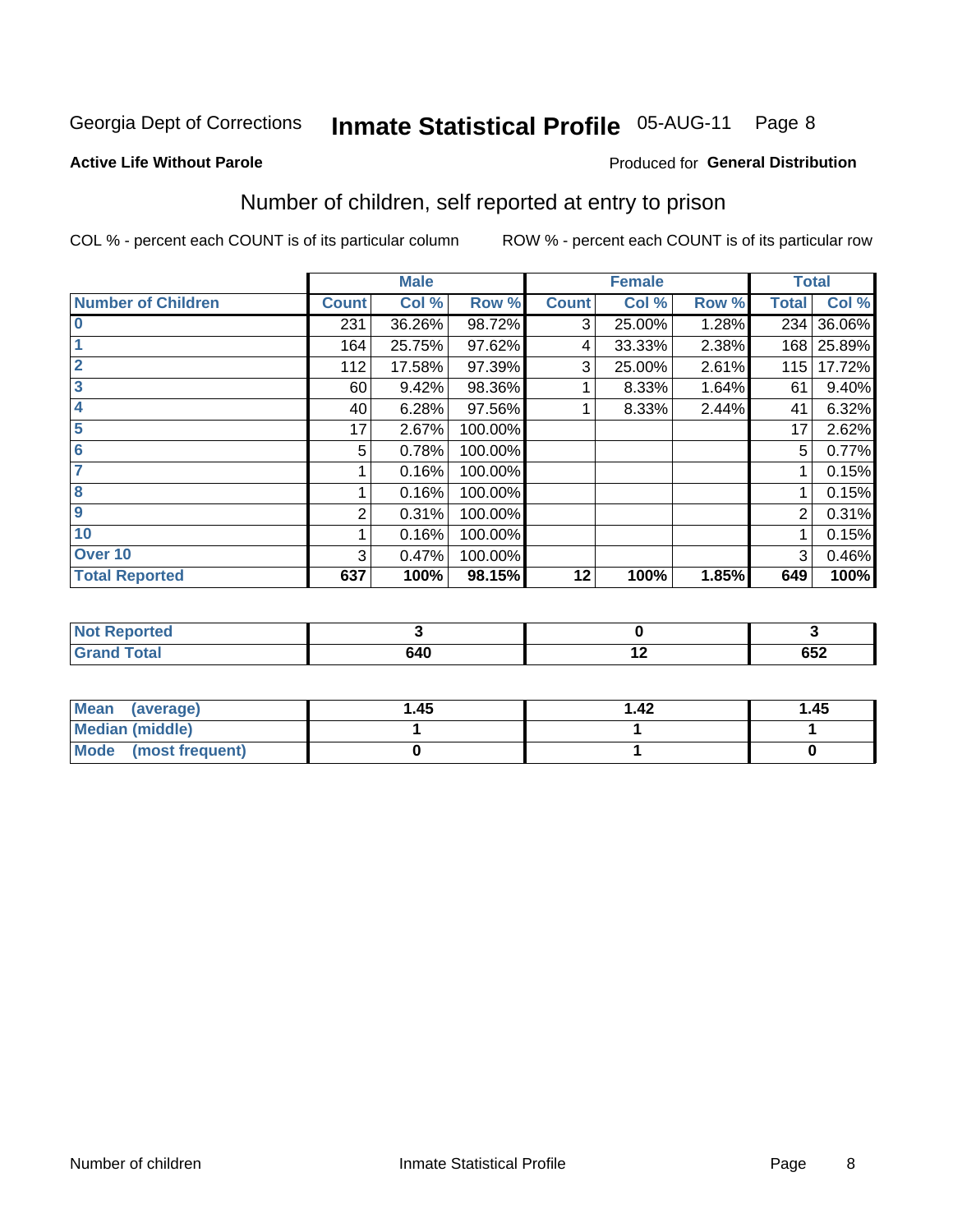Georgia Dept of Corrections **Inmate Statistical Profile** 05-AUG-11

**Active Life Without Parole**

Produced for **General Distribution**

## Number of children, self reported at entry to prison

COL % - percent each COUNT is of its particular column

ROW % - percent each COUNT is of its particular row

| | Male | | | Female | | | Total | |
|---|---|---|---|---|---|---|---|---|
| **Number of Children** | **Count** | **Col %** | **Row %** | **Count** | **Col %** | **Row %** | **Total** | **Col %** |
| 0 | 231 | 36.26% | 98.72% | 3 | 25.00% | 1.28% | 234 | 36.06% |
| 1 | 164 | 25.75% | 97.62% | 4 | 33.33% | 2.38% | 168 | 25.89% |
| 2 | 112 | 17.58% | 97.39% | 3 | 25.00% | 2.61% | 115 | 17.72% |
| 3 | 60 | 9.42% | 98.36% | 1 | 8.33% | 1.64% | 61 | 9.40% |
| 4 | 40 | 6.28% | 97.56% | 1 | 8.33% | 2.44% | 41 | 6.32% |
| 5 | 17 | 2.67% | 100.00% | | | | 17 | 2.62% |
| 6 | 5 | 0.78% | 100.00% | | | | 5 | 0.77% |
| 7 | 1 | 0.16% | 100.00% | | | | 1 | 0.15% |
| 8 | 1 | 0.16% | 100.00% | | | | 1 | 0.15% |
| 9 | 2 | 0.31% | 100.00% | | | | 2 | 0.31% |
| 10 | 1 | 0.16% | 100.00% | | | | 1 | 0.15% |
| Over 10 | 3 | 0.47% | 100.00% | | | | 3 | 0.46% |
| **Total Reported** | **637** | **100%** | **98.15%** | **12** | **100%** | **1.85%** | **649** | **100%** |

| | Male | Female | Total |
|---|---|---|---|
| **Not Reported** | **3** | **0** | **3** |
| **Grand Total** | **640** | **12** | **652** |

| | Male | Female | Total |
|---|---|---|---|
| **Mean (average)** | **1.45** | **1.42** | **1.45** |
| **Median (middle)** | **1** | **1** | **1** |
| **Mode (most frequent)** | **0** | **1** | **0** |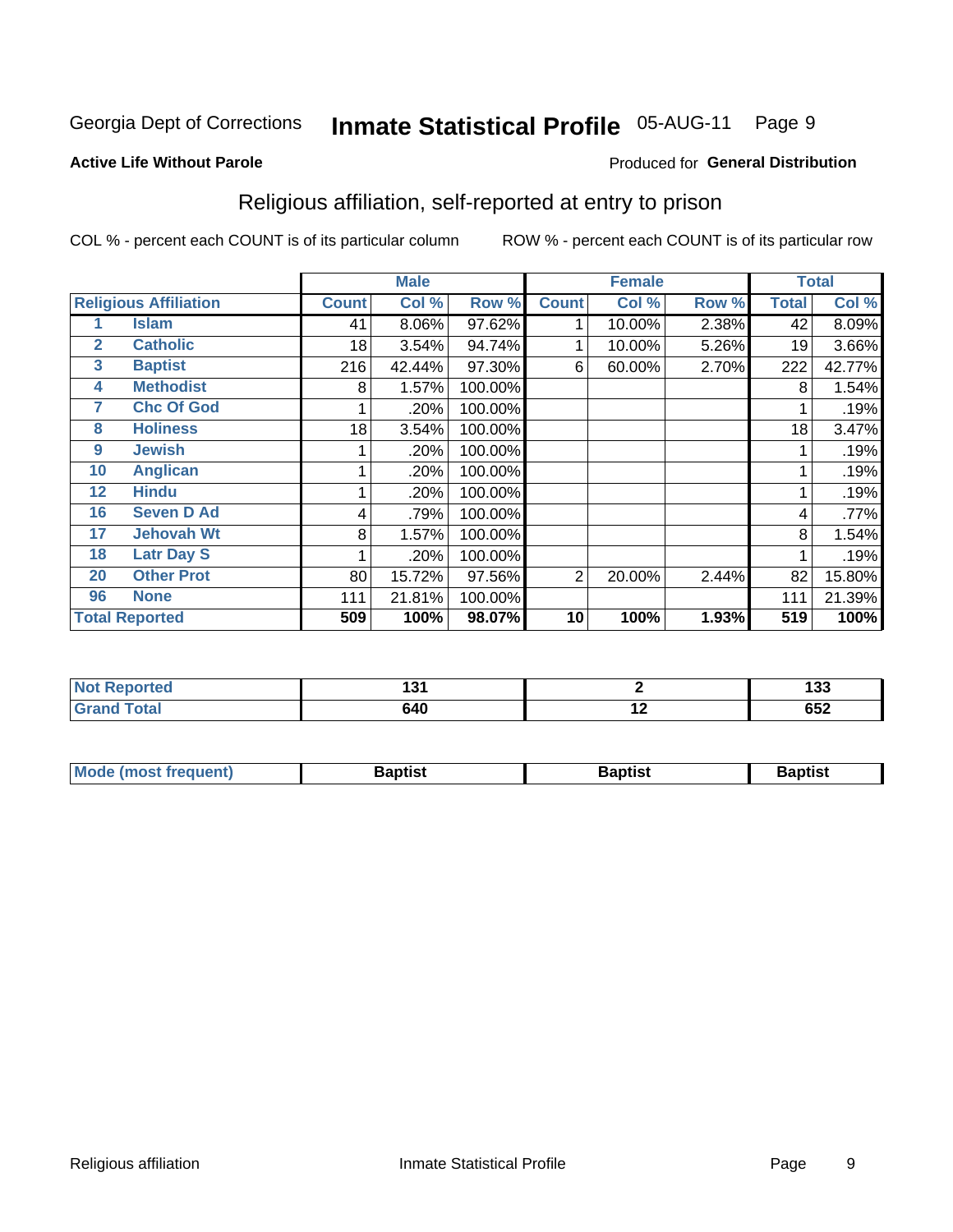Georgia Dept of Corrections **Inmate Statistical Profile** 05-AUG-11

**Active Life Without Parole**

Produced for **General Distribution**

## Religious affiliation, self-reported at entry to prison

COL % - percent each COUNT is of its particular column    ROW % - percent each COUNT is of its particular row

| Religious Affiliation | | Male | | | Female | | | Total | |
|---|---|---|---|---|---|---|---|---|---|
| | | Count | Col % | Row % | Count | Col % | Row % | Total | Col % |
| 1 | Islam | 41 | 8.06% | 97.62% | 1 | 10.00% | 2.38% | 42 | 8.09% |
| 2 | Catholic | 18 | 3.54% | 94.74% | 1 | 10.00% | 5.26% | 19 | 3.66% |
| 3 | Baptist | 216 | 42.44% | 97.30% | 6 | 60.00% | 2.70% | 222 | 42.77% |
| 4 | Methodist | 8 | 1.57% | 100.00% | | | | 8 | 1.54% |
| 7 | Chc Of God | 1 | .20% | 100.00% | | | | 1 | .19% |
| 8 | Holiness | 18 | 3.54% | 100.00% | | | | 18 | 3.47% |
| 9 | Jewish | 1 | .20% | 100.00% | | | | 1 | .19% |
| 10 | Anglican | 1 | .20% | 100.00% | | | | 1 | .19% |
| 12 | Hindu | 1 | .20% | 100.00% | | | | 1 | .19% |
| 16 | Seven D Ad | 4 | .79% | 100.00% | | | | 4 | .77% |
| 17 | Jehovah Wt | 8 | 1.57% | 100.00% | | | | 8 | 1.54% |
| 18 | Latr Day S | 1 | .20% | 100.00% | | | | 1 | .19% |
| 20 | Other Prot | 80 | 15.72% | 97.56% | 2 | 20.00% | 2.44% | 82 | 15.80% |
| 96 | None | 111 | 21.81% | 100.00% | | | | 111 | 21.39% |
| **Total Reported** | | **509** | **100%** | **98.07%** | **10** | **100%** | **1.93%** | **519** | **100%** |

| | Male | Female | Total |
|---|---|---|---|
| Not Reported | 131 | 2 | 133 |
| Grand Total | 640 | 12 | 652 |

| | Male | Female | Total |
|---|---|---|---|
| Mode (most frequent) | Baptist | Baptist | Baptist |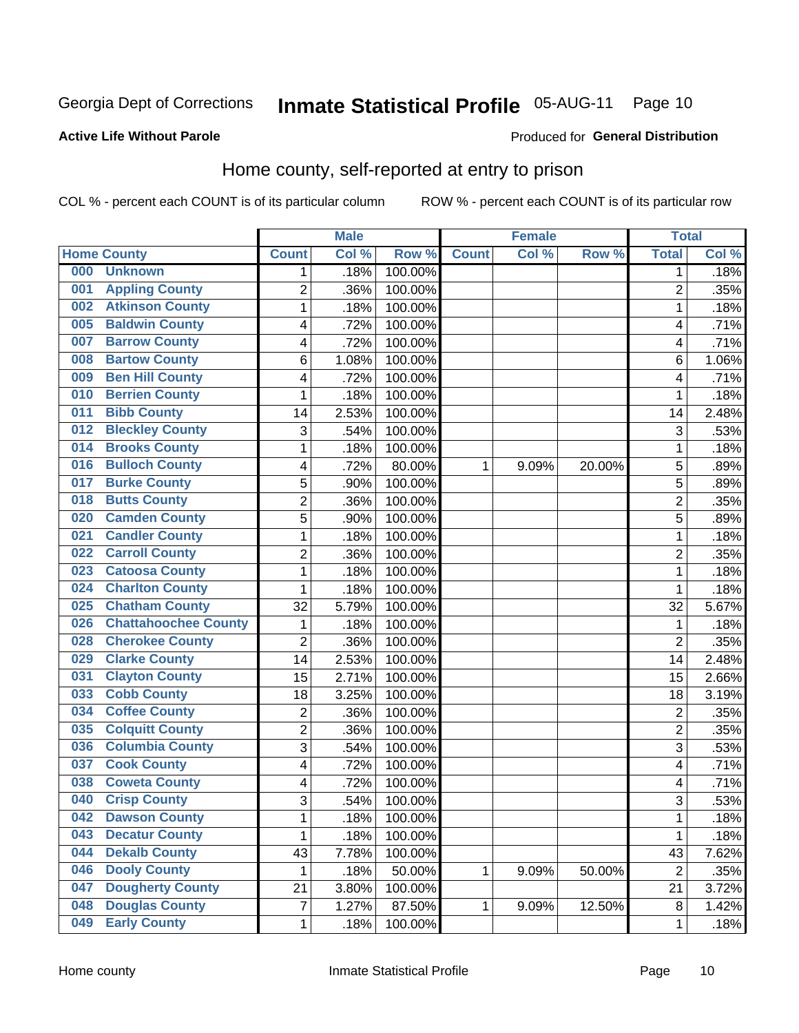Georgia Dept of Corrections **Inmate Statistical Profile** 05-AUG-11 Page 10

**Active Life Without Parole**

Produced for **General Distribution**

## Home county, self-reported at entry to prison

COL % - percent each COUNT is of its particular column

ROW % - percent each COUNT is of its particular row

| Home County | | Male | | | Female | | | Total | |
|---|---|---|---|---|---|---|---|---|---|
| | | Count | Col % | Row % | Count | Col % | Row % | Total | Col % |
| 000 | Unknown | 1 | .18% | 100.00% | | | | 1 | .18% |
| 001 | Appling County | 2 | .36% | 100.00% | | | | 2 | .35% |
| 002 | Atkinson County | 1 | .18% | 100.00% | | | | 1 | .18% |
| 005 | Baldwin County | 4 | .72% | 100.00% | | | | 4 | .71% |
| 007 | Barrow County | 4 | .72% | 100.00% | | | | 4 | .71% |
| 008 | Bartow County | 6 | 1.08% | 100.00% | | | | 6 | 1.06% |
| 009 | Ben Hill County | 4 | .72% | 100.00% | | | | 4 | .71% |
| 010 | Berrien County | 1 | .18% | 100.00% | | | | 1 | .18% |
| 011 | Bibb County | 14 | 2.53% | 100.00% | | | | 14 | 2.48% |
| 012 | Bleckley County | 3 | .54% | 100.00% | | | | 3 | .53% |
| 014 | Brooks County | 1 | .18% | 100.00% | | | | 1 | .18% |
| 016 | Bulloch County | 4 | .72% | 80.00% | 1 | 9.09% | 20.00% | 5 | .89% |
| 017 | Burke County | 5 | .90% | 100.00% | | | | 5 | .89% |
| 018 | Butts County | 2 | .36% | 100.00% | | | | 2 | .35% |
| 020 | Camden County | 5 | .90% | 100.00% | | | | 5 | .89% |
| 021 | Candler County | 1 | .18% | 100.00% | | | | 1 | .18% |
| 022 | Carroll County | 2 | .36% | 100.00% | | | | 2 | .35% |
| 023 | Catoosa County | 1 | .18% | 100.00% | | | | 1 | .18% |
| 024 | Charlton County | 1 | .18% | 100.00% | | | | 1 | .18% |
| 025 | Chatham County | 32 | 5.79% | 100.00% | | | | 32 | 5.67% |
| 026 | Chattahoochee County | 1 | .18% | 100.00% | | | | 1 | .18% |
| 028 | Cherokee County | 2 | .36% | 100.00% | | | | 2 | .35% |
| 029 | Clarke County | 14 | 2.53% | 100.00% | | | | 14 | 2.48% |
| 031 | Clayton County | 15 | 2.71% | 100.00% | | | | 15 | 2.66% |
| 033 | Cobb County | 18 | 3.25% | 100.00% | | | | 18 | 3.19% |
| 034 | Coffee County | 2 | .36% | 100.00% | | | | 2 | .35% |
| 035 | Colquitt County | 2 | .36% | 100.00% | | | | 2 | .35% |
| 036 | Columbia County | 3 | .54% | 100.00% | | | | 3 | .53% |
| 037 | Cook County | 4 | .72% | 100.00% | | | | 4 | .71% |
| 038 | Coweta County | 4 | .72% | 100.00% | | | | 4 | .71% |
| 040 | Crisp County | 3 | .54% | 100.00% | | | | 3 | .53% |
| 042 | Dawson County | 1 | .18% | 100.00% | | | | 1 | .18% |
| 043 | Decatur County | 1 | .18% | 100.00% | | | | 1 | .18% |
| 044 | Dekalb County | 43 | 7.78% | 100.00% | | | | 43 | 7.62% |
| 046 | Dooly County | 1 | .18% | 50.00% | 1 | 9.09% | 50.00% | 2 | .35% |
| 047 | Dougherty County | 21 | 3.80% | 100.00% | | | | 21 | 3.72% |
| 048 | Douglas County | 7 | 1.27% | 87.50% | 1 | 9.09% | 12.50% | 8 | 1.42% |
| 049 | Early County | 1 | .18% | 100.00% | | | | 1 | .18% |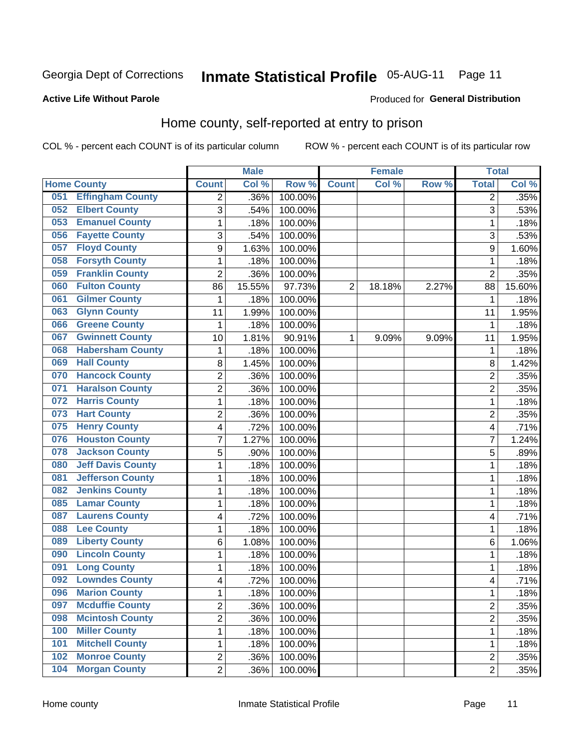Georgia Dept of Corrections **Inmate Statistical Profile** 05-AUG-11

**Active Life Without Parole**

Produced for **General Distribution**

## Home county, self-reported at entry to prison

COL % - percent each COUNT is of its particular column     ROW % - percent each COUNT is of its particular row

| Home County | | Male | | | Female | | | Total | |
|---|---|---|---|---|---|---|---|---|---|
| | | Count | Col % | Row % | Count | Col % | Row % | Total | Col % |
| 051 | Effingham County | 2 | .36% | 100.00% | | | | 2 | .35% |
| 052 | Elbert County | 3 | .54% | 100.00% | | | | 3 | .53% |
| 053 | Emanuel County | 1 | .18% | 100.00% | | | | 1 | .18% |
| 056 | Fayette County | 3 | .54% | 100.00% | | | | 3 | .53% |
| 057 | Floyd County | 9 | 1.63% | 100.00% | | | | 9 | 1.60% |
| 058 | Forsyth County | 1 | .18% | 100.00% | | | | 1 | .18% |
| 059 | Franklin County | 2 | .36% | 100.00% | | | | 2 | .35% |
| 060 | Fulton County | 86 | 15.55% | 97.73% | 2 | 18.18% | 2.27% | 88 | 15.60% |
| 061 | Gilmer County | 1 | .18% | 100.00% | | | | 1 | .18% |
| 063 | Glynn County | 11 | 1.99% | 100.00% | | | | 11 | 1.95% |
| 066 | Greene County | 1 | .18% | 100.00% | | | | 1 | .18% |
| 067 | Gwinnett County | 10 | 1.81% | 90.91% | 1 | 9.09% | 9.09% | 11 | 1.95% |
| 068 | Habersham County | 1 | .18% | 100.00% | | | | 1 | .18% |
| 069 | Hall County | 8 | 1.45% | 100.00% | | | | 8 | 1.42% |
| 070 | Hancock County | 2 | .36% | 100.00% | | | | 2 | .35% |
| 071 | Haralson County | 2 | .36% | 100.00% | | | | 2 | .35% |
| 072 | Harris County | 1 | .18% | 100.00% | | | | 1 | .18% |
| 073 | Hart County | 2 | .36% | 100.00% | | | | 2 | .35% |
| 075 | Henry County | 4 | .72% | 100.00% | | | | 4 | .71% |
| 076 | Houston County | 7 | 1.27% | 100.00% | | | | 7 | 1.24% |
| 078 | Jackson County | 5 | .90% | 100.00% | | | | 5 | .89% |
| 080 | Jeff Davis County | 1 | .18% | 100.00% | | | | 1 | .18% |
| 081 | Jefferson County | 1 | .18% | 100.00% | | | | 1 | .18% |
| 082 | Jenkins County | 1 | .18% | 100.00% | | | | 1 | .18% |
| 085 | Lamar County | 1 | .18% | 100.00% | | | | 1 | .18% |
| 087 | Laurens County | 4 | .72% | 100.00% | | | | 4 | .71% |
| 088 | Lee County | 1 | .18% | 100.00% | | | | 1 | .18% |
| 089 | Liberty County | 6 | 1.08% | 100.00% | | | | 6 | 1.06% |
| 090 | Lincoln County | 1 | .18% | 100.00% | | | | 1 | .18% |
| 091 | Long County | 1 | .18% | 100.00% | | | | 1 | .18% |
| 092 | Lowndes County | 4 | .72% | 100.00% | | | | 4 | .71% |
| 096 | Marion County | 1 | .18% | 100.00% | | | | 1 | .18% |
| 097 | Mcduffie County | 2 | .36% | 100.00% | | | | 2 | .35% |
| 098 | Mcintosh County | 2 | .36% | 100.00% | | | | 2 | .35% |
| 100 | Miller County | 1 | .18% | 100.00% | | | | 1 | .18% |
| 101 | Mitchell County | 1 | .18% | 100.00% | | | | 1 | .18% |
| 102 | Monroe County | 2 | .36% | 100.00% | | | | 2 | .35% |
| 104 | Morgan County | 2 | .36% | 100.00% | | | | 2 | .35% |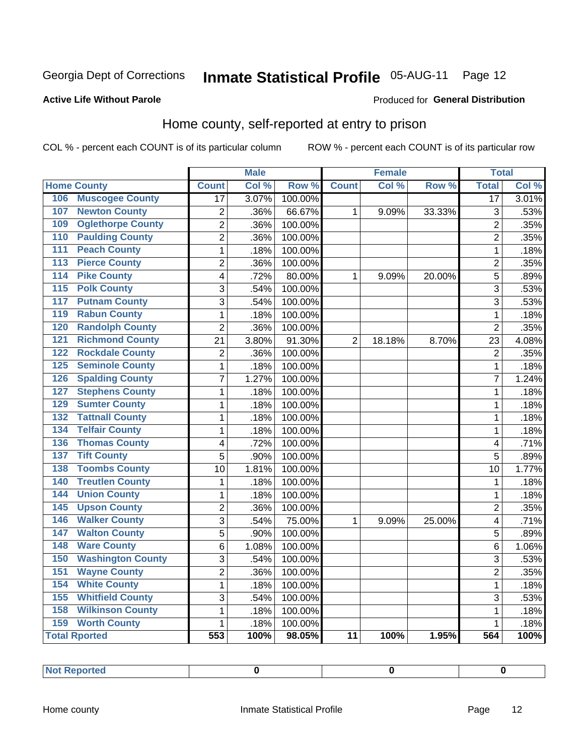Georgia Dept of Corrections **Inmate Statistical Profile** 05-AUG-11

**Active Life Without Parole**

Produced for **General Distribution**

## Home county, self-reported at entry to prison

COL % - percent each COUNT is of its particular column ROW % - percent each COUNT is of its particular row

| | | Male | | | Female | | | Total | |
|---|---|---|---|---|---|---|---|---|---|
| Home County | | Count | Col % | Row % | Count | Col % | Row % | Total | Col % |
| 106 | Muscogee County | 17 | 3.07% | 100.00% | | | | 17 | 3.01% |
| 107 | Newton County | 2 | .36% | 66.67% | 1 | 9.09% | 33.33% | 3 | .53% |
| 109 | Oglethorpe County | 2 | .36% | 100.00% | | | | 2 | .35% |
| 110 | Paulding County | 2 | .36% | 100.00% | | | | 2 | .35% |
| 111 | Peach County | 1 | .18% | 100.00% | | | | 1 | .18% |
| 113 | Pierce County | 2 | .36% | 100.00% | | | | 2 | .35% |
| 114 | Pike County | 4 | .72% | 80.00% | 1 | 9.09% | 20.00% | 5 | .89% |
| 115 | Polk County | 3 | .54% | 100.00% | | | | 3 | .53% |
| 117 | Putnam County | 3 | .54% | 100.00% | | | | 3 | .53% |
| 119 | Rabun County | 1 | .18% | 100.00% | | | | 1 | .18% |
| 120 | Randolph County | 2 | .36% | 100.00% | | | | 2 | .35% |
| 121 | Richmond County | 21 | 3.80% | 91.30% | 2 | 18.18% | 8.70% | 23 | 4.08% |
| 122 | Rockdale County | 2 | .36% | 100.00% | | | | 2 | .35% |
| 125 | Seminole County | 1 | .18% | 100.00% | | | | 1 | .18% |
| 126 | Spalding County | 7 | 1.27% | 100.00% | | | | 7 | 1.24% |
| 127 | Stephens County | 1 | .18% | 100.00% | | | | 1 | .18% |
| 129 | Sumter County | 1 | .18% | 100.00% | | | | 1 | .18% |
| 132 | Tattnall County | 1 | .18% | 100.00% | | | | 1 | .18% |
| 134 | Telfair County | 1 | .18% | 100.00% | | | | 1 | .18% |
| 136 | Thomas County | 4 | .72% | 100.00% | | | | 4 | .71% |
| 137 | Tift County | 5 | .90% | 100.00% | | | | 5 | .89% |
| 138 | Toombs County | 10 | 1.81% | 100.00% | | | | 10 | 1.77% |
| 140 | Treutlen County | 1 | .18% | 100.00% | | | | 1 | .18% |
| 144 | Union County | 1 | .18% | 100.00% | | | | 1 | .18% |
| 145 | Upson County | 2 | .36% | 100.00% | | | | 2 | .35% |
| 146 | Walker County | 3 | .54% | 75.00% | 1 | 9.09% | 25.00% | 4 | .71% |
| 147 | Walton County | 5 | .90% | 100.00% | | | | 5 | .89% |
| 148 | Ware County | 6 | 1.08% | 100.00% | | | | 6 | 1.06% |
| 150 | Washington County | 3 | .54% | 100.00% | | | | 3 | .53% |
| 151 | Wayne County | 2 | .36% | 100.00% | | | | 2 | .35% |
| 154 | White County | 1 | .18% | 100.00% | | | | 1 | .18% |
| 155 | Whitfield County | 3 | .54% | 100.00% | | | | 3 | .53% |
| 158 | Wilkinson County | 1 | .18% | 100.00% | | | | 1 | .18% |
| 159 | Worth County | 1 | .18% | 100.00% | | | | 1 | .18% |
| **Total Rported** | | **553** | **100%** | **98.05%** | **11** | **100%** | **1.95%** | **564** | **100%** |

| Not Reported | 0 | 0 | 0 |
|---|---|---|---|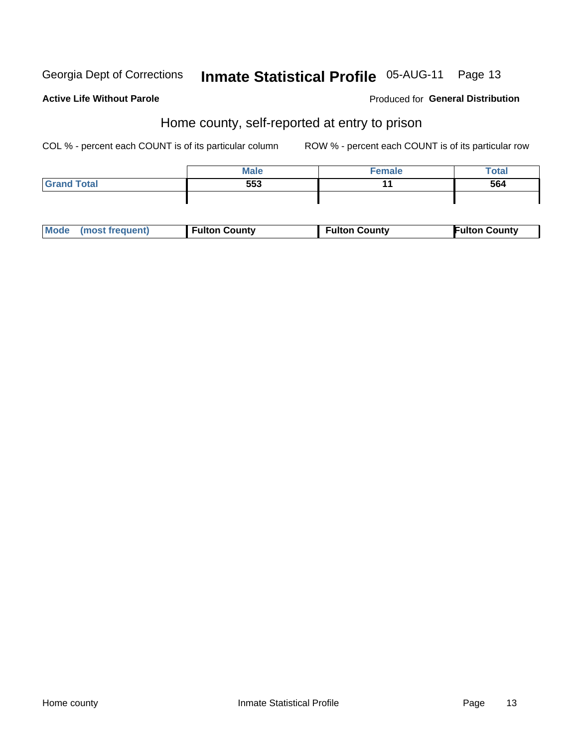Georgia Dept of Corrections **Inmate Statistical Profile** 05-AUG-11

**Active Life Without Parole**

Produced for **General Distribution**

## Home county, self-reported at entry to prison

COL % - percent each COUNT is of its particular column

ROW % - percent each COUNT is of its particular row

| | Male | Female | Total |
|---|---|---|---|
| **Grand Total** | **553** | **11** | **564** |
| | | | |

| Mode (most frequent) | Fulton County | Fulton County | Fulton County |
|---|---|---|---|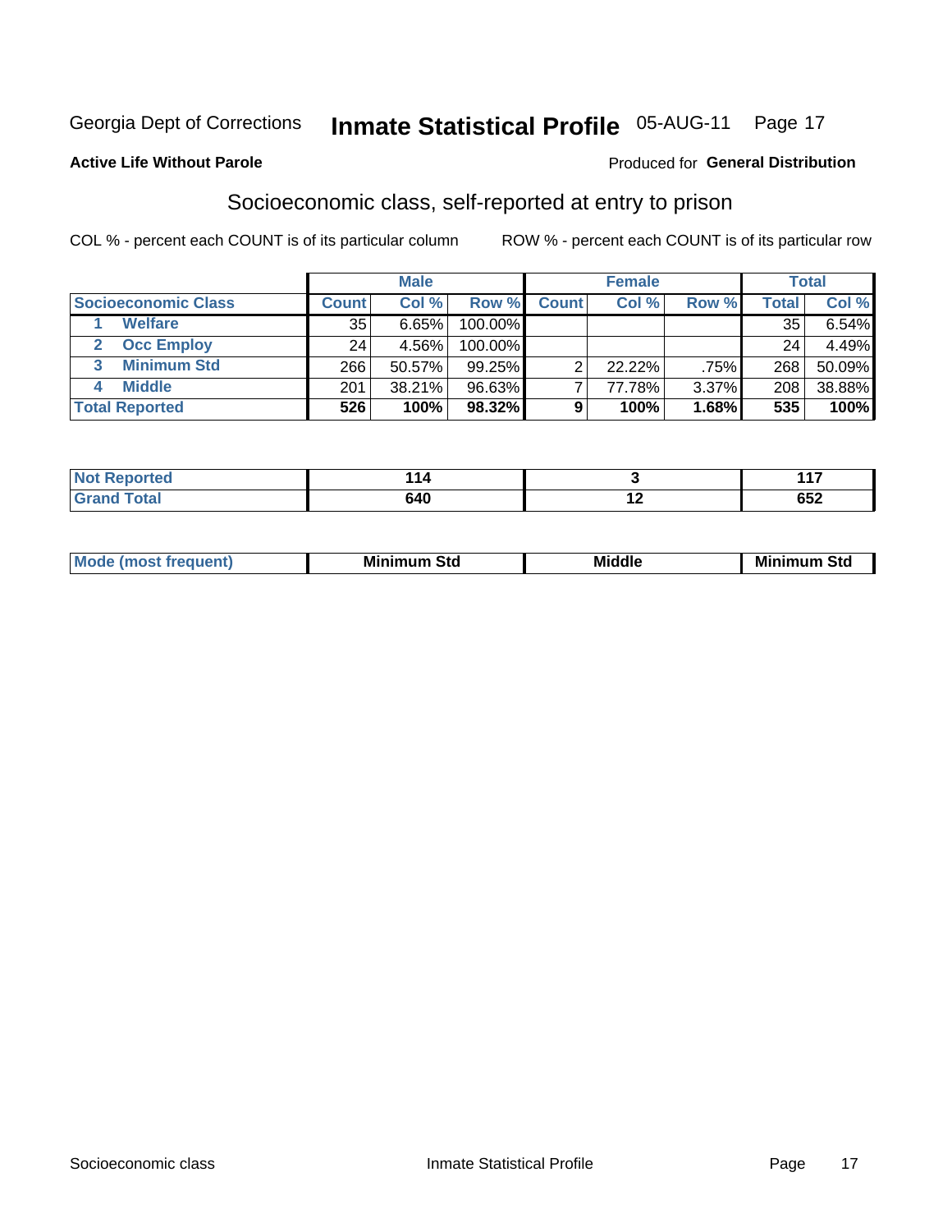Georgia Dept of Corrections **Inmate Statistical Profile** 05-AUG-11 Page 17

**Active Life Without Parole**

Produced for **General Distribution**

## Socioeconomic class, self-reported at entry to prison

COL % - percent each COUNT is of its particular column ROW % - percent each COUNT is of its particular row

| | Male | | | Female | | | Total | |
|---|---|---|---|---|---|---|---|---|
| Socioeconomic Class | Count | Col % | Row % | Count | Col % | Row % | Total | Col % |
| 1 Welfare | 35 | 6.65% | 100.00% | | | | 35 | 6.54% |
| 2 Occ Employ | 24 | 4.56% | 100.00% | | | | 24 | 4.49% |
| 3 Minimum Std | 266 | 50.57% | 99.25% | 2 | 22.22% | .75% | 268 | 50.09% |
| 4 Middle | 201 | 38.21% | 96.63% | 7 | 77.78% | 3.37% | 208 | 38.88% |
| **Total Reported** | **526** | **100%** | **98.32%** | **9** | **100%** | **1.68%** | **535** | **100%** |

| | Male | Female | Total |
|---|---|---|---|
| Not Reported | 114 | 3 | 117 |
| Grand Total | 640 | 12 | 652 |

| | Male | Female | Total |
|---|---|---|---|
| Mode (most frequent) | Minimum Std | Middle | Minimum Std |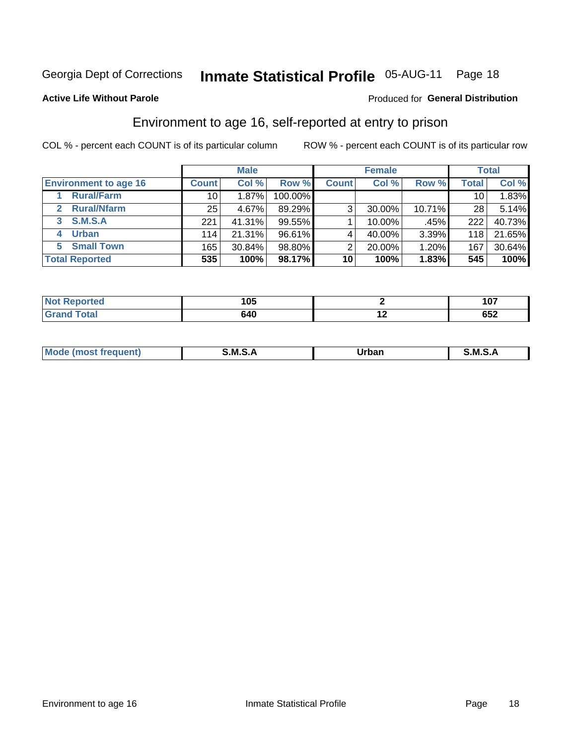Georgia Dept of Corrections **Inmate Statistical Profile** 05-AUG-11 Page 18

**Active Life Without Parole**

Produced for **General Distribution**

## Environment to age 16, self-reported at entry to prison

COL % - percent each COUNT is of its particular column

ROW % - percent each COUNT is of its particular row

| | Male | | | Female | | | Total | |
|---|---|---|---|---|---|---|---|---|
| **Environment to age 16** | **Count** | **Col %** | **Row %** | **Count** | **Col %** | **Row %** | **Total** | **Col %** |
| **1 Rural/Farm** | 10 | 1.87% | 100.00% | | | | 10 | 1.83% |
| **2 Rural/Nfarm** | 25 | 4.67% | 89.29% | 3 | 30.00% | 10.71% | 28 | 5.14% |
| **3 S.M.S.A** | 221 | 41.31% | 99.55% | 1 | 10.00% | .45% | 222 | 40.73% |
| **4 Urban** | 114 | 21.31% | 96.61% | 4 | 40.00% | 3.39% | 118 | 21.65% |
| **5 Small Town** | 165 | 30.84% | 98.80% | 2 | 20.00% | 1.20% | 167 | 30.64% |
| **Total Reported** | **535** | **100%** | **98.17%** | **10** | **100%** | **1.83%** | **545** | **100%** |

| | Male | Female | Total |
|---|---|---|---|
| **Not Reported** | **105** | **2** | **107** |
| **Grand Total** | **640** | **12** | **652** |

| | Male | Female | Total |
|---|---|---|---|
| **Mode (most frequent)** | **S.M.S.A** | **Urban** | **S.M.S.A** |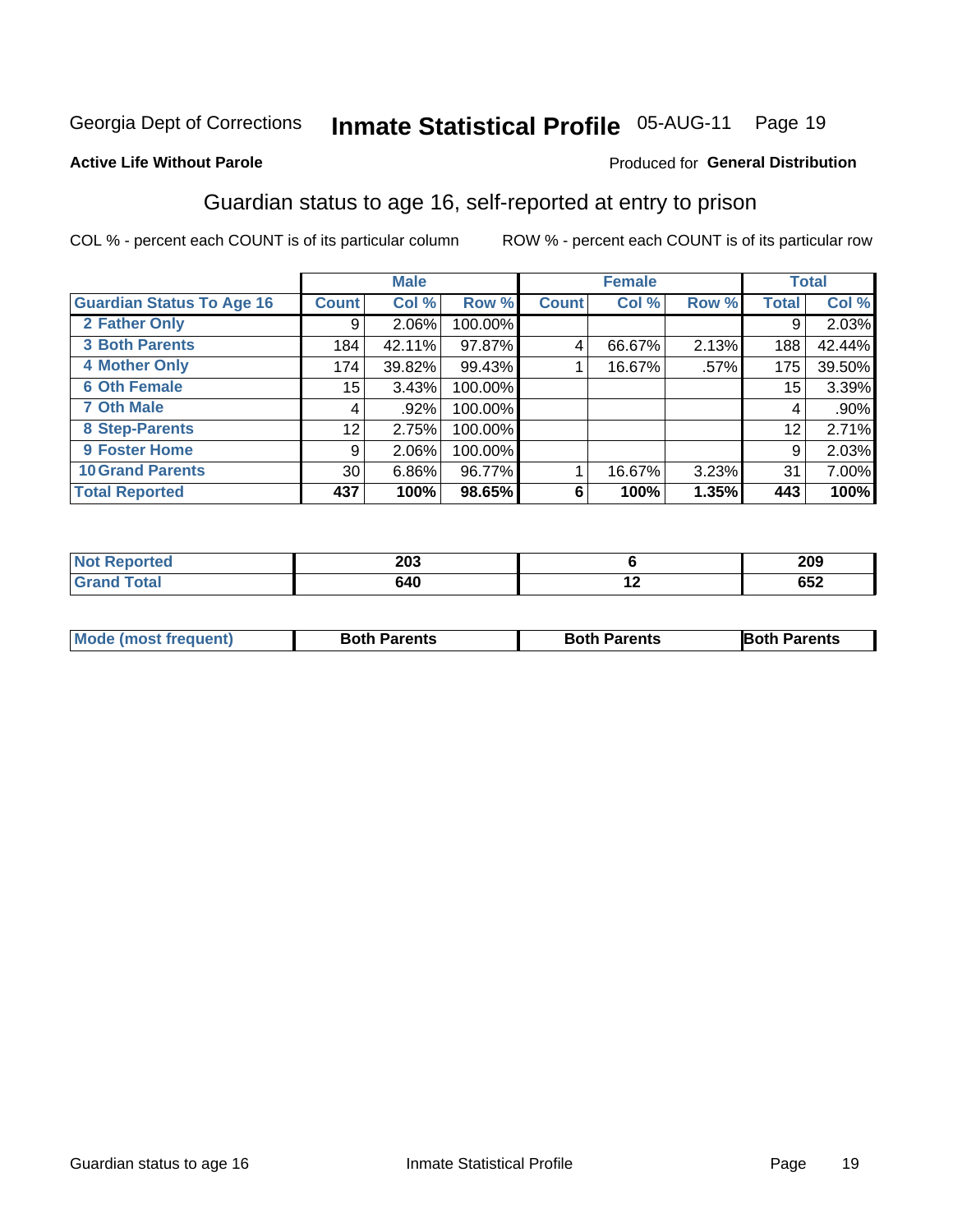Georgia Dept of Corrections **Inmate Statistical Profile** 05-AUG-11

**Active Life Without Parole** Produced for **General Distribution**

## Guardian status to age 16, self-reported at entry to prison

COL % - percent each COUNT is of its particular column ROW % - percent each COUNT is of its particular row

| | Male | | | Female | | | Total | |
|---|---|---|---|---|---|---|---|---|
| **Guardian Status To Age 16** | **Count** | **Col %** | **Row %** | **Count** | **Col %** | **Row %** | **Total** | **Col %** |
| 2 Father Only | 9 | 2.06% | 100.00% | | | | 9 | 2.03% |
| 3 Both Parents | 184 | 42.11% | 97.87% | 4 | 66.67% | 2.13% | 188 | 42.44% |
| 4 Mother Only | 174 | 39.82% | 99.43% | 1 | 16.67% | .57% | 175 | 39.50% |
| 6 Oth Female | 15 | 3.43% | 100.00% | | | | 15 | 3.39% |
| 7 Oth Male | 4 | .92% | 100.00% | | | | 4 | .90% |
| 8 Step-Parents | 12 | 2.75% | 100.00% | | | | 12 | 2.71% |
| 9 Foster Home | 9 | 2.06% | 100.00% | | | | 9 | 2.03% |
| 10 Grand Parents | 30 | 6.86% | 96.77% | 1 | 16.67% | 3.23% | 31 | 7.00% |
| **Total Reported** | **437** | **100%** | **98.65%** | **6** | **100%** | **1.35%** | **443** | **100%** |

| | Male | Female | Total |
|---|---|---|---|
| Not Reported | 203 | 6 | 209 |
| Grand Total | 640 | 12 | 652 |

| | Male | Female | Total |
|---|---|---|---|
| Mode (most frequent) | Both Parents | Both Parents | Both Parents |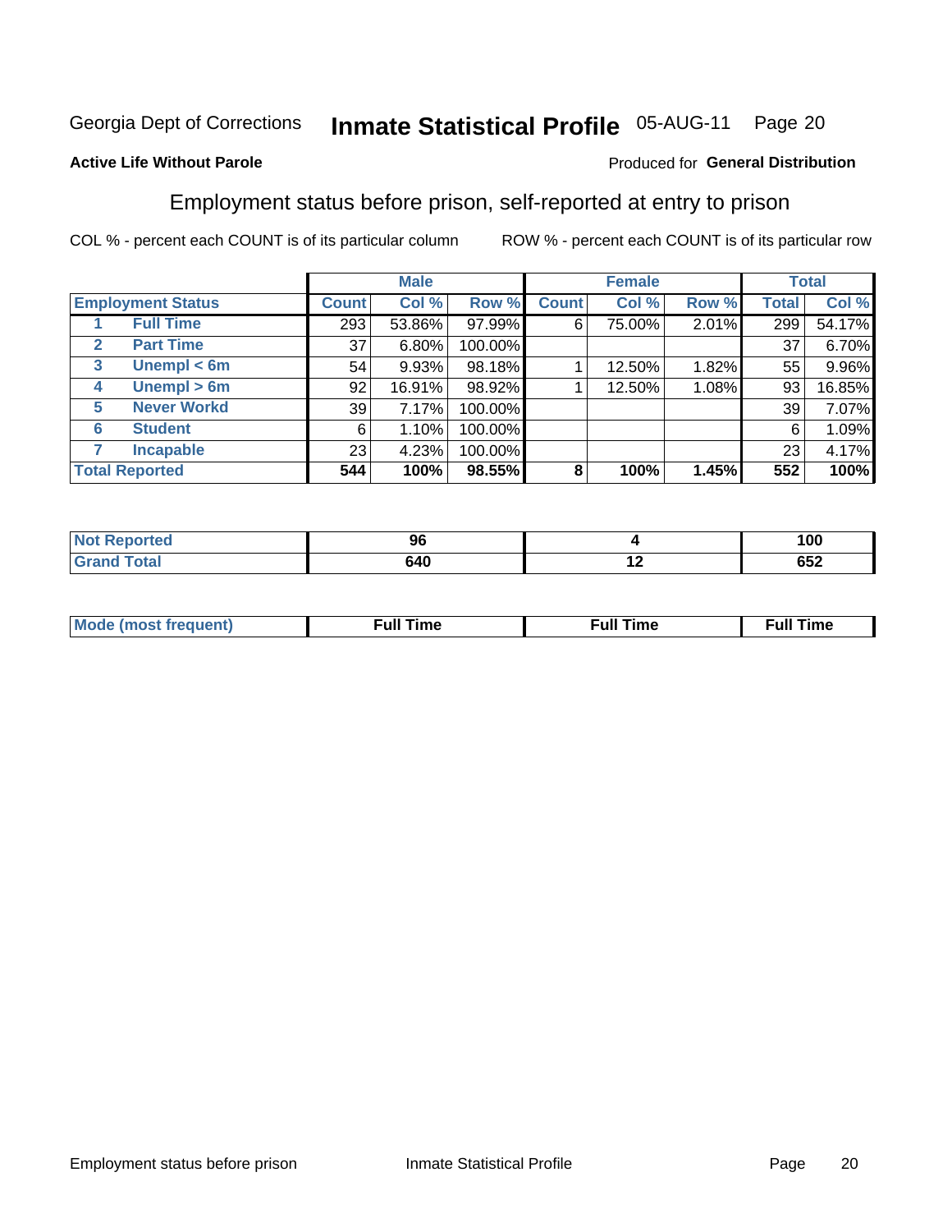Georgia Dept of Corrections **Inmate Statistical Profile** 05-AUG-11

**Active Life Without Parole**

Produced for **General Distribution**

## Employment status before prison, self-reported at entry to prison

COL % - percent each COUNT is of its particular column

ROW % - percent each COUNT is of its particular row

| Employment Status | Male | | | Female | | | Total | |
|---|---|---|---|---|---|---|---|---|
| | Count | Col % | Row % | Count | Col % | Row % | Total | Col % |
| 1 Full Time | 293 | 53.86% | 97.99% | 6 | 75.00% | 2.01% | 299 | 54.17% |
| 2 Part Time | 37 | 6.80% | 100.00% | | | | 37 | 6.70% |
| 3 Unempl < 6m | 54 | 9.93% | 98.18% | 1 | 12.50% | 1.82% | 55 | 9.96% |
| 4 Unempl > 6m | 92 | 16.91% | 98.92% | 1 | 12.50% | 1.08% | 93 | 16.85% |
| 5 Never Workd | 39 | 7.17% | 100.00% | | | | 39 | 7.07% |
| 6 Student | 6 | 1.10% | 100.00% | | | | 6 | 1.09% |
| 7 Incapable | 23 | 4.23% | 100.00% | | | | 23 | 4.17% |
| **Total Reported** | **544** | **100%** | **98.55%** | **8** | **100%** | **1.45%** | **552** | **100%** |

| | Male | Female | Total |
|---|---|---|---|
| Not Reported | 96 | 4 | 100 |
| Grand Total | 640 | 12 | 652 |

| | Male | Female | Total |
|---|---|---|---|
| Mode (most frequent) | Full Time | Full Time | Full Time |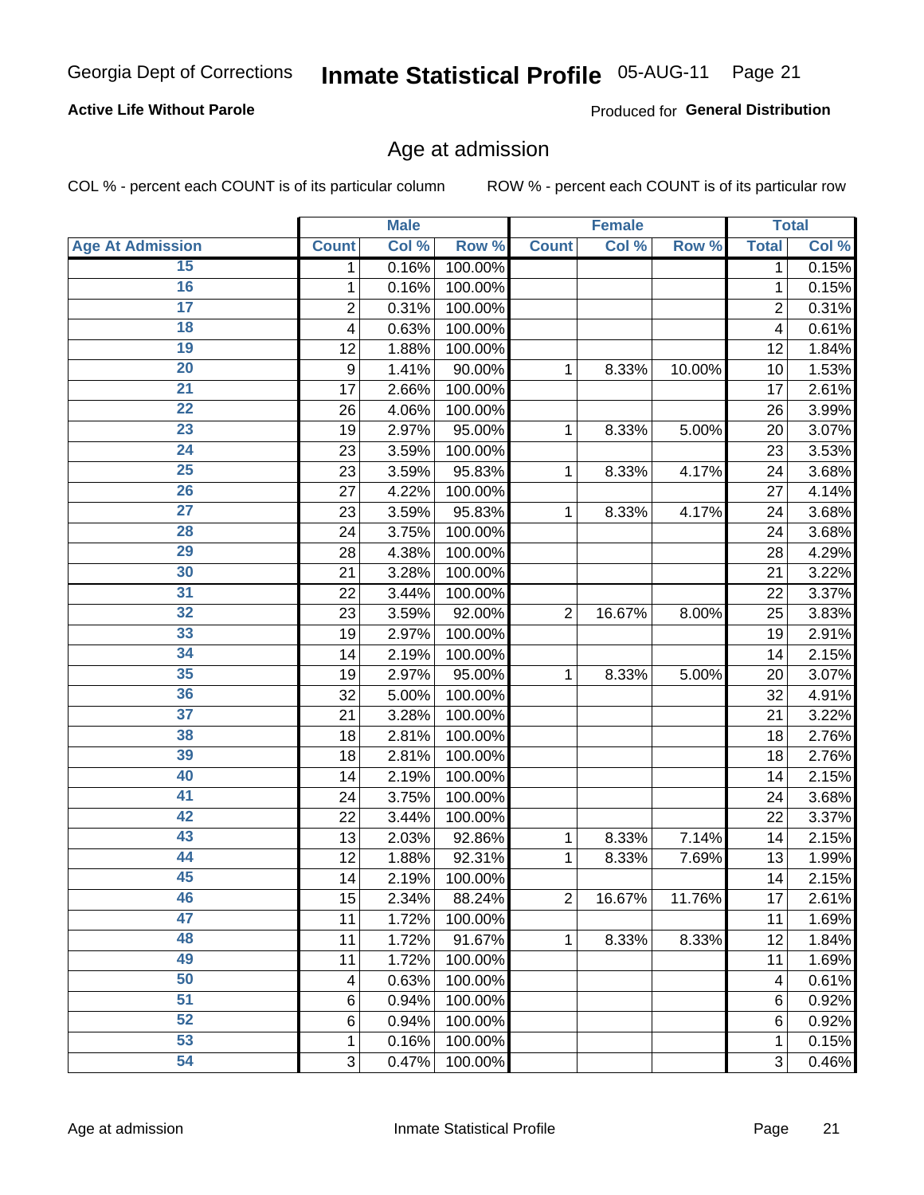**Active Life Without Parole**

Produced for **General Distribution**

## Age at admission

COL % - percent each COUNT is of its particular column

ROW % - percent each COUNT is of its particular row

| | Male | | | Female | | | Total | |
|---|---|---|---|---|---|---|---|---|
| Age At Admission | Count | Col % | Row % | Count | Col % | Row % | Total | Col % |
| 15 | 1 | 0.16% | 100.00% | | | | 1 | 0.15% |
| 16 | 1 | 0.16% | 100.00% | | | | 1 | 0.15% |
| 17 | 2 | 0.31% | 100.00% | | | | 2 | 0.31% |
| 18 | 4 | 0.63% | 100.00% | | | | 4 | 0.61% |
| 19 | 12 | 1.88% | 100.00% | | | | 12 | 1.84% |
| 20 | 9 | 1.41% | 90.00% | 1 | 8.33% | 10.00% | 10 | 1.53% |
| 21 | 17 | 2.66% | 100.00% | | | | 17 | 2.61% |
| 22 | 26 | 4.06% | 100.00% | | | | 26 | 3.99% |
| 23 | 19 | 2.97% | 95.00% | 1 | 8.33% | 5.00% | 20 | 3.07% |
| 24 | 23 | 3.59% | 100.00% | | | | 23 | 3.53% |
| 25 | 23 | 3.59% | 95.83% | 1 | 8.33% | 4.17% | 24 | 3.68% |
| 26 | 27 | 4.22% | 100.00% | | | | 27 | 4.14% |
| 27 | 23 | 3.59% | 95.83% | 1 | 8.33% | 4.17% | 24 | 3.68% |
| 28 | 24 | 3.75% | 100.00% | | | | 24 | 3.68% |
| 29 | 28 | 4.38% | 100.00% | | | | 28 | 4.29% |
| 30 | 21 | 3.28% | 100.00% | | | | 21 | 3.22% |
| 31 | 22 | 3.44% | 100.00% | | | | 22 | 3.37% |
| 32 | 23 | 3.59% | 92.00% | 2 | 16.67% | 8.00% | 25 | 3.83% |
| 33 | 19 | 2.97% | 100.00% | | | | 19 | 2.91% |
| 34 | 14 | 2.19% | 100.00% | | | | 14 | 2.15% |
| 35 | 19 | 2.97% | 95.00% | 1 | 8.33% | 5.00% | 20 | 3.07% |
| 36 | 32 | 5.00% | 100.00% | | | | 32 | 4.91% |
| 37 | 21 | 3.28% | 100.00% | | | | 21 | 3.22% |
| 38 | 18 | 2.81% | 100.00% | | | | 18 | 2.76% |
| 39 | 18 | 2.81% | 100.00% | | | | 18 | 2.76% |
| 40 | 14 | 2.19% | 100.00% | | | | 14 | 2.15% |
| 41 | 24 | 3.75% | 100.00% | | | | 24 | 3.68% |
| 42 | 22 | 3.44% | 100.00% | | | | 22 | 3.37% |
| 43 | 13 | 2.03% | 92.86% | 1 | 8.33% | 7.14% | 14 | 2.15% |
| 44 | 12 | 1.88% | 92.31% | 1 | 8.33% | 7.69% | 13 | 1.99% |
| 45 | 14 | 2.19% | 100.00% | | | | 14 | 2.15% |
| 46 | 15 | 2.34% | 88.24% | 2 | 16.67% | 11.76% | 17 | 2.61% |
| 47 | 11 | 1.72% | 100.00% | | | | 11 | 1.69% |
| 48 | 11 | 1.72% | 91.67% | 1 | 8.33% | 8.33% | 12 | 1.84% |
| 49 | 11 | 1.72% | 100.00% | | | | 11 | 1.69% |
| 50 | 4 | 0.63% | 100.00% | | | | 4 | 0.61% |
| 51 | 6 | 0.94% | 100.00% | | | | 6 | 0.92% |
| 52 | 6 | 0.94% | 100.00% | | | | 6 | 0.92% |
| 53 | 1 | 0.16% | 100.00% | | | | 1 | 0.15% |
| 54 | 3 | 0.47% | 100.00% | | | | 3 | 0.46% |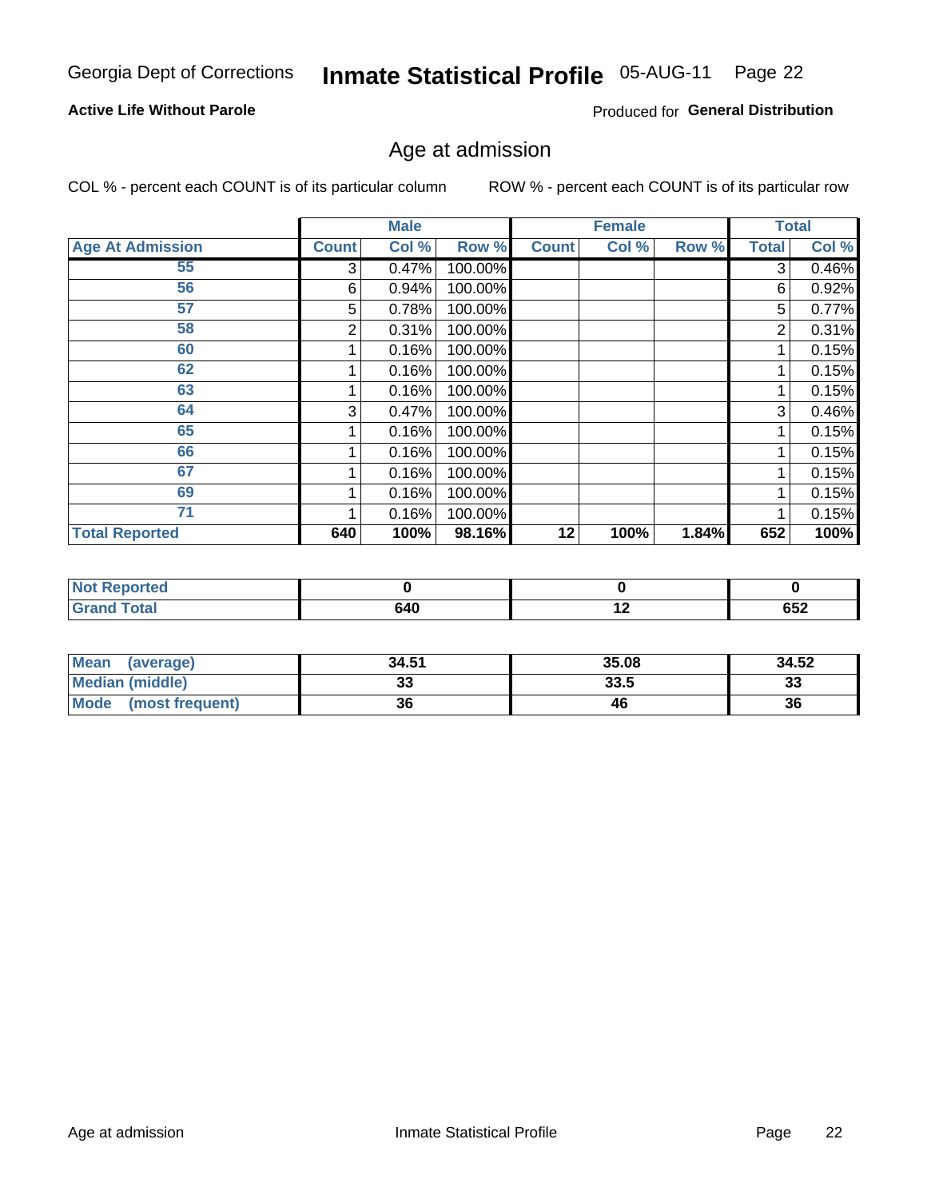Georgia Dept of Corrections **Inmate Statistical Profile** 05-AUG-11

**Active Life Without Parole**

Produced for **General Distribution**

## Age at admission

COL % - percent each COUNT is of its particular column

ROW % - percent each COUNT is of its particular row

| | Male | | | Female | | | Total | |
|---|---|---|---|---|---|---|---|---|
| **Age At Admission** | **Count** | **Col %** | **Row %** | **Count** | **Col %** | **Row %** | **Total** | **Col %** |
| 55 | 3 | 0.47% | 100.00% | | | | 3 | 0.46% |
| 56 | 6 | 0.94% | 100.00% | | | | 6 | 0.92% |
| 57 | 5 | 0.78% | 100.00% | | | | 5 | 0.77% |
| 58 | 2 | 0.31% | 100.00% | | | | 2 | 0.31% |
| 60 | 1 | 0.16% | 100.00% | | | | 1 | 0.15% |
| 62 | 1 | 0.16% | 100.00% | | | | 1 | 0.15% |
| 63 | 1 | 0.16% | 100.00% | | | | 1 | 0.15% |
| 64 | 3 | 0.47% | 100.00% | | | | 3 | 0.46% |
| 65 | 1 | 0.16% | 100.00% | | | | 1 | 0.15% |
| 66 | 1 | 0.16% | 100.00% | | | | 1 | 0.15% |
| 67 | 1 | 0.16% | 100.00% | | | | 1 | 0.15% |
| 69 | 1 | 0.16% | 100.00% | | | | 1 | 0.15% |
| 71 | 1 | 0.16% | 100.00% | | | | 1 | 0.15% |
| **Total Reported** | **640** | **100%** | **98.16%** | **12** | **100%** | **1.84%** | **652** | **100%** |

| | Male | Female | Total |
|---|---|---|---|
| **Not Reported** | **0** | **0** | **0** |
| **Grand Total** | **640** | **12** | **652** |

| | Male | Female | Total |
|---|---|---|---|
| **Mean (average)** | **34.51** | **35.08** | **34.52** |
| **Median (middle)** | **33** | **33.5** | **33** |
| **Mode (most frequent)** | **36** | **46** | **36** |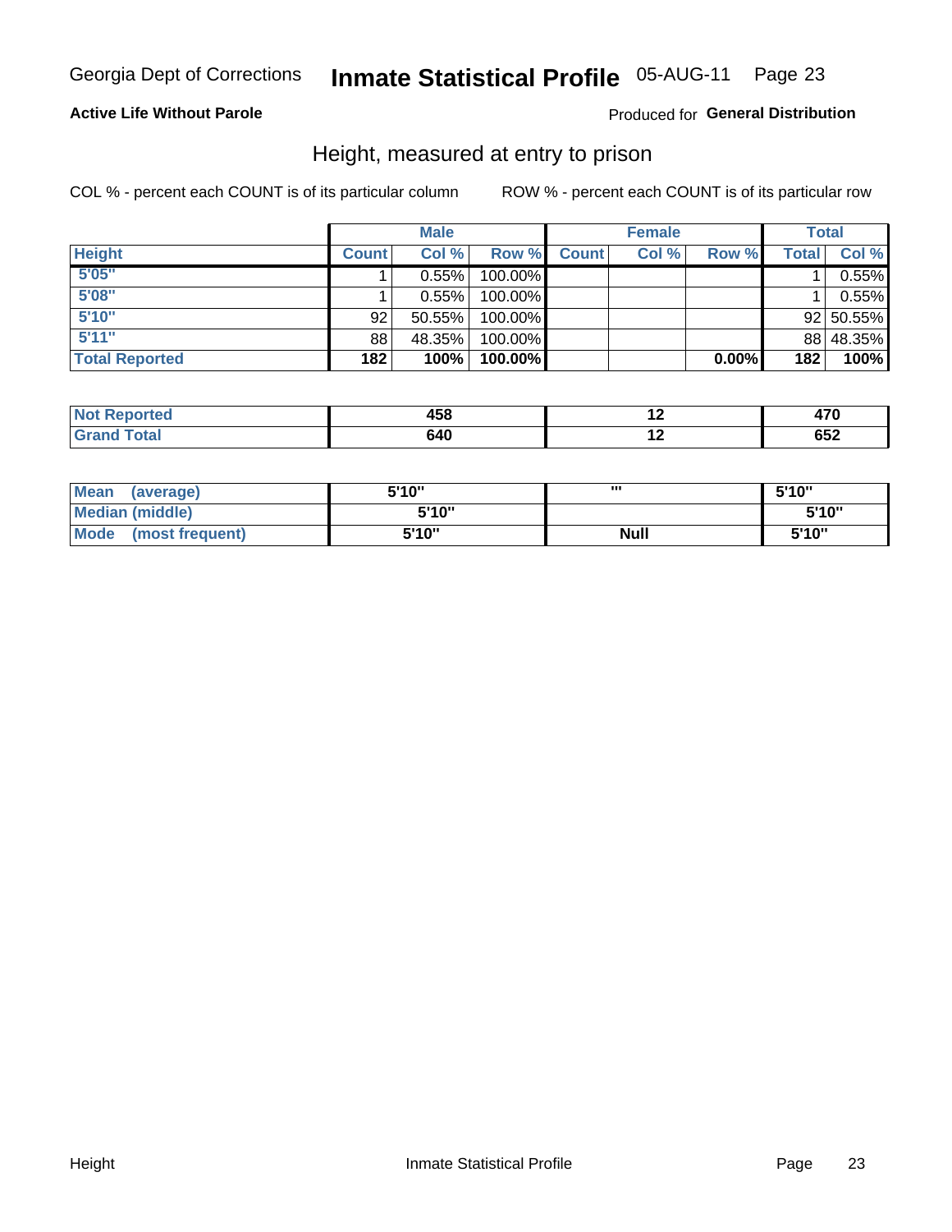Georgia Dept of Corrections **Inmate Statistical Profile** 05-AUG-11

**Active Life Without Parole** Produced for **General Distribution**

## Height, measured at entry to prison

COL % - percent each COUNT is of its particular column    ROW % - percent each COUNT is of its particular row

| | Male | | | Female | | | Total | |
|---|---|---|---|---|---|---|---|---|
| **Height** | **Count** | **Col %** | **Row %** | **Count** | **Col %** | **Row %** | **Total** | **Col %** |
| 5'05" | 1 | 0.55% | 100.00% | | | | 1 | 0.55% |
| 5'08" | 1 | 0.55% | 100.00% | | | | 1 | 0.55% |
| 5'10" | 92 | 50.55% | 100.00% | | | | 92 | 50.55% |
| 5'11" | 88 | 48.35% | 100.00% | | | | 88 | 48.35% |
| **Total Reported** | **182** | **100%** | **100.00%** | | | **0.00%** | **182** | **100%** |

| | Male | Female | Total |
|---|---|---|---|
| Not Reported | 458 | 12 | 470 |
| Grand Total | 640 | 12 | 652 |

| | Male | Female | Total |
|---|---|---|---|
| Mean (average) | 5'10" | "' | 5'10" |
| Median (middle) | 5'10" | | 5'10" |
| Mode (most frequent) | 5'10" | Null | 5'10" |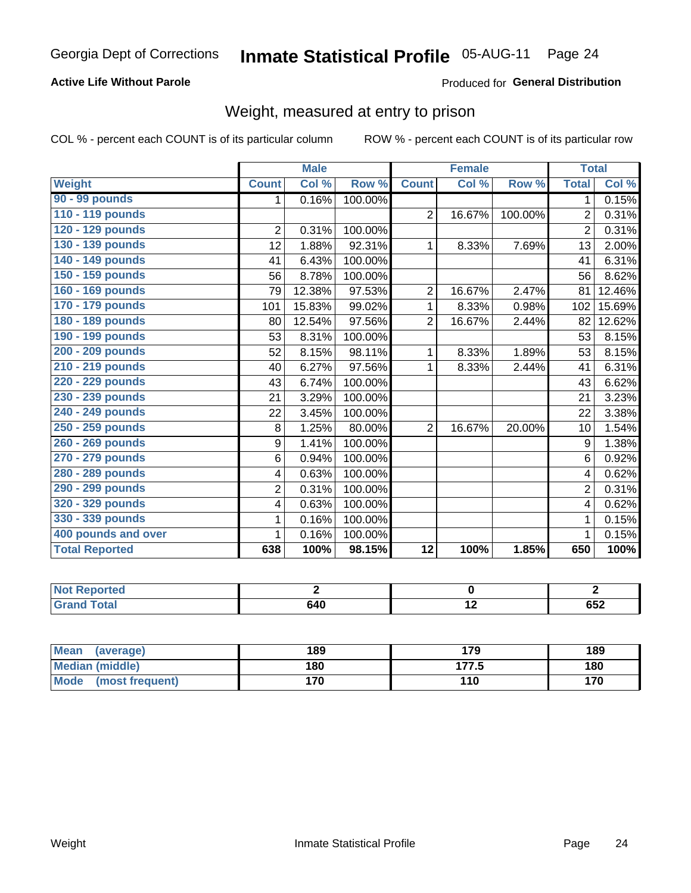Georgia Dept of Corrections **Inmate Statistical Profile** 05-AUG-11 Page 24

**Active Life Without Parole**

Produced for **General Distribution**

## Weight, measured at entry to prison

COL % - percent each COUNT is of its particular column ROW % - percent each COUNT is of its particular row

| | Male | | | Female | | | Total | |
|---|---|---|---|---|---|---|---|---|
| **Weight** | **Count** | **Col %** | **Row %** | **Count** | **Col %** | **Row %** | **Total** | **Col %** |
| 90 - 99 pounds | 1 | 0.16% | 100.00% | | | | 1 | 0.15% |
| 110 - 119 pounds | | | | 2 | 16.67% | 100.00% | 2 | 0.31% |
| 120 - 129 pounds | 2 | 0.31% | 100.00% | | | | 2 | 0.31% |
| 130 - 139 pounds | 12 | 1.88% | 92.31% | 1 | 8.33% | 7.69% | 13 | 2.00% |
| 140 - 149 pounds | 41 | 6.43% | 100.00% | | | | 41 | 6.31% |
| 150 - 159 pounds | 56 | 8.78% | 100.00% | | | | 56 | 8.62% |
| 160 - 169 pounds | 79 | 12.38% | 97.53% | 2 | 16.67% | 2.47% | 81 | 12.46% |
| 170 - 179 pounds | 101 | 15.83% | 99.02% | 1 | 8.33% | 0.98% | 102 | 15.69% |
| 180 - 189 pounds | 80 | 12.54% | 97.56% | 2 | 16.67% | 2.44% | 82 | 12.62% |
| 190 - 199 pounds | 53 | 8.31% | 100.00% | | | | 53 | 8.15% |
| 200 - 209 pounds | 52 | 8.15% | 98.11% | 1 | 8.33% | 1.89% | 53 | 8.15% |
| 210 - 219 pounds | 40 | 6.27% | 97.56% | 1 | 8.33% | 2.44% | 41 | 6.31% |
| 220 - 229 pounds | 43 | 6.74% | 100.00% | | | | 43 | 6.62% |
| 230 - 239 pounds | 21 | 3.29% | 100.00% | | | | 21 | 3.23% |
| 240 - 249 pounds | 22 | 3.45% | 100.00% | | | | 22 | 3.38% |
| 250 - 259 pounds | 8 | 1.25% | 80.00% | 2 | 16.67% | 20.00% | 10 | 1.54% |
| 260 - 269 pounds | 9 | 1.41% | 100.00% | | | | 9 | 1.38% |
| 270 - 279 pounds | 6 | 0.94% | 100.00% | | | | 6 | 0.92% |
| 280 - 289 pounds | 4 | 0.63% | 100.00% | | | | 4 | 0.62% |
| 290 - 299 pounds | 2 | 0.31% | 100.00% | | | | 2 | 0.31% |
| 320 - 329 pounds | 4 | 0.63% | 100.00% | | | | 4 | 0.62% |
| 330 - 339 pounds | 1 | 0.16% | 100.00% | | | | 1 | 0.15% |
| 400 pounds and over | 1 | 0.16% | 100.00% | | | | 1 | 0.15% |
| **Total Reported** | **638** | **100%** | **98.15%** | **12** | **100%** | **1.85%** | **650** | **100%** |

| | Male | Female | Total |
|---|---|---|---|
| Not Reported | 2 | 0 | 2 |
| Grand Total | 640 | 12 | 652 |

| | Male | Female | Total |
|---|---|---|---|
| Mean (average) | 189 | 179 | 189 |
| Median (middle) | 180 | 177.5 | 180 |
| Mode (most frequent) | 170 | 110 | 170 |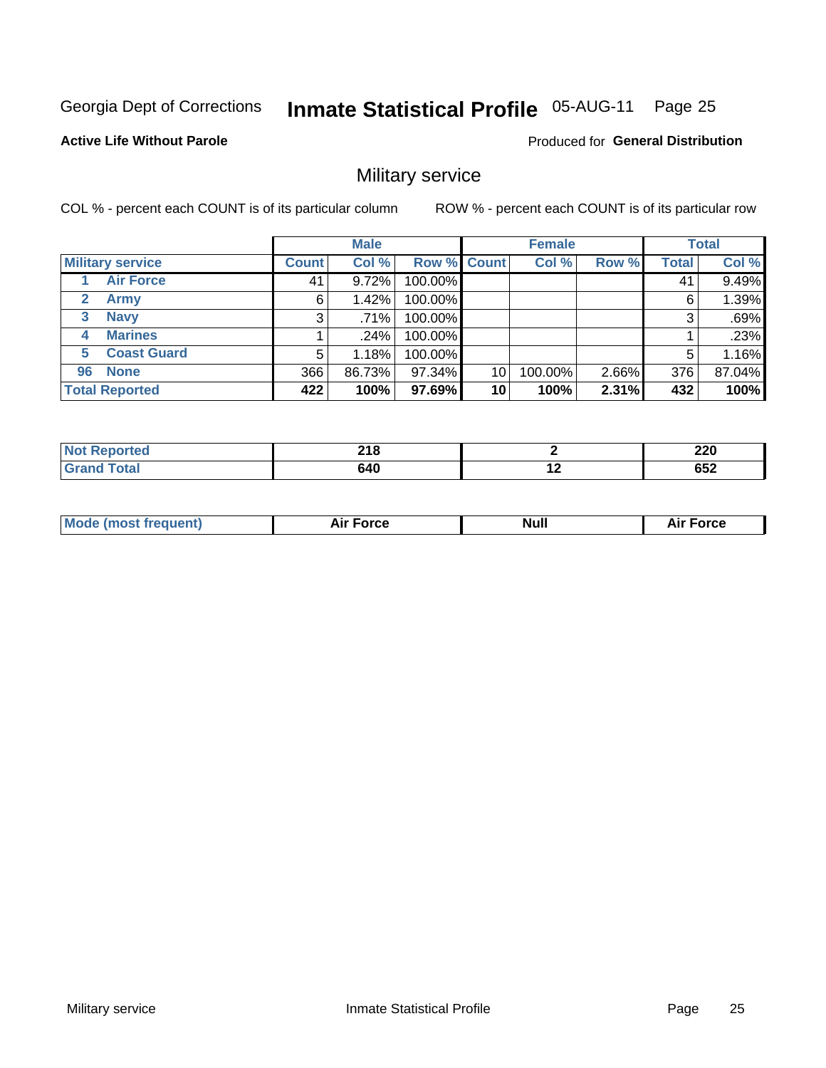Georgia Dept of Corrections **Inmate Statistical Profile** 05-AUG-11

**Active Life Without Parole**

Produced for **General Distribution**

## Military service

COL % - percent each COUNT is of its particular column        ROW % - percent each COUNT is of its particular row

| | | Male | | | Female | | | Total | |
|---|---|---|---|---|---|---|---|---|---|
| **Military service** | | **Count** | **Col %** | **Row %** | **Count** | **Col %** | **Row %** | **Total** | **Col %** |
| 1 | **Air Force** | 41 | 9.72% | 100.00% | | | | 41 | 9.49% |
| 2 | **Army** | 6 | 1.42% | 100.00% | | | | 6 | 1.39% |
| 3 | **Navy** | 3 | .71% | 100.00% | | | | 3 | .69% |
| 4 | **Marines** | 1 | .24% | 100.00% | | | | 1 | .23% |
| 5 | **Coast Guard** | 5 | 1.18% | 100.00% | | | | 5 | 1.16% |
| 96 | **None** | 366 | 86.73% | 97.34% | 10 | 100.00% | 2.66% | 376 | 87.04% |
| **Total Reported** | | **422** | **100%** | **97.69%** | **10** | **100%** | **2.31%** | **432** | **100%** |

| | Male | Female | Total |
|---|---|---|---|
| **Not Reported** | **218** | **2** | **220** |
| **Grand Total** | **640** | **12** | **652** |

| | Male | Female | Total |
|---|---|---|---|
| **Mode (most frequent)** | **Air Force** | **Null** | **Air Force** |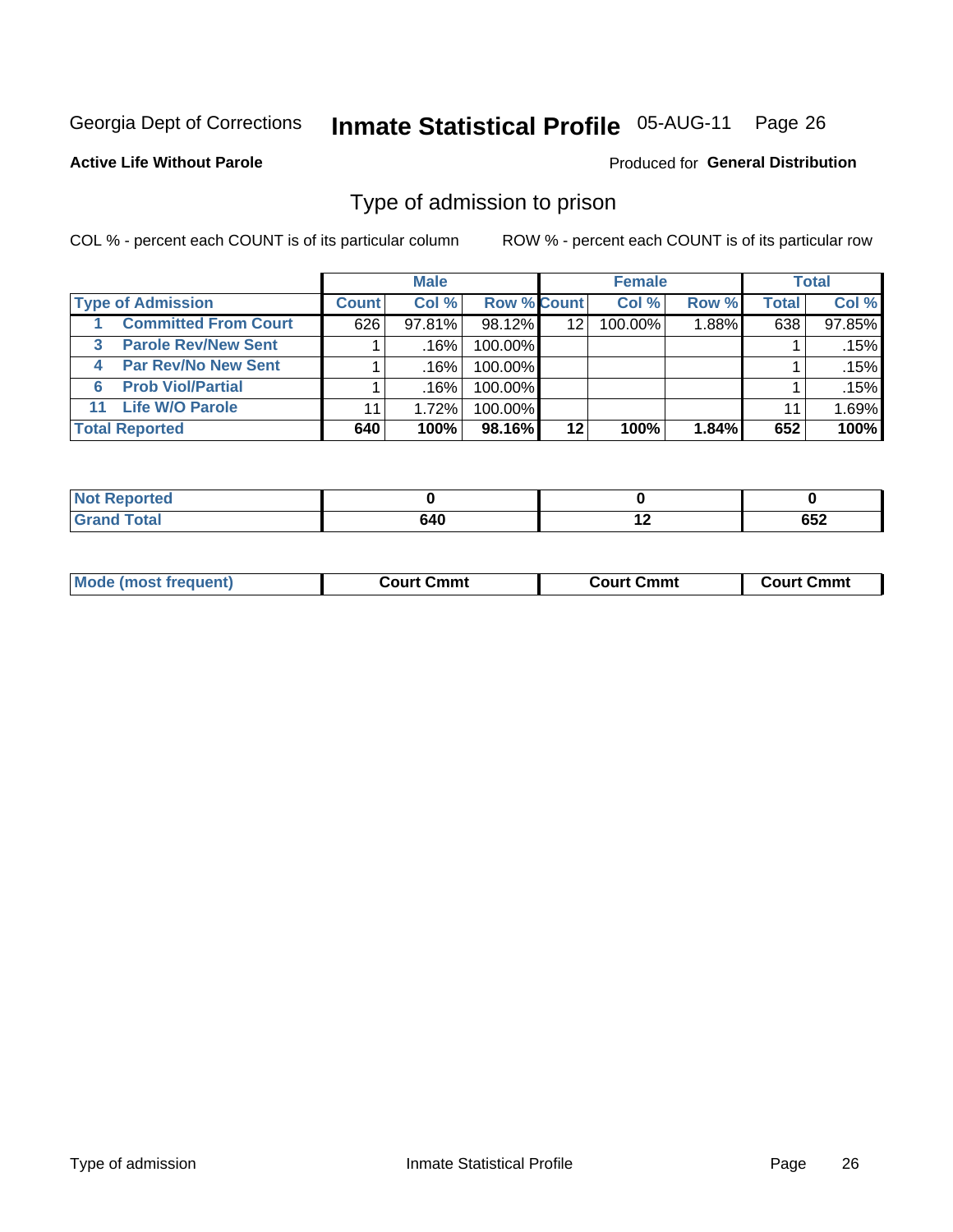Georgia Dept of Corrections **Inmate Statistical Profile** 05-AUG-11

**Active Life Without Parole** Produced for **General Distribution**

## Type of admission to prison

COL % - percent each COUNT is of its particular column ROW % - percent each COUNT is of its particular row

| | Male | | | Female | | | Total | |
|---|---|---|---|---|---|---|---|---|
| **Type of Admission** | **Count** | **Col %** | **Row %** | **Count** | **Col %** | **Row %** | **Total** | **Col %** |
| 1 Committed From Court | 626 | 97.81% | 98.12% | 12 | 100.00% | 1.88% | 638 | 97.85% |
| 3 Parole Rev/New Sent | 1 | .16% | 100.00% | | | | 1 | .15% |
| 4 Par Rev/No New Sent | 1 | .16% | 100.00% | | | | 1 | .15% |
| 6 Prob Viol/Partial | 1 | .16% | 100.00% | | | | 1 | .15% |
| 11 Life W/O Parole | 11 | 1.72% | 100.00% | | | | 11 | 1.69% |
| **Total Reported** | **640** | **100%** | **98.16%** | **12** | **100%** | **1.84%** | **652** | **100%** |

| | Male | Female | Total |
|---|---|---|---|
| Not Reported | 0 | 0 | 0 |
| Grand Total | 640 | 12 | 652 |

| | Male | Female | Total |
|---|---|---|---|
| Mode (most frequent) | Court Cmmt | Court Cmmt | Court Cmmt |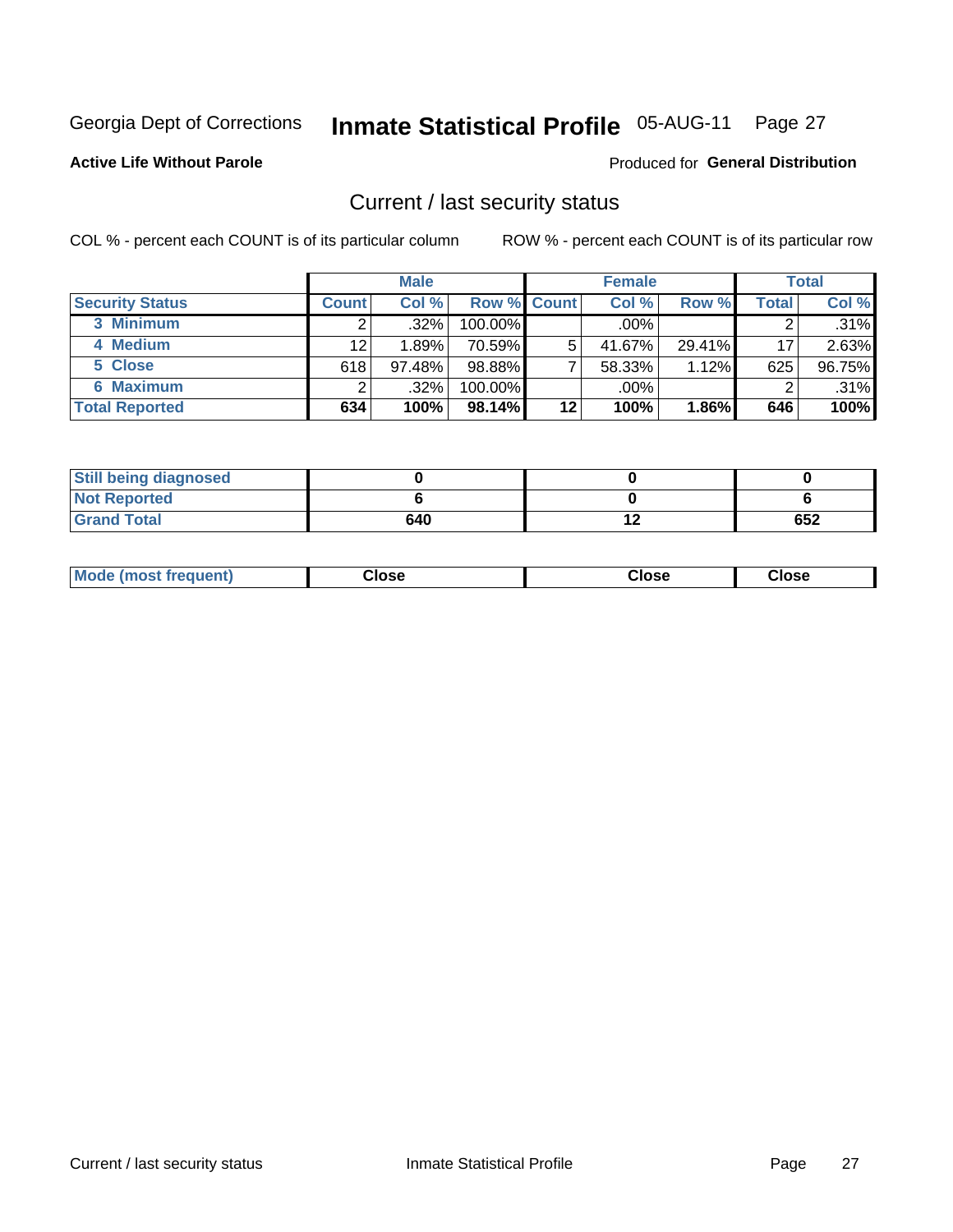Georgia Dept of Corrections **Inmate Statistical Profile** 05-AUG-11 Page 27

**Active Life Without Parole**

Produced for **General Distribution**

## Current / last security status

COL % - percent each COUNT is of its particular column

ROW % - percent each COUNT is of its particular row

| | Male | | | Female | | | Total | |
|---|---|---|---|---|---|---|---|---|
| **Security Status** | **Count** | **Col %** | **Row %** | **Count** | **Col %** | **Row %** | **Total** | **Col %** |
| 3 Minimum | 2 | .32% | 100.00% | | .00% | | 2 | .31% |
| 4 Medium | 12 | 1.89% | 70.59% | 5 | 41.67% | 29.41% | 17 | 2.63% |
| 5 Close | 618 | 97.48% | 98.88% | 7 | 58.33% | 1.12% | 625 | 96.75% |
| 6 Maximum | 2 | .32% | 100.00% | | .00% | | 2 | .31% |
| **Total Reported** | **634** | **100%** | **98.14%** | **12** | **100%** | **1.86%** | **646** | **100%** |

| | Male | Female | Total |
|---|---|---|---|
| **Still being diagnosed** | **0** | **0** | **0** |
| **Not Reported** | **6** | **0** | **6** |
| **Grand Total** | **640** | **12** | **652** |

| | Male | Female | Total |
|---|---|---|---|
| **Mode (most frequent)** | **Close** | **Close** | **Close** |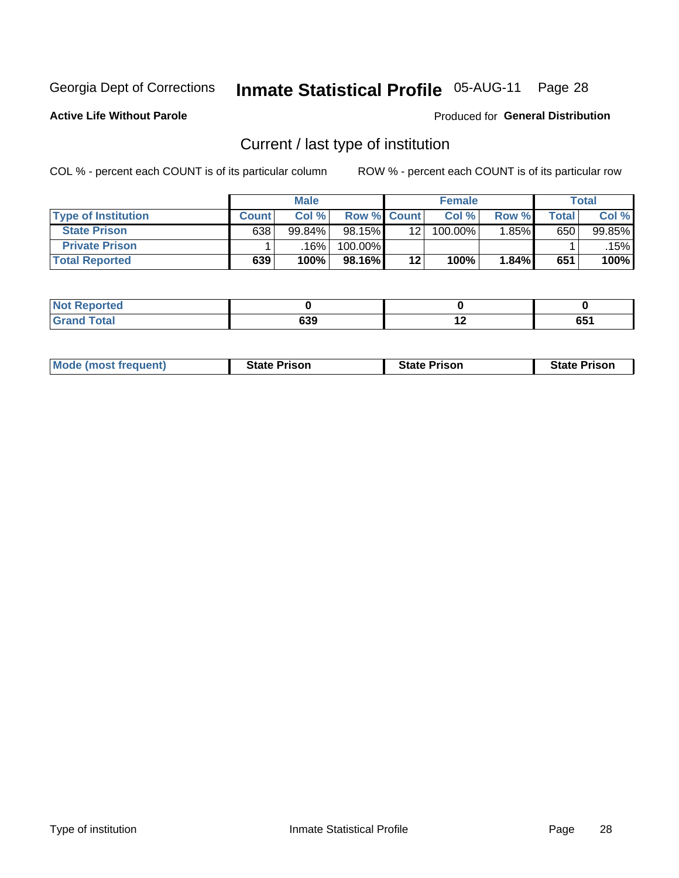Georgia Dept of Corrections **Inmate Statistical Profile** 05-AUG-11

**Active Life Without Parole**

Produced for **General Distribution**

## Current / last type of institution

COL % - percent each COUNT is of its particular column    ROW % - percent each COUNT is of its particular row

| | Male | | | Female | | | Total | |
|---|---|---|---|---|---|---|---|---|
| **Type of Institution** | **Count** | **Col %** | **Row %** | **Count** | **Col %** | **Row %** | **Total** | **Col %** |
| **State Prison** | 638 | 99.84% | 98.15% | 12 | 100.00% | 1.85% | 650 | 99.85% |
| **Private Prison** | 1 | .16% | 100.00% | | | | 1 | .15% |
| **Total Reported** | **639** | **100%** | **98.16%** | **12** | **100%** | **1.84%** | **651** | **100%** |

| | Male | Female | Total |
|---|---|---|---|
| **Not Reported** | **0** | **0** | **0** |
| **Grand Total** | **639** | **12** | **651** |

| | Male | Female | Total |
|---|---|---|---|
| **Mode (most frequent)** | **State Prison** | **State Prison** | **State Prison** |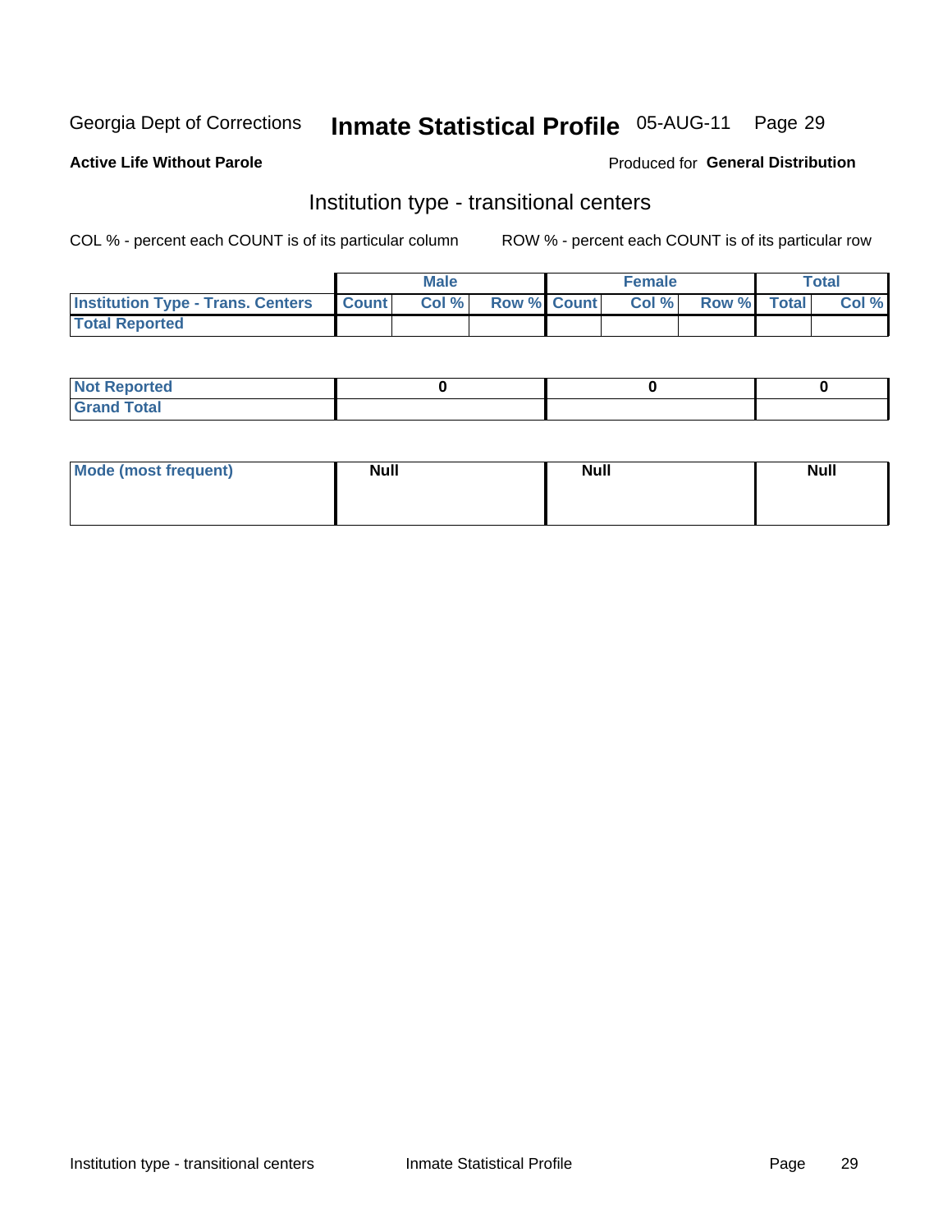Georgia Dept of Corrections **Inmate Statistical Profile** 05-AUG-11 Page 29

**Active Life Without Parole**

Produced for **General Distribution**

## Institution type - transitional centers

COL % - percent each COUNT is of its particular column ROW % - percent each COUNT is of its particular row

| | Male | | | Female | | | Total | |
|---|---|---|---|---|---|---|---|---|
| **Institution Type - Trans. Centers** | **Count** | **Col %** | **Row %** | **Count** | **Col %** | **Row %** | **Total** | **Col %** |
| **Total Reported** | | | | | | | | |

| | Male | Female | Total |
|---|---|---|---|
| **Not Reported** | 0 | 0 | 0 |
| **Grand Total** | | | |

| | Male | Female | Total |
|---|---|---|---|
| **Mode (most frequent)** | Null | Null | Null |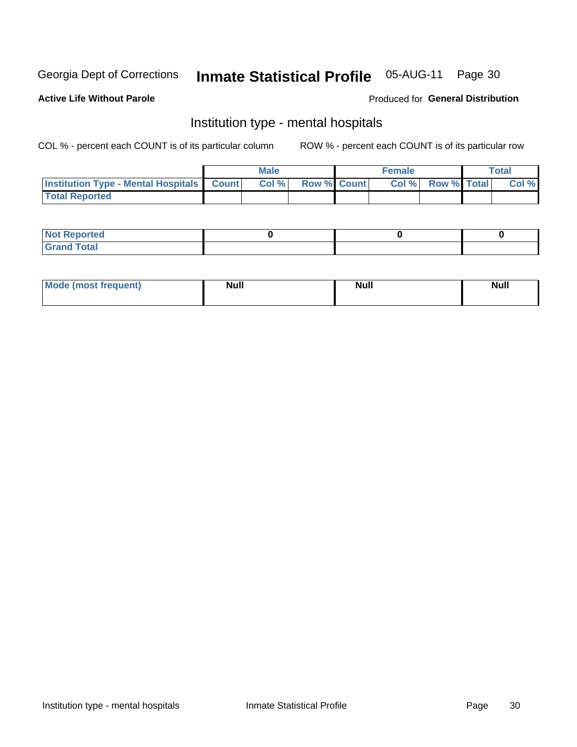Georgia Dept of Corrections **Inmate Statistical Profile** 05-AUG-11

**Active Life Without Parole**

Produced for **General Distribution**

## Institution type - mental hospitals

COL % - percent each COUNT is of its particular column

ROW % - percent each COUNT is of its particular row

| | Male | | | Female | | | Total | |
|---|---|---|---|---|---|---|---|---|
| Institution Type - Mental Hospitals | Count | Col % | Row % | Count | Col % | Row % | Total | Col % |
| Total Reported | | | | | | | | |

| | Male | Female | Total |
|---|---|---|---|
| Not Reported | 0 | 0 | 0 |
| Grand Total | | | |

| | Male | Female | Total |
|---|---|---|---|
| Mode (most frequent) | Null | Null | Null |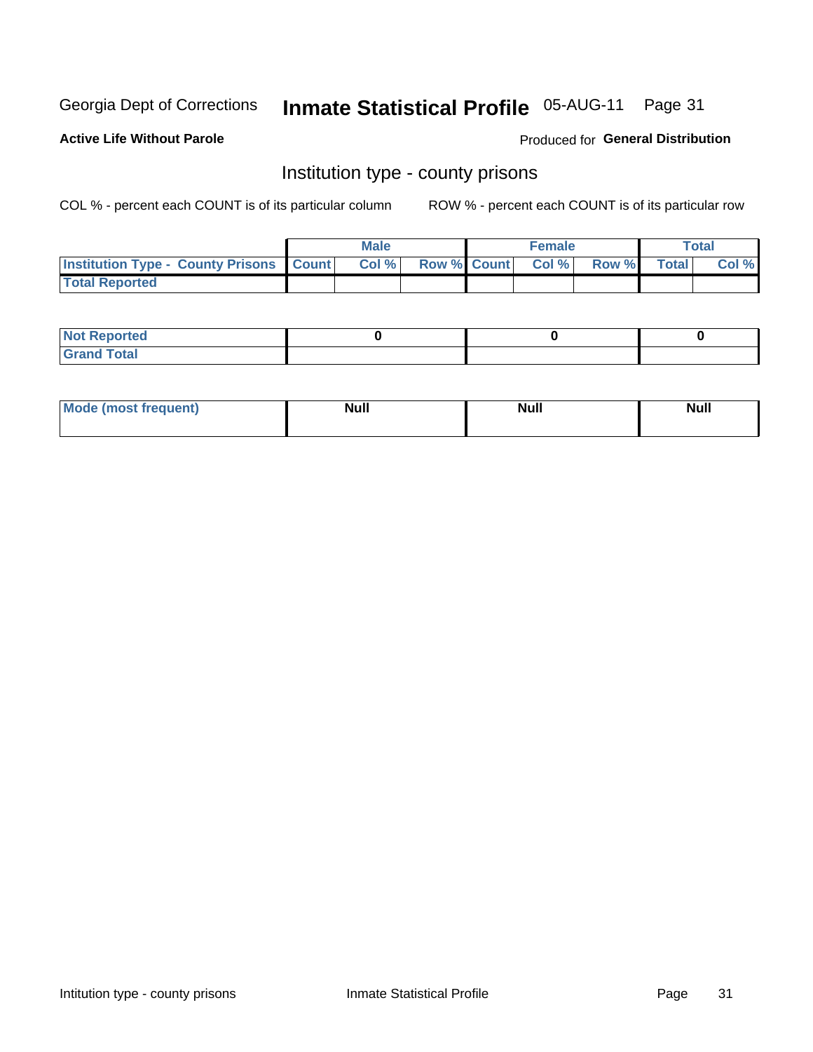Georgia Dept of Corrections **Inmate Statistical Profile** 05-AUG-11

**Active Life Without Parole**

Produced for **General Distribution**

## Institution type - county prisons

COL % - percent each COUNT is of its particular column

ROW % - percent each COUNT is of its particular row

| | Male | | | Female | | | Total | |
|---|---|---|---|---|---|---|---|---|
| **Institution Type - County Prisons** | **Count** | **Col %** | **Row %** | **Count** | **Col %** | **Row %** | **Total** | **Col %** |
| **Total Reported** | | | | | | | | |

| | Male | Female | Total |
|---|---|---|---|
| **Not Reported** | **0** | **0** | **0** |
| **Grand Total** | | | |

| | Male | Female | Total |
|---|---|---|---|
| **Mode (most frequent)** | **Null** | **Null** | **Null** |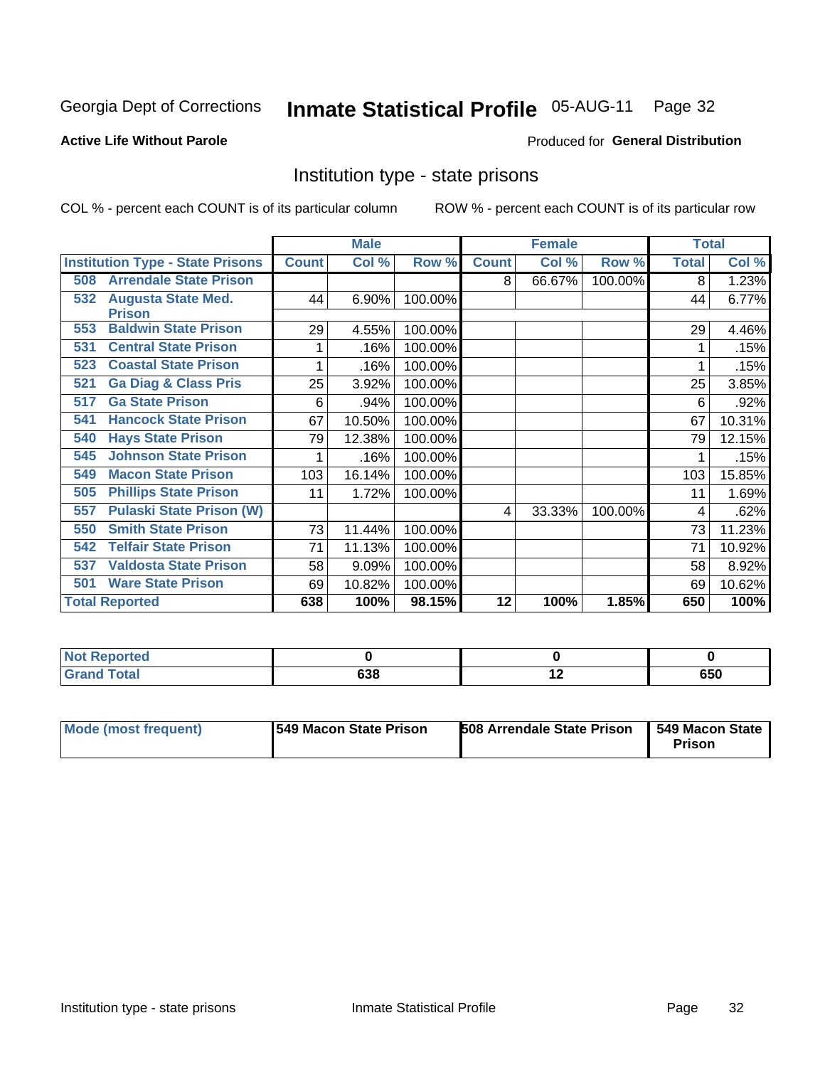Georgia Dept of Corrections **Inmate Statistical Profile** 05-AUG-11

**Active Life Without Parole**

Produced for **General Distribution**

## Institution type - state prisons

COL % - percent each COUNT is of its particular column ROW % - percent each COUNT is of its particular row

| | Male | | | Female | | | Total | |
|---|---|---|---|---|---|---|---|---|
| **Institution Type - State Prisons** | **Count** | **Col %** | **Row %** | **Count** | **Col %** | **Row %** | **Total** | **Col %** |
| 508 Arrendale State Prison | | | | 8 | 66.67% | 100.00% | 8 | 1.23% |
| 532 Augusta State Med. Prison | 44 | 6.90% | 100.00% | | | | 44 | 6.77% |
| 553 Baldwin State Prison | 29 | 4.55% | 100.00% | | | | 29 | 4.46% |
| 531 Central State Prison | 1 | .16% | 100.00% | | | | 1 | .15% |
| 523 Coastal State Prison | 1 | .16% | 100.00% | | | | 1 | .15% |
| 521 Ga Diag & Class Pris | 25 | 3.92% | 100.00% | | | | 25 | 3.85% |
| 517 Ga State Prison | 6 | .94% | 100.00% | | | | 6 | .92% |
| 541 Hancock State Prison | 67 | 10.50% | 100.00% | | | | 67 | 10.31% |
| 540 Hays State Prison | 79 | 12.38% | 100.00% | | | | 79 | 12.15% |
| 545 Johnson State Prison | 1 | .16% | 100.00% | | | | 1 | .15% |
| 549 Macon State Prison | 103 | 16.14% | 100.00% | | | | 103 | 15.85% |
| 505 Phillips State Prison | 11 | 1.72% | 100.00% | | | | 11 | 1.69% |
| 557 Pulaski State Prison (W) | | | | 4 | 33.33% | 100.00% | 4 | .62% |
| 550 Smith State Prison | 73 | 11.44% | 100.00% | | | | 73 | 11.23% |
| 542 Telfair State Prison | 71 | 11.13% | 100.00% | | | | 71 | 10.92% |
| 537 Valdosta State Prison | 58 | 9.09% | 100.00% | | | | 58 | 8.92% |
| 501 Ware State Prison | 69 | 10.82% | 100.00% | | | | 69 | 10.62% |
| **Total Reported** | **638** | **100%** | **98.15%** | **12** | **100%** | **1.85%** | **650** | **100%** |

| | Male | Female | Total |
|---|---|---|---|
| **Not Reported** | **0** | **0** | **0** |
| **Grand Total** | **638** | **12** | **650** |

| | Male | Female | Total |
|---|---|---|---|
| **Mode (most frequent)** | **549 Macon State Prison** | **508 Arrendale State Prison** | **549 Macon State Prison** |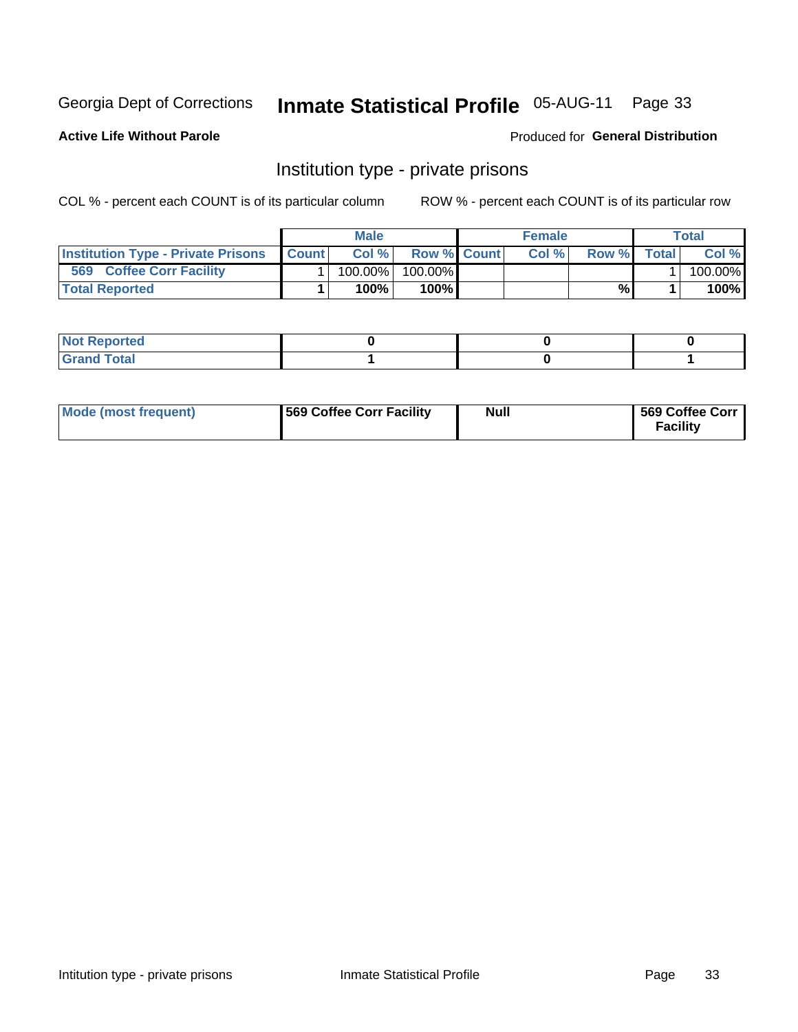Georgia Dept of Corrections **Inmate Statistical Profile** 05-AUG-11

**Active Life Without Parole**

Produced for **General Distribution**

## Institution type - private prisons

COL % - percent each COUNT is of its particular column

ROW % - percent each COUNT is of its particular row

| | Male | | | Female | | | Total | |
|---|---|---|---|---|---|---|---|---|
| **Institution Type - Private Prisons** | **Count** | **Col %** | **Row %** | **Count** | **Col %** | **Row %** | **Total** | **Col %** |
| **569 Coffee Corr Facility** | 1 | 100.00% | 100.00% | | | | 1 | 100.00% |
| **Total Reported** | **1** | **100%** | **100%** | | | **%** | **1** | **100%** |

| | | | |
|---|---|---|---|
| **Not Reported** | **0** | **0** | **0** |
| **Grand Total** | **1** | **0** | **1** |

| | | | |
|---|---|---|---|
| **Mode (most frequent)** | **569 Coffee Corr Facility** | **Null** | **569 Coffee Corr Facility** |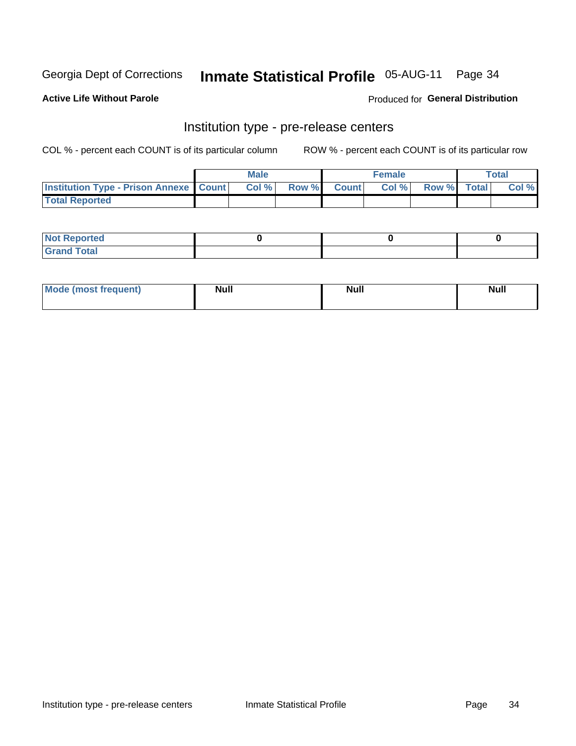Georgia Dept of Corrections **Inmate Statistical Profile** 05-AUG-11

**Active Life Without Parole**

Produced for **General Distribution**

## Institution type - pre-release centers

COL % - percent each COUNT is of its particular column ROW % - percent each COUNT is of its particular row

| | Male | | | Female | | | Total | |
|---|---|---|---|---|---|---|---|---|
| Institution Type - Prison Annexe | Count | Col % | Row % | Count | Col % | Row % | Total | Col % |
| Total Reported | | | | | | | | |

| | Male | Female | Total |
|---|---|---|---|
| Not Reported | 0 | 0 | 0 |
| Grand Total | | | |

| | Male | Female | Total |
|---|---|---|---|
| Mode (most frequent) | Null | Null | Null |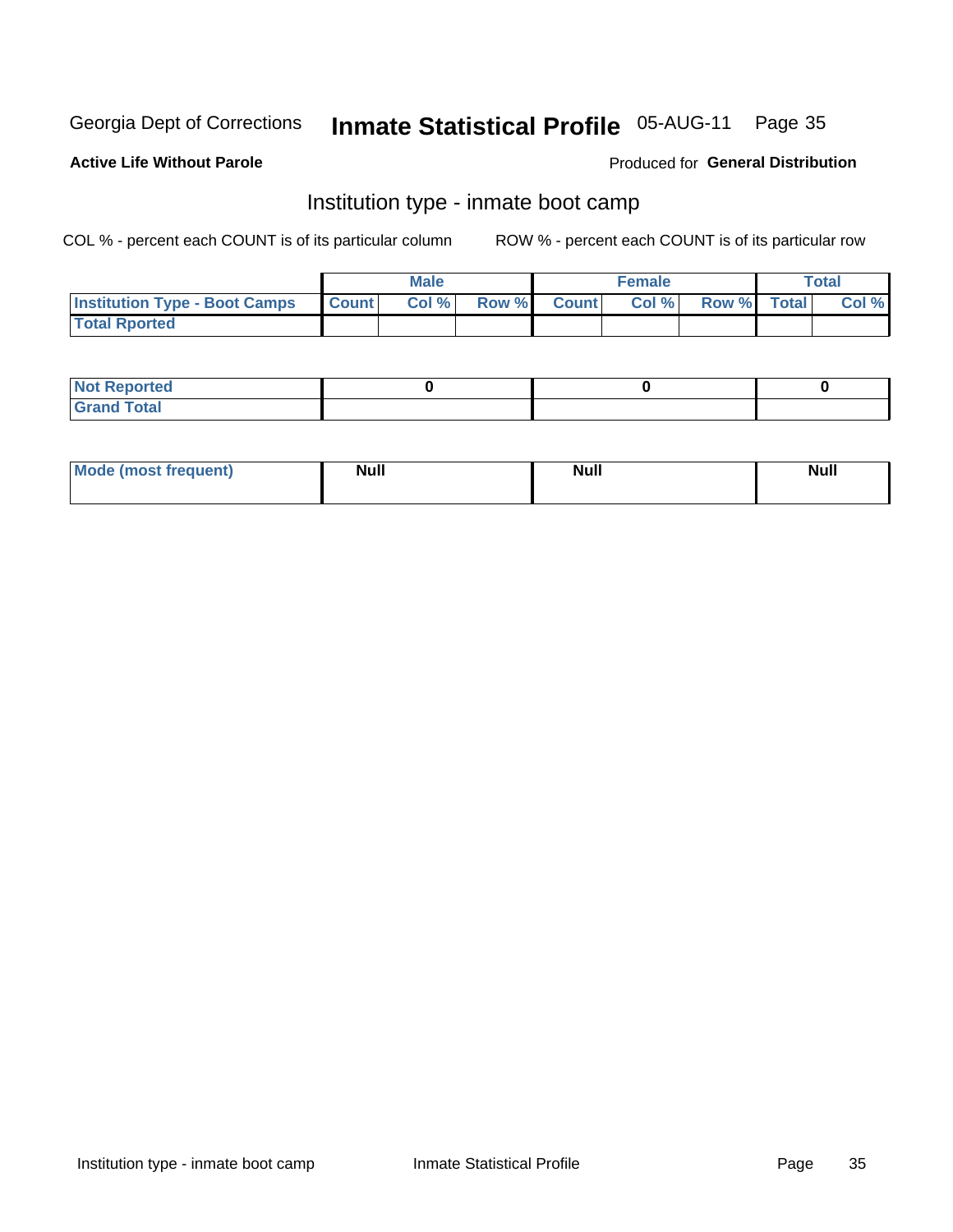Georgia Dept of Corrections **Inmate Statistical Profile** 05-AUG-11

**Active Life Without Parole**

Produced for **General Distribution**

## Institution type - inmate boot camp

COL % - percent each COUNT is of its particular column

ROW % - percent each COUNT is of its particular row

| | Male | | | Female | | | Total | |
|---|---|---|---|---|---|---|---|---|
| **Institution Type - Boot Camps** | **Count** | **Col %** | **Row %** | **Count** | **Col %** | **Row %** | **Total** | **Col %** |
| **Total Rported** | | | | | | | | |

| | Male | Female | Total |
|---|---|---|---|
| **Not Reported** | 0 | 0 | 0 |
| **Grand Total** | | | |

| | Male | Female | Total |
|---|---|---|---|
| **Mode (most frequent)** | Null | Null | Null |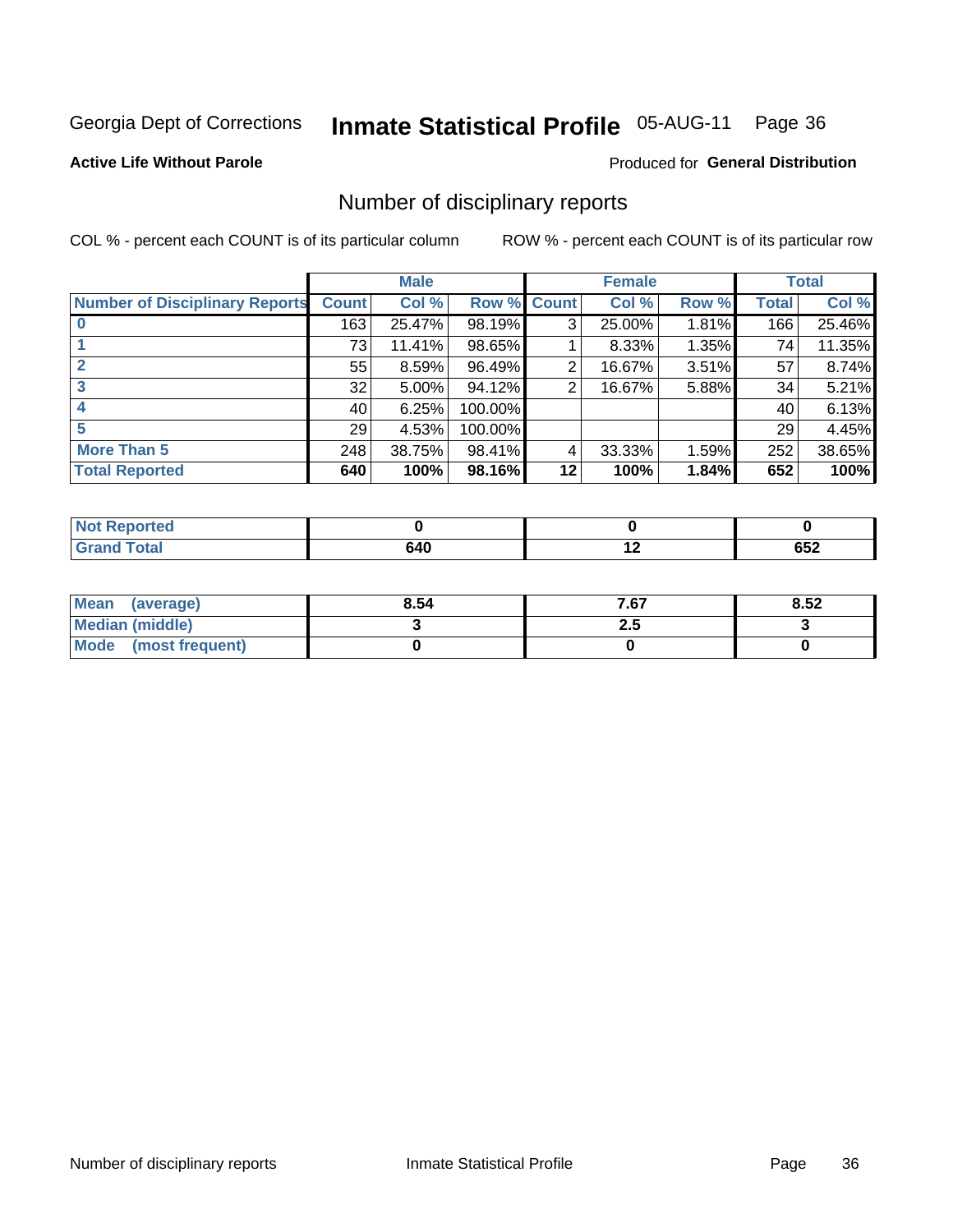Georgia Dept of Corrections **Inmate Statistical Profile** 05-AUG-11 Page 36

**Active Life Without Parole**

Produced for **General Distribution**

## Number of disciplinary reports

COL % - percent each COUNT is of its particular column

ROW % - percent each COUNT is of its particular row

| | Male | | | Female | | | Total | |
|---|---|---|---|---|---|---|---|---|
| **Number of Disciplinary Reports** | **Count** | **Col %** | **Row %** | **Count** | **Col %** | **Row %** | **Total** | **Col %** |
| **0** | 163 | 25.47% | 98.19% | 3 | 25.00% | 1.81% | 166 | 25.46% |
| **1** | 73 | 11.41% | 98.65% | 1 | 8.33% | 1.35% | 74 | 11.35% |
| **2** | 55 | 8.59% | 96.49% | 2 | 16.67% | 3.51% | 57 | 8.74% |
| **3** | 32 | 5.00% | 94.12% | 2 | 16.67% | 5.88% | 34 | 5.21% |
| **4** | 40 | 6.25% | 100.00% | | | | 40 | 6.13% |
| **5** | 29 | 4.53% | 100.00% | | | | 29 | 4.45% |
| **More Than 5** | 248 | 38.75% | 98.41% | 4 | 33.33% | 1.59% | 252 | 38.65% |
| **Total Reported** | **640** | **100%** | **98.16%** | **12** | **100%** | **1.84%** | **652** | **100%** |

| | Male | Female | Total |
|---|---|---|---|
| **Not Reported** | **0** | **0** | **0** |
| **Grand Total** | **640** | **12** | **652** |

| | Male | Female | Total |
|---|---|---|---|
| **Mean (average)** | **8.54** | **7.67** | **8.52** |
| **Median (middle)** | **3** | **2.5** | **3** |
| **Mode (most frequent)** | **0** | **0** | **0** |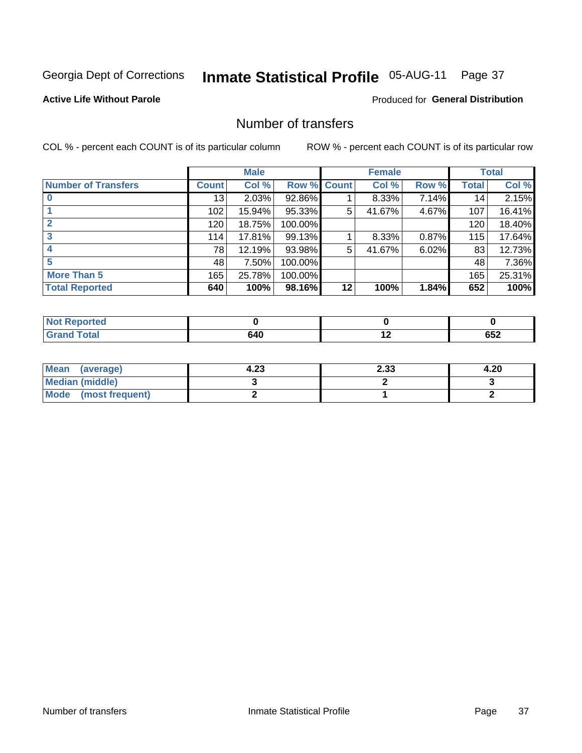Georgia Dept of Corrections **Inmate Statistical Profile** 05-AUG-11 Page 37

**Active Life Without Parole**

Produced for **General Distribution**

## Number of transfers

COL % - percent each COUNT is of its particular column

ROW % - percent each COUNT is of its particular row

| | Male | | | Female | | | Total | |
|---|---|---|---|---|---|---|---|---|
| **Number of Transfers** | **Count** | **Col %** | **Row %** | **Count** | **Col %** | **Row %** | **Total** | **Col %** |
| **0** | 13 | 2.03% | 92.86% | 1 | 8.33% | 7.14% | 14 | 2.15% |
| **1** | 102 | 15.94% | 95.33% | 5 | 41.67% | 4.67% | 107 | 16.41% |
| **2** | 120 | 18.75% | 100.00% | | | | 120 | 18.40% |
| **3** | 114 | 17.81% | 99.13% | 1 | 8.33% | 0.87% | 115 | 17.64% |
| **4** | 78 | 12.19% | 93.98% | 5 | 41.67% | 6.02% | 83 | 12.73% |
| **5** | 48 | 7.50% | 100.00% | | | | 48 | 7.36% |
| **More Than 5** | 165 | 25.78% | 100.00% | | | | 165 | 25.31% |
| **Total Reported** | **640** | **100%** | **98.16%** | **12** | **100%** | **1.84%** | **652** | **100%** |

| | Male | Female | Total |
|---|---|---|---|
| **Not Reported** | **0** | **0** | **0** |
| **Grand Total** | **640** | **12** | **652** |

| | Male | Female | Total |
|---|---|---|---|
| **Mean (average)** | **4.23** | **2.33** | **4.20** |
| **Median (middle)** | **3** | **2** | **3** |
| **Mode (most frequent)** | **2** | **1** | **2** |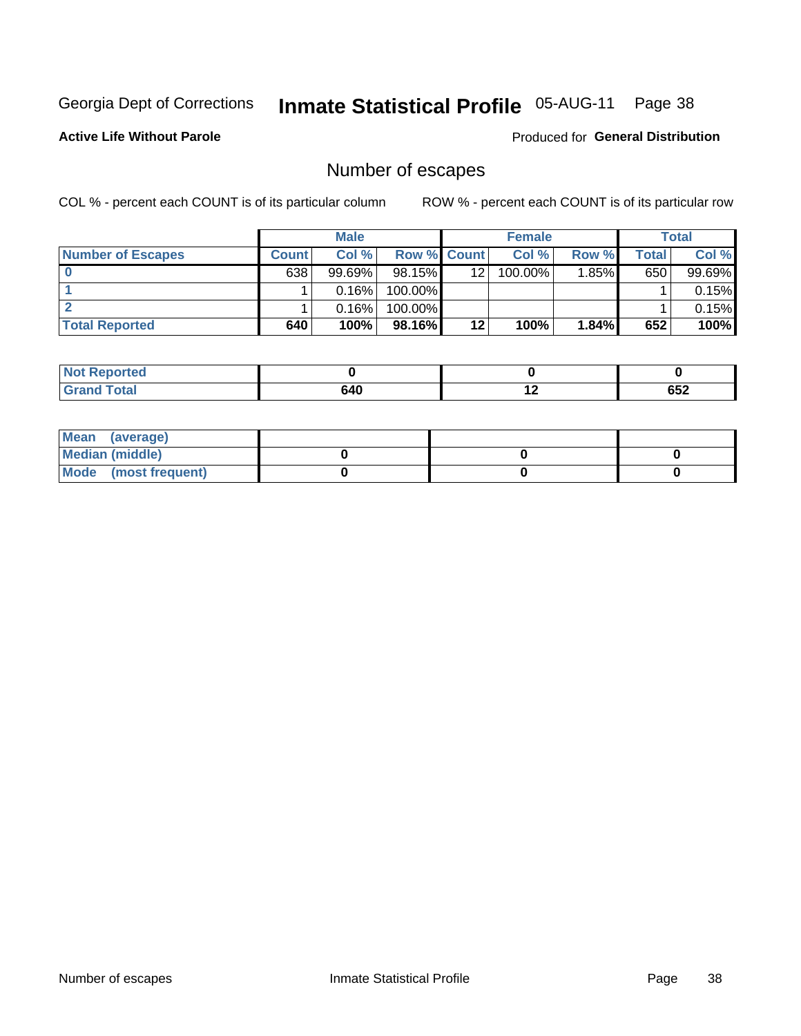Georgia Dept of Corrections **Inmate Statistical Profile** 05-AUG-11

**Active Life Without Parole**

Produced for **General Distribution**

## Number of escapes

COL % - percent each COUNT is of its particular column

ROW % - percent each COUNT is of its particular row

| | Male | | | Female | | | Total | |
|---|---|---|---|---|---|---|---|---|
| **Number of Escapes** | **Count** | **Col %** | **Row %** | **Count** | **Col %** | **Row %** | **Total** | **Col %** |
| **0** | 638 | 99.69% | 98.15% | 12 | 100.00% | 1.85% | 650 | 99.69% |
| **1** | 1 | 0.16% | 100.00% | | | | 1 | 0.15% |
| **2** | 1 | 0.16% | 100.00% | | | | 1 | 0.15% |
| **Total Reported** | **640** | **100%** | **98.16%** | **12** | **100%** | **1.84%** | **652** | **100%** |

| | Male | Female | Total |
|---|---|---|---|
| **Not Reported** | **0** | **0** | **0** |
| **Grand Total** | **640** | **12** | **652** |

| | Male | Female | Total |
|---|---|---|---|
| **Mean (average)** | | | |
| **Median (middle)** | **0** | **0** | **0** |
| **Mode (most frequent)** | **0** | **0** | **0** |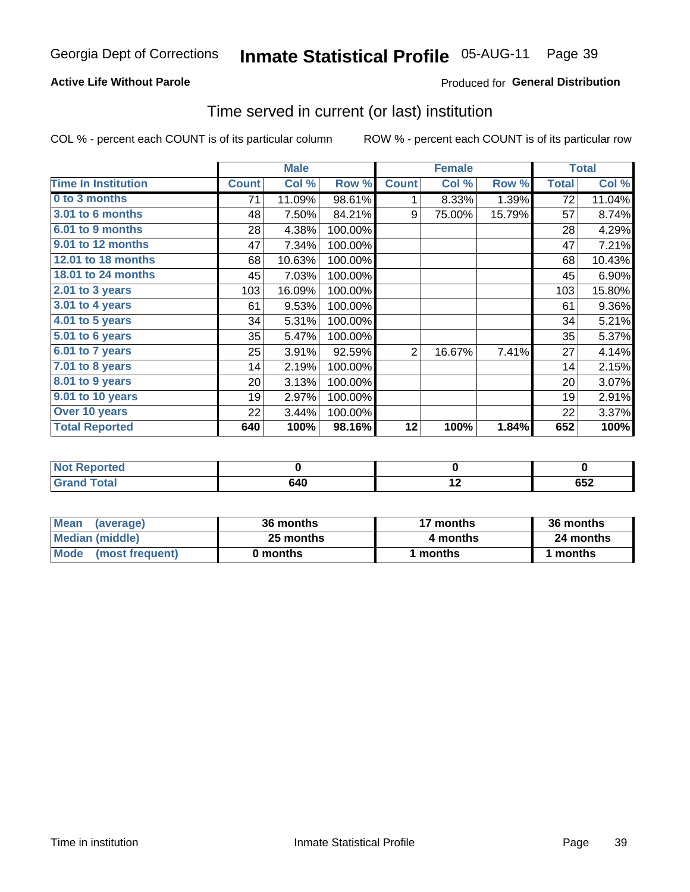Georgia Dept of Corrections **Inmate Statistical Profile** 05-AUG-11 Page 39

**Active Life Without Parole**

Produced for **General Distribution**

## Time served in current (or last) institution

COL % - percent each COUNT is of its particular column ROW % - percent each COUNT is of its particular row

| | Male | | | Female | | | Total | |
|---|---|---|---|---|---|---|---|---|
| Time In Institution | Count | Col % | Row % | Count | Col % | Row % | Total | Col % |
| 0 to 3 months | 71 | 11.09% | 98.61% | 1 | 8.33% | 1.39% | 72 | 11.04% |
| 3.01 to 6 months | 48 | 7.50% | 84.21% | 9 | 75.00% | 15.79% | 57 | 8.74% |
| 6.01 to 9 months | 28 | 4.38% | 100.00% | | | | 28 | 4.29% |
| 9.01 to 12 months | 47 | 7.34% | 100.00% | | | | 47 | 7.21% |
| 12.01 to 18 months | 68 | 10.63% | 100.00% | | | | 68 | 10.43% |
| 18.01 to 24 months | 45 | 7.03% | 100.00% | | | | 45 | 6.90% |
| 2.01 to 3 years | 103 | 16.09% | 100.00% | | | | 103 | 15.80% |
| 3.01 to 4 years | 61 | 9.53% | 100.00% | | | | 61 | 9.36% |
| 4.01 to 5 years | 34 | 5.31% | 100.00% | | | | 34 | 5.21% |
| 5.01 to 6 years | 35 | 5.47% | 100.00% | | | | 35 | 5.37% |
| 6.01 to 7 years | 25 | 3.91% | 92.59% | 2 | 16.67% | 7.41% | 27 | 4.14% |
| 7.01 to 8 years | 14 | 2.19% | 100.00% | | | | 14 | 2.15% |
| 8.01 to 9 years | 20 | 3.13% | 100.00% | | | | 20 | 3.07% |
| 9.01 to 10 years | 19 | 2.97% | 100.00% | | | | 19 | 2.91% |
| Over 10 years | 22 | 3.44% | 100.00% | | | | 22 | 3.37% |
| **Total Reported** | **640** | **100%** | **98.16%** | **12** | **100%** | **1.84%** | **652** | **100%** |

| | Male | Female | Total |
|---|---|---|---|
| Not Reported | 0 | 0 | 0 |
| Grand Total | 640 | 12 | 652 |

| | Male | Female | Total |
|---|---|---|---|
| Mean (average) | 36 months | 17 months | 36 months |
| Median (middle) | 25 months | 4 months | 24 months |
| Mode (most frequent) | 0 months | 1 months | 1 months |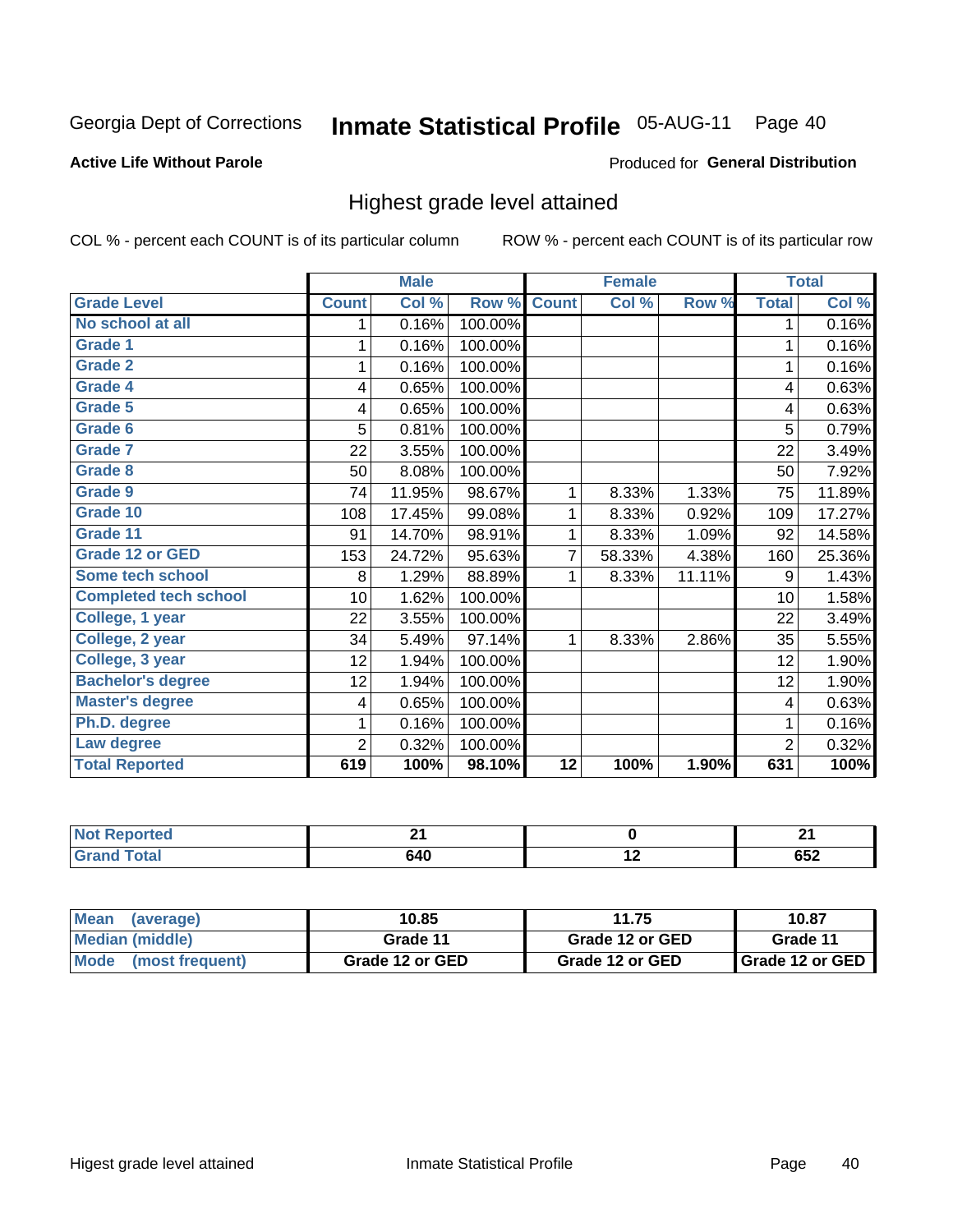Georgia Dept of Corrections **Inmate Statistical Profile** 05-AUG-11

**Active Life Without Parole**

Produced for **General Distribution**

## Highest grade level attained

COL % - percent each COUNT is of its particular column ROW % - percent each COUNT is of its particular row

| | Male | | | Female | | | Total | |
|---|---|---|---|---|---|---|---|---|
| Grade Level | Count | Col % | Row % | Count | Col % | Row % | Total | Col % |
| No school at all | 1 | 0.16% | 100.00% | | | | 1 | 0.16% |
| Grade 1 | 1 | 0.16% | 100.00% | | | | 1 | 0.16% |
| Grade 2 | 1 | 0.16% | 100.00% | | | | 1 | 0.16% |
| Grade 4 | 4 | 0.65% | 100.00% | | | | 4 | 0.63% |
| Grade 5 | 4 | 0.65% | 100.00% | | | | 4 | 0.63% |
| Grade 6 | 5 | 0.81% | 100.00% | | | | 5 | 0.79% |
| Grade 7 | 22 | 3.55% | 100.00% | | | | 22 | 3.49% |
| Grade 8 | 50 | 8.08% | 100.00% | | | | 50 | 7.92% |
| Grade 9 | 74 | 11.95% | 98.67% | 1 | 8.33% | 1.33% | 75 | 11.89% |
| Grade 10 | 108 | 17.45% | 99.08% | 1 | 8.33% | 0.92% | 109 | 17.27% |
| Grade 11 | 91 | 14.70% | 98.91% | 1 | 8.33% | 1.09% | 92 | 14.58% |
| Grade 12 or GED | 153 | 24.72% | 95.63% | 7 | 58.33% | 4.38% | 160 | 25.36% |
| Some tech school | 8 | 1.29% | 88.89% | 1 | 8.33% | 11.11% | 9 | 1.43% |
| Completed tech school | 10 | 1.62% | 100.00% | | | | 10 | 1.58% |
| College, 1 year | 22 | 3.55% | 100.00% | | | | 22 | 3.49% |
| College, 2 year | 34 | 5.49% | 97.14% | 1 | 8.33% | 2.86% | 35 | 5.55% |
| College, 3 year | 12 | 1.94% | 100.00% | | | | 12 | 1.90% |
| Bachelor's degree | 12 | 1.94% | 100.00% | | | | 12 | 1.90% |
| Master's degree | 4 | 0.65% | 100.00% | | | | 4 | 0.63% |
| Ph.D. degree | 1 | 0.16% | 100.00% | | | | 1 | 0.16% |
| Law degree | 2 | 0.32% | 100.00% | | | | 2 | 0.32% |
| **Total Reported** | **619** | **100%** | **98.10%** | **12** | **100%** | **1.90%** | **631** | **100%** |

| | Male | Female | Total |
|---|---|---|---|
| Not Reported | 21 | 0 | 21 |
| Grand Total | 640 | 12 | 652 |

| | Male | Female | Total |
|---|---|---|---|
| Mean (average) | 10.85 | 11.75 | 10.87 |
| Median (middle) | Grade 11 | Grade 12 or GED | Grade 11 |
| Mode (most frequent) | Grade 12 or GED | Grade 12 or GED | Grade 12 or GED |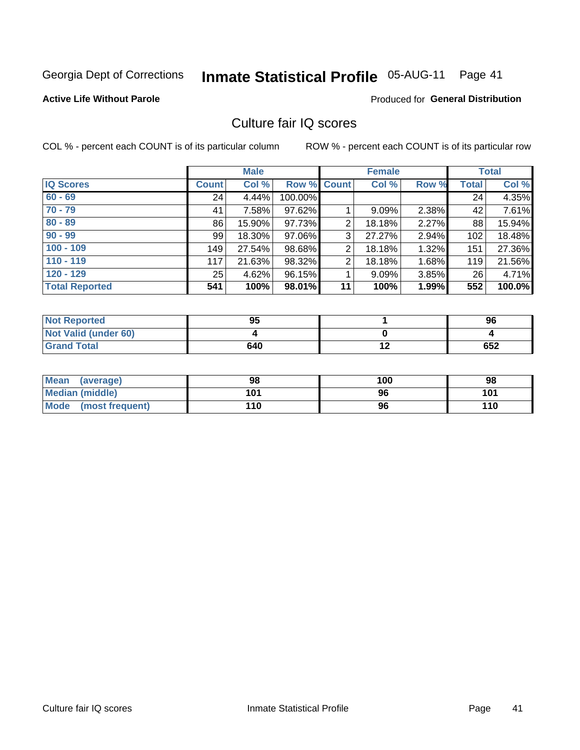Georgia Dept of Corrections **Inmate Statistical Profile** 05-AUG-11

**Active Life Without Parole**

Produced for **General Distribution**

## Culture fair IQ scores

COL % - percent each COUNT is of its particular column

ROW % - percent each COUNT is of its particular row

| | Male | | | Female | | | Total | |
|---|---|---|---|---|---|---|---|---|
| **IQ Scores** | **Count** | **Col %** | **Row %** | **Count** | **Col %** | **Row %** | **Total** | **Col %** |
| **60 - 69** | 24 | 4.44% | 100.00% | | | | 24 | 4.35% |
| **70 - 79** | 41 | 7.58% | 97.62% | 1 | 9.09% | 2.38% | 42 | 7.61% |
| **80 - 89** | 86 | 15.90% | 97.73% | 2 | 18.18% | 2.27% | 88 | 15.94% |
| **90 - 99** | 99 | 18.30% | 97.06% | 3 | 27.27% | 2.94% | 102 | 18.48% |
| **100 - 109** | 149 | 27.54% | 98.68% | 2 | 18.18% | 1.32% | 151 | 27.36% |
| **110 - 119** | 117 | 21.63% | 98.32% | 2 | 18.18% | 1.68% | 119 | 21.56% |
| **120 - 129** | 25 | 4.62% | 96.15% | 1 | 9.09% | 3.85% | 26 | 4.71% |
| **Total Reported** | **541** | **100%** | **98.01%** | **11** | **100%** | **1.99%** | **552** | **100.0%** |

| | Male | Female | Total |
|---|---|---|---|
| **Not Reported** | **95** | **1** | **96** |
| **Not Valid (under 60)** | **4** | **0** | **4** |
| **Grand Total** | **640** | **12** | **652** |

| | Male | Female | Total |
|---|---|---|---|
| **Mean (average)** | **98** | **100** | **98** |
| **Median (middle)** | **101** | **96** | **101** |
| **Mode (most frequent)** | **110** | **96** | **110** |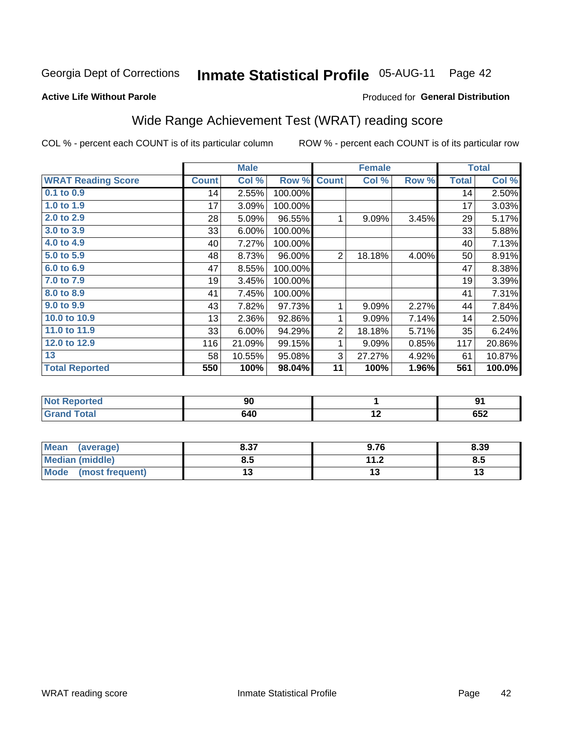Georgia Dept of Corrections **Inmate Statistical Profile** 05-AUG-11 Page 42

**Active Life Without Parole**

Produced for **General Distribution**

## Wide Range Achievement Test (WRAT) reading score

COL % - percent each COUNT is of its particular column

ROW % - percent each COUNT is of its particular row

| | Male | | | Female | | | Total | |
|---|---|---|---|---|---|---|---|---|
| **WRAT Reading Score** | **Count** | **Col %** | **Row %** | **Count** | **Col %** | **Row %** | **Total** | **Col %** |
| 0.1 to 0.9 | 14 | 2.55% | 100.00% | | | | 14 | 2.50% |
| 1.0 to 1.9 | 17 | 3.09% | 100.00% | | | | 17 | 3.03% |
| 2.0 to 2.9 | 28 | 5.09% | 96.55% | 1 | 9.09% | 3.45% | 29 | 5.17% |
| 3.0 to 3.9 | 33 | 6.00% | 100.00% | | | | 33 | 5.88% |
| 4.0 to 4.9 | 40 | 7.27% | 100.00% | | | | 40 | 7.13% |
| 5.0 to 5.9 | 48 | 8.73% | 96.00% | 2 | 18.18% | 4.00% | 50 | 8.91% |
| 6.0 to 6.9 | 47 | 8.55% | 100.00% | | | | 47 | 8.38% |
| 7.0 to 7.9 | 19 | 3.45% | 100.00% | | | | 19 | 3.39% |
| 8.0 to 8.9 | 41 | 7.45% | 100.00% | | | | 41 | 7.31% |
| 9.0 to 9.9 | 43 | 7.82% | 97.73% | 1 | 9.09% | 2.27% | 44 | 7.84% |
| 10.0 to 10.9 | 13 | 2.36% | 92.86% | 1 | 9.09% | 7.14% | 14 | 2.50% |
| 11.0 to 11.9 | 33 | 6.00% | 94.29% | 2 | 18.18% | 5.71% | 35 | 6.24% |
| 12.0 to 12.9 | 116 | 21.09% | 99.15% | 1 | 9.09% | 0.85% | 117 | 20.86% |
| 13 | 58 | 10.55% | 95.08% | 3 | 27.27% | 4.92% | 61 | 10.87% |
| **Total Reported** | **550** | **100%** | **98.04%** | **11** | **100%** | **1.96%** | **561** | **100.0%** |

| | Male | Female | Total |
|---|---|---|---|
| Not Reported | 90 | 1 | 91 |
| Grand Total | 640 | 12 | 652 |

| | Male | Female | Total |
|---|---|---|---|
| Mean (average) | 8.37 | 9.76 | 8.39 |
| Median (middle) | 8.5 | 11.2 | 8.5 |
| Mode (most frequent) | 13 | 13 | 13 |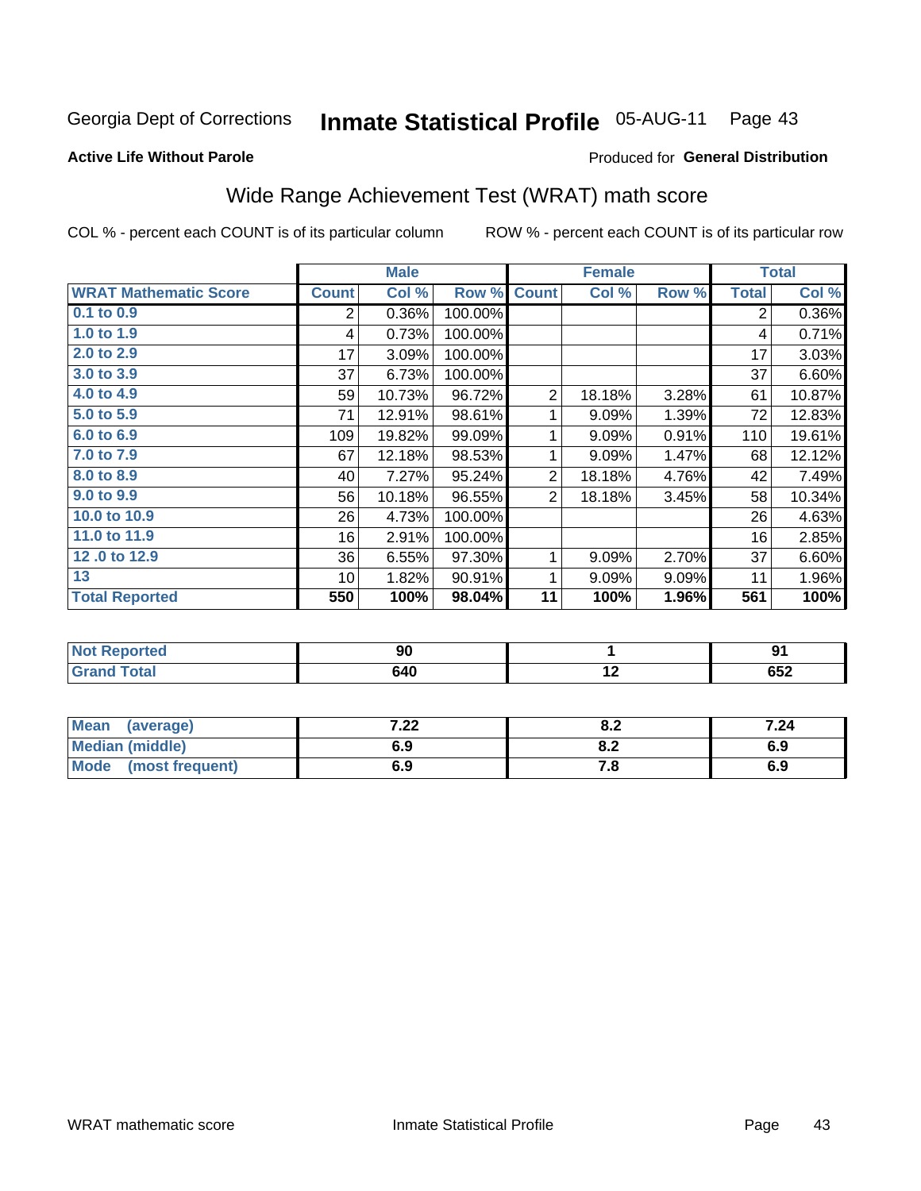Georgia Dept of Corrections **Inmate Statistical Profile** 05-AUG-11

**Active Life Without Parole**

Produced for **General Distribution**

## Wide Range Achievement Test (WRAT) math score

COL % - percent each COUNT is of its particular column ROW % - percent each COUNT is of its particular row

| | Male | | | Female | | | Total | |
|---|---|---|---|---|---|---|---|---|
| **WRAT Mathematic Score** | **Count** | **Col %** | **Row %** | **Count** | **Col %** | **Row %** | **Total** | **Col %** |
| 0.1 to 0.9 | 2 | 0.36% | 100.00% | | | | 2 | 0.36% |
| 1.0 to 1.9 | 4 | 0.73% | 100.00% | | | | 4 | 0.71% |
| 2.0 to 2.9 | 17 | 3.09% | 100.00% | | | | 17 | 3.03% |
| 3.0 to 3.9 | 37 | 6.73% | 100.00% | | | | 37 | 6.60% |
| 4.0 to 4.9 | 59 | 10.73% | 96.72% | 2 | 18.18% | 3.28% | 61 | 10.87% |
| 5.0 to 5.9 | 71 | 12.91% | 98.61% | 1 | 9.09% | 1.39% | 72 | 12.83% |
| 6.0 to 6.9 | 109 | 19.82% | 99.09% | 1 | 9.09% | 0.91% | 110 | 19.61% |
| 7.0 to 7.9 | 67 | 12.18% | 98.53% | 1 | 9.09% | 1.47% | 68 | 12.12% |
| 8.0 to 8.9 | 40 | 7.27% | 95.24% | 2 | 18.18% | 4.76% | 42 | 7.49% |
| 9.0 to 9.9 | 56 | 10.18% | 96.55% | 2 | 18.18% | 3.45% | 58 | 10.34% |
| 10.0 to 10.9 | 26 | 4.73% | 100.00% | | | | 26 | 4.63% |
| 11.0 to 11.9 | 16 | 2.91% | 100.00% | | | | 16 | 2.85% |
| 12 .0 to 12.9 | 36 | 6.55% | 97.30% | 1 | 9.09% | 2.70% | 37 | 6.60% |
| 13 | 10 | 1.82% | 90.91% | 1 | 9.09% | 9.09% | 11 | 1.96% |
| **Total Reported** | **550** | **100%** | **98.04%** | **11** | **100%** | **1.96%** | **561** | **100%** |

| | Male | Female | Total |
|---|---|---|---|
| Not Reported | 90 | 1 | 91 |
| Grand Total | 640 | 12 | 652 |

| | Male | Female | Total |
|---|---|---|---|
| Mean (average) | 7.22 | 8.2 | 7.24 |
| Median (middle) | 6.9 | 8.2 | 6.9 |
| Mode (most frequent) | 6.9 | 7.8 | 6.9 |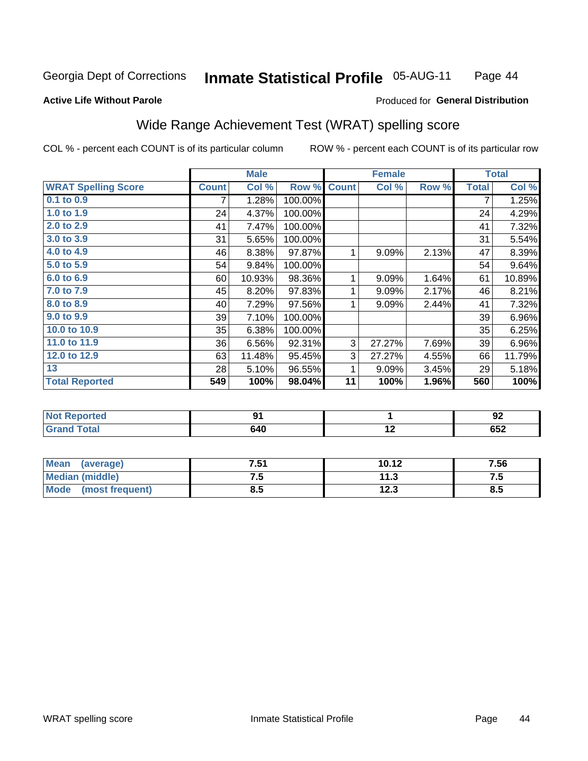Georgia Dept of Corrections **Inmate Statistical Profile** 05-AUG-11

**Active Life Without Parole**

Produced for **General Distribution**

## Wide Range Achievement Test (WRAT) spelling score

COL % - percent each COUNT is of its particular column ROW % - percent each COUNT is of its particular row

| | Male | | | Female | | | Total | |
|---|---|---|---|---|---|---|---|---|
| **WRAT Spelling Score** | **Count** | **Col %** | **Row %** | **Count** | **Col %** | **Row %** | **Total** | **Col %** |
| 0.1 to 0.9 | 7 | 1.28% | 100.00% | | | | 7 | 1.25% |
| 1.0 to 1.9 | 24 | 4.37% | 100.00% | | | | 24 | 4.29% |
| 2.0 to 2.9 | 41 | 7.47% | 100.00% | | | | 41 | 7.32% |
| 3.0 to 3.9 | 31 | 5.65% | 100.00% | | | | 31 | 5.54% |
| 4.0 to 4.9 | 46 | 8.38% | 97.87% | 1 | 9.09% | 2.13% | 47 | 8.39% |
| 5.0 to 5.9 | 54 | 9.84% | 100.00% | | | | 54 | 9.64% |
| 6.0 to 6.9 | 60 | 10.93% | 98.36% | 1 | 9.09% | 1.64% | 61 | 10.89% |
| 7.0 to 7.9 | 45 | 8.20% | 97.83% | 1 | 9.09% | 2.17% | 46 | 8.21% |
| 8.0 to 8.9 | 40 | 7.29% | 97.56% | 1 | 9.09% | 2.44% | 41 | 7.32% |
| 9.0 to 9.9 | 39 | 7.10% | 100.00% | | | | 39 | 6.96% |
| 10.0 to 10.9 | 35 | 6.38% | 100.00% | | | | 35 | 6.25% |
| 11.0 to 11.9 | 36 | 6.56% | 92.31% | 3 | 27.27% | 7.69% | 39 | 6.96% |
| 12.0 to 12.9 | 63 | 11.48% | 95.45% | 3 | 27.27% | 4.55% | 66 | 11.79% |
| 13 | 28 | 5.10% | 96.55% | 1 | 9.09% | 3.45% | 29 | 5.18% |
| **Total Reported** | **549** | **100%** | **98.04%** | **11** | **100%** | **1.96%** | **560** | **100%** |

| | Male | Female | Total |
|---|---|---|---|
| Not Reported | 91 | 1 | 92 |
| Grand Total | 640 | 12 | 652 |

| | Male | Female | Total |
|---|---|---|---|
| Mean (average) | 7.51 | 10.12 | 7.56 |
| Median (middle) | 7.5 | 11.3 | 7.5 |
| Mode (most frequent) | 8.5 | 12.3 | 8.5 |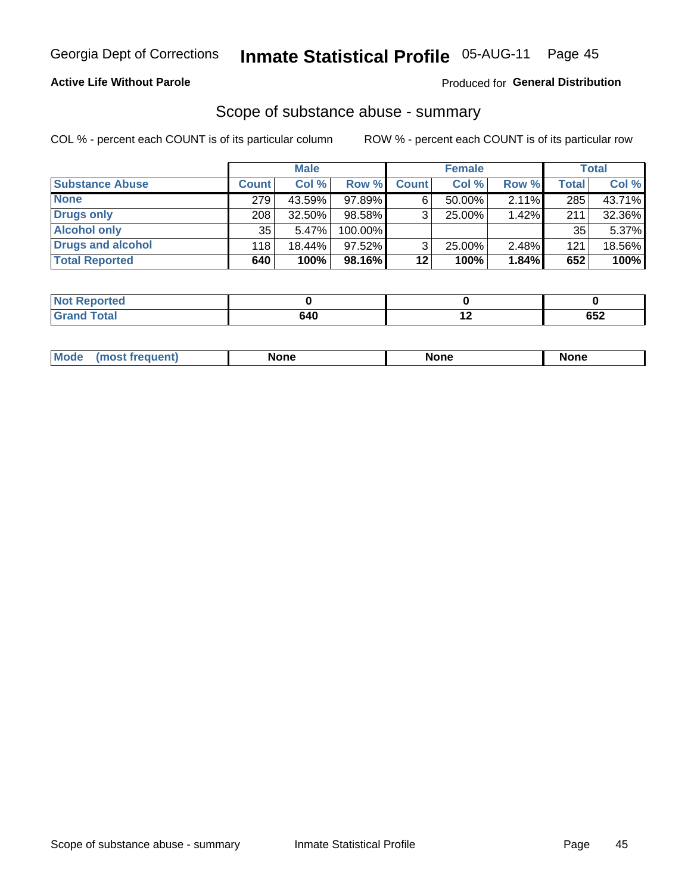Georgia Dept of Corrections **Inmate Statistical Profile** 05-AUG-11

**Active Life Without Parole**

Produced for **General Distribution**

## Scope of substance abuse - summary

COL % - percent each COUNT is of its particular column

ROW % - percent each COUNT is of its particular row

| | Male | | | Female | | | Total | |
|---|---|---|---|---|---|---|---|---|
| **Substance Abuse** | **Count** | **Col %** | **Row %** | **Count** | **Col %** | **Row %** | **Total** | **Col %** |
| **None** | 279 | 43.59% | 97.89% | 6 | 50.00% | 2.11% | 285 | 43.71% |
| **Drugs only** | 208 | 32.50% | 98.58% | 3 | 25.00% | 1.42% | 211 | 32.36% |
| **Alcohol only** | 35 | 5.47% | 100.00% | | | | 35 | 5.37% |
| **Drugs and alcohol** | 118 | 18.44% | 97.52% | 3 | 25.00% | 2.48% | 121 | 18.56% |
| **Total Reported** | **640** | **100%** | **98.16%** | **12** | **100%** | **1.84%** | **652** | **100%** |

| | Male | Female | Total |
|---|---|---|---|
| **Not Reported** | **0** | **0** | **0** |
| **Grand Total** | **640** | **12** | **652** |

| | Male | Female | Total |
|---|---|---|---|
| **Mode (most frequent)** | **None** | **None** | **None** |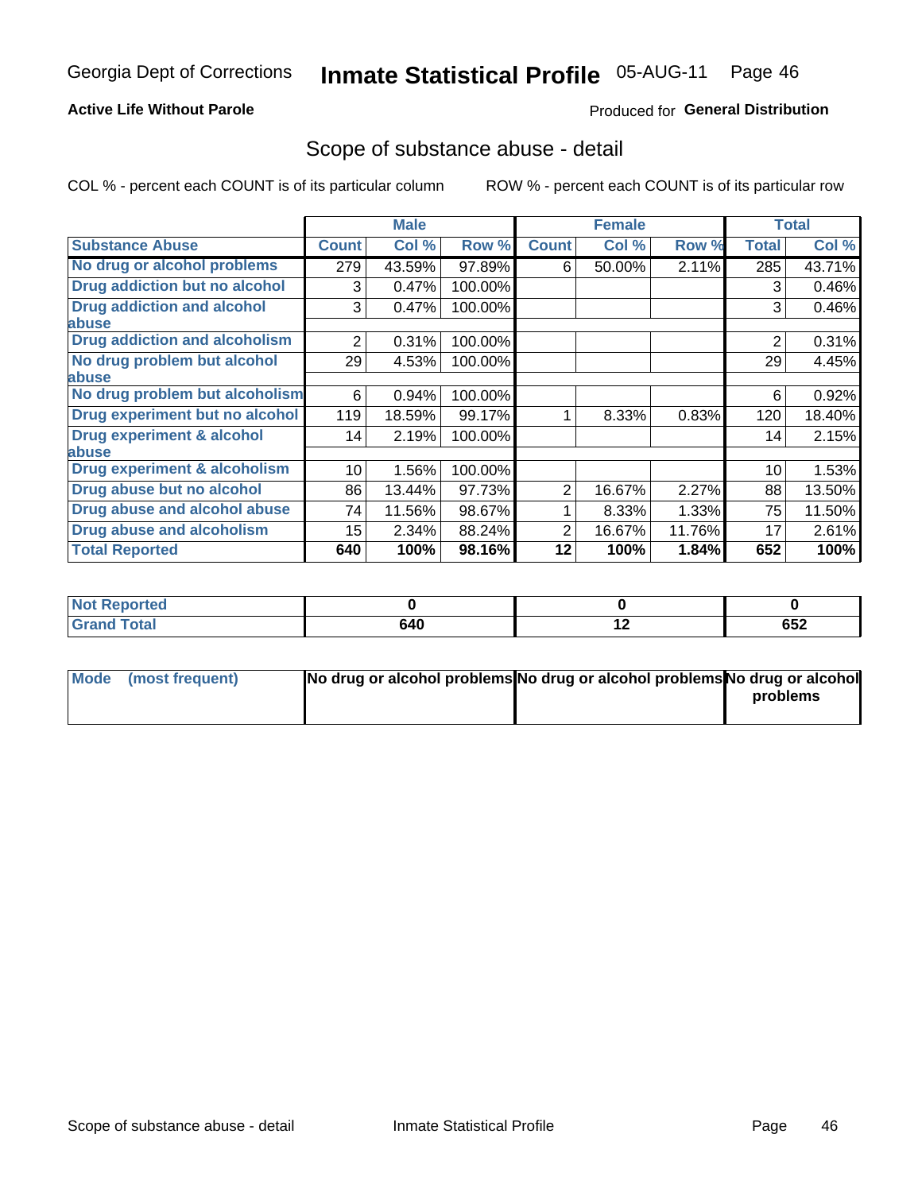Georgia Dept of Corrections **Inmate Statistical Profile** 05-AUG-11

**Active Life Without Parole**

Produced for **General Distribution**

## Scope of substance abuse - detail

COL % - percent each COUNT is of its particular column     ROW % - percent each COUNT is of its particular row

| | Male | | | Female | | | Total | |
|---|---|---|---|---|---|---|---|---|
| **Substance Abuse** | **Count** | **Col %** | **Row %** | **Count** | **Col %** | **Row %** | **Total** | **Col %** |
| **No drug or alcohol problems** | 279 | 43.59% | 97.89% | 6 | 50.00% | 2.11% | 285 | 43.71% |
| **Drug addiction but no alcohol** | 3 | 0.47% | 100.00% | | | | 3 | 0.46% |
| **Drug addiction and alcohol abuse** | 3 | 0.47% | 100.00% | | | | 3 | 0.46% |
| **Drug addiction and alcoholism** | 2 | 0.31% | 100.00% | | | | 2 | 0.31% |
| **No drug problem but alcohol abuse** | 29 | 4.53% | 100.00% | | | | 29 | 4.45% |
| **No drug problem but alcoholism** | 6 | 0.94% | 100.00% | | | | 6 | 0.92% |
| **Drug experiment but no alcohol** | 119 | 18.59% | 99.17% | 1 | 8.33% | 0.83% | 120 | 18.40% |
| **Drug experiment & alcohol abuse** | 14 | 2.19% | 100.00% | | | | 14 | 2.15% |
| **Drug experiment & alcoholism** | 10 | 1.56% | 100.00% | | | | 10 | 1.53% |
| **Drug abuse but no alcohol** | 86 | 13.44% | 97.73% | 2 | 16.67% | 2.27% | 88 | 13.50% |
| **Drug abuse and alcohol abuse** | 74 | 11.56% | 98.67% | 1 | 8.33% | 1.33% | 75 | 11.50% |
| **Drug abuse and alcoholism** | 15 | 2.34% | 88.24% | 2 | 16.67% | 11.76% | 17 | 2.61% |
| **Total Reported** | **640** | **100%** | **98.16%** | **12** | **100%** | **1.84%** | **652** | **100%** |

| | Male | Female | Total |
|---|---|---|---|
| **Not Reported** | **0** | **0** | **0** |
| **Grand Total** | **640** | **12** | **652** |

| | Male | Female | Total |
|---|---|---|---|
| **Mode (most frequent)** | **No drug or alcohol problems** | **No drug or alcohol problems** | **No drug or alcohol problems** |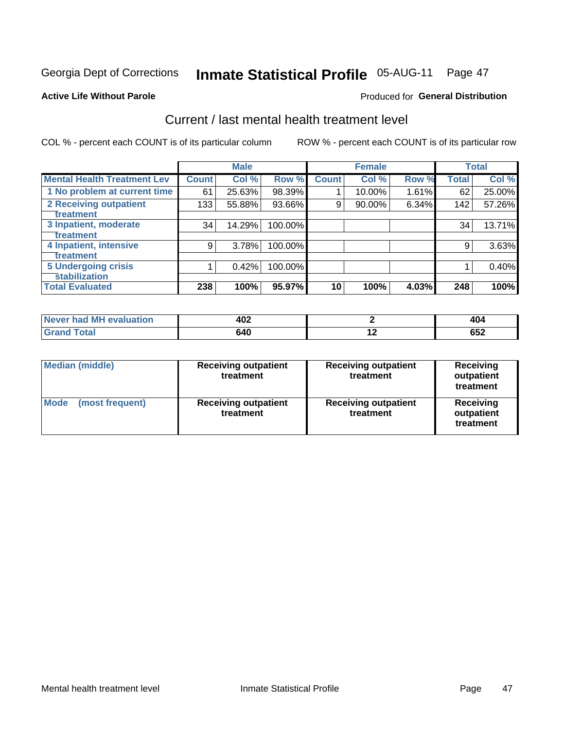Georgia Dept of Corrections **Inmate Statistical Profile** 05-AUG-11 Page 47

**Active Life Without Parole**

Produced for **General Distribution**

## Current / last mental health treatment level

COL % - percent each COUNT is of its particular column ROW % - percent each COUNT is of its particular row

| | Male | | | Female | | | Total | |
|---|---|---|---|---|---|---|---|---|
| **Mental Health Treatment Lev** | **Count** | **Col %** | **Row %** | **Count** | **Col %** | **Row %** | **Total** | **Col %** |
| 1 No problem at current time | 61 | 25.63% | 98.39% | 1 | 10.00% | 1.61% | 62 | 25.00% |
| 2 Receiving outpatient treatment | 133 | 55.88% | 93.66% | 9 | 90.00% | 6.34% | 142 | 57.26% |
| 3 Inpatient, moderate treatment | 34 | 14.29% | 100.00% | | | | 34 | 13.71% |
| 4 Inpatient, intensive treatment | 9 | 3.78% | 100.00% | | | | 9 | 3.63% |
| 5 Undergoing crisis stabilization | 1 | 0.42% | 100.00% | | | | 1 | 0.40% |
| **Total Evaluated** | **238** | **100%** | **95.97%** | **10** | **100%** | **4.03%** | **248** | **100%** |

| | Male | Female | Total |
|---|---|---|---|
| **Never had MH evaluation** | **402** | **2** | **404** |
| **Grand Total** | **640** | **12** | **652** |

| | Male | Female | Total |
|---|---|---|---|
| **Median (middle)** | **Receiving outpatient treatment** | **Receiving outpatient treatment** | **Receiving outpatient treatment** |
| **Mode (most frequent)** | **Receiving outpatient treatment** | **Receiving outpatient treatment** | **Receiving outpatient treatment** |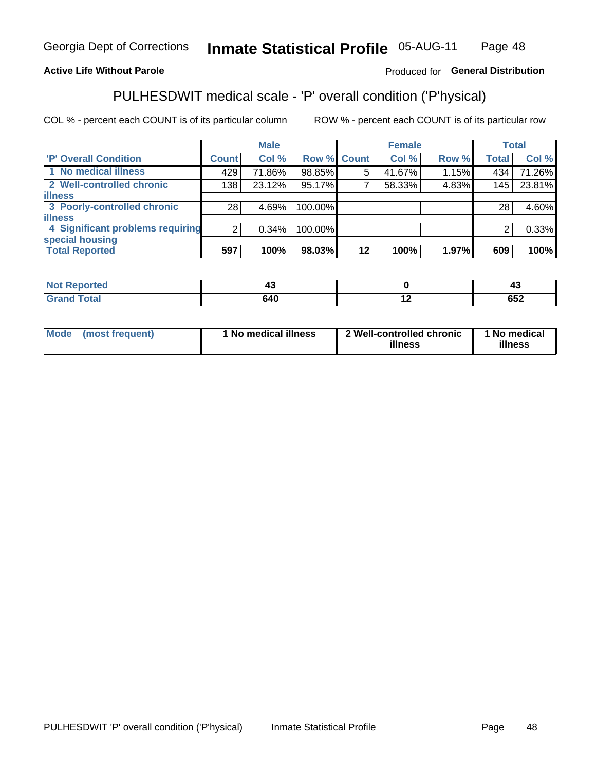Georgia Dept of Corrections **Inmate Statistical Profile** 05-AUG-11

**Active Life Without Parole**

Produced for **General Distribution**

## PULHESDWIT medical scale - 'P' overall condition ('P'hysical)

COL % - percent each COUNT is of its particular column

ROW % - percent each COUNT is of its particular row

| | Male | | | Female | | | Total | |
|---|---|---|---|---|---|---|---|---|
| **'P' Overall Condition** | **Count** | **Col %** | **Row %** | **Count** | **Col %** | **Row %** | **Total** | **Col %** |
| 1 No medical illness | 429 | 71.86% | 98.85% | 5 | 41.67% | 1.15% | 434 | 71.26% |
| 2 Well-controlled chronic illness | 138 | 23.12% | 95.17% | 7 | 58.33% | 4.83% | 145 | 23.81% |
| 3 Poorly-controlled chronic illness | 28 | 4.69% | 100.00% | | | | 28 | 4.60% |
| 4 Significant problems requiring special housing | 2 | 0.34% | 100.00% | | | | 2 | 0.33% |
| **Total Reported** | **597** | **100%** | **98.03%** | **12** | **100%** | **1.97%** | **609** | **100%** |

| | Male | Female | Total |
|---|---|---|---|
| **Not Reported** | **43** | **0** | **43** |
| **Grand Total** | **640** | **12** | **652** |

| | Male | Female | Total |
|---|---|---|---|
| **Mode (most frequent)** | **1 No medical illness** | **2 Well-controlled chronic illness** | **1 No medical illness** |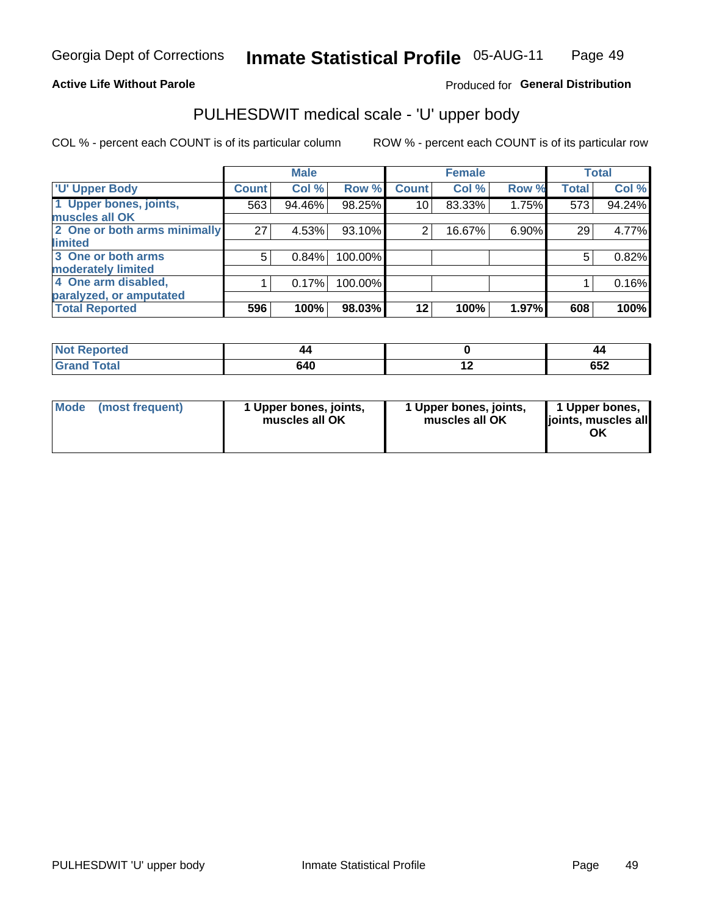**Active Life Without Parole** Produced for **General Distribution**

# PULHESDWIT medical scale - 'U' upper body

COL % - percent each COUNT is of its particular column ROW % - percent each COUNT is of its particular row

| | Male | | | Female | | | Total | |
|---|---|---|---|---|---|---|---|---|
| 'U' Upper Body | Count | Col % | Row % | Count | Col % | Row % | Total | Col % |
| 1 Upper bones, joints, muscles all OK | 563 | 94.46% | 98.25% | 10 | 83.33% | 1.75% | 573 | 94.24% |
| 2 One or both arms minimally limited | 27 | 4.53% | 93.10% | 2 | 16.67% | 6.90% | 29 | 4.77% |
| 3 One or both arms moderately limited | 5 | 0.84% | 100.00% | | | | 5 | 0.82% |
| 4 One arm disabled, paralyzed, or amputated | 1 | 0.17% | 100.00% | | | | 1 | 0.16% |
| **Total Reported** | **596** | **100%** | **98.03%** | **12** | **100%** | **1.97%** | **608** | **100%** |

| | Male | Female | Total |
|---|---|---|---|
| Not Reported | 44 | 0 | 44 |
| Grand Total | 640 | 12 | 652 |

| | Male | Female | Total |
|---|---|---|---|
| Mode (most frequent) | 1 Upper bones, joints, muscles all OK | 1 Upper bones, joints, muscles all OK | 1 Upper bones, joints, muscles all OK |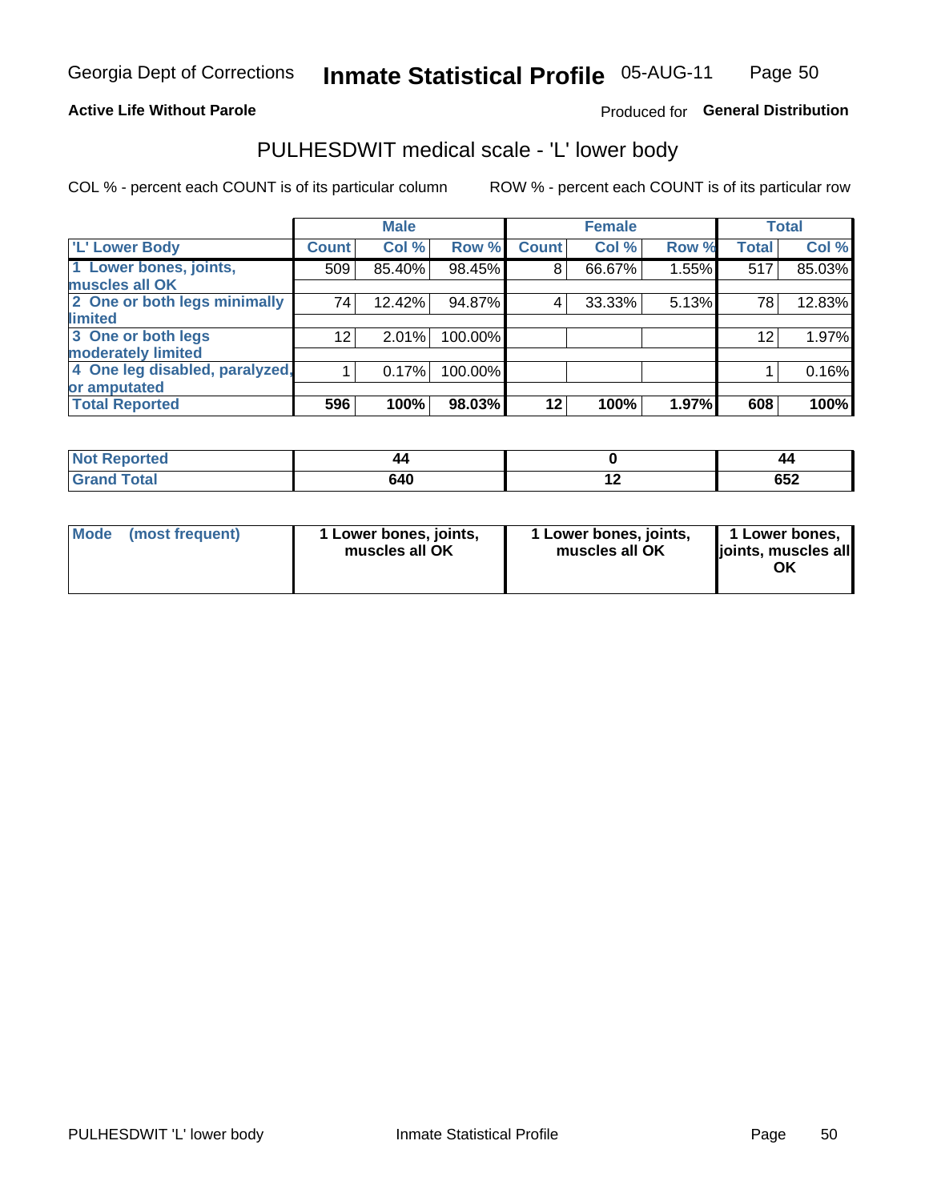Georgia Dept of Corrections **Inmate Statistical Profile** 05-AUG-11

**Active Life Without Parole**

Produced for **General Distribution**

## PULHESDWIT medical scale - 'L' lower body

COL % - percent each COUNT is of its particular column

ROW % - percent each COUNT is of its particular row

| | Male | | | Female | | | Total | |
|---|---|---|---|---|---|---|---|---|
| 'L' Lower Body | Count | Col % | Row % | Count | Col % | Row % | Total | Col % |
| 1 Lower bones, joints, muscles all OK | 509 | 85.40% | 98.45% | 8 | 66.67% | 1.55% | 517 | 85.03% |
| 2 One or both legs minimally limited | 74 | 12.42% | 94.87% | 4 | 33.33% | 5.13% | 78 | 12.83% |
| 3 One or both legs moderately limited | 12 | 2.01% | 100.00% | | | | 12 | 1.97% |
| 4 One leg disabled, paralyzed, or amputated | 1 | 0.17% | 100.00% | | | | 1 | 0.16% |
| **Total Reported** | **596** | **100%** | **98.03%** | **12** | **100%** | **1.97%** | **608** | **100%** |

| | Male | Female | Total |
|---|---|---|---|
| Not Reported | 44 | 0 | 44 |
| Grand Total | 640 | 12 | 652 |

| | Male | Female | Total |
|---|---|---|---|
| Mode (most frequent) | 1 Lower bones, joints, muscles all OK | 1 Lower bones, joints, muscles all OK | 1 Lower bones, joints, muscles all OK |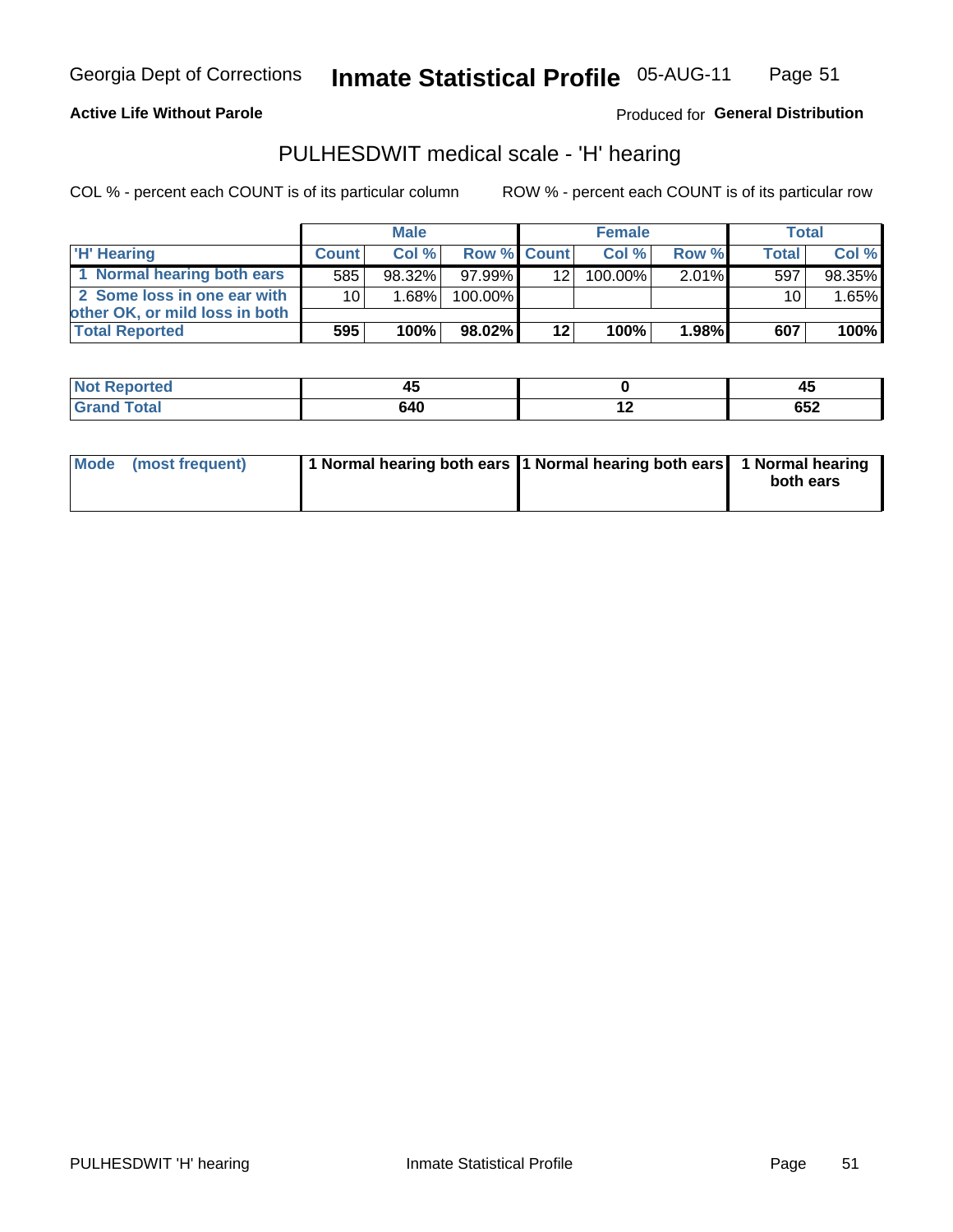Georgia Dept of Corrections **Inventory Statistical Profile** 05-AUG-11

**Active Life Without Parole**

Produced for **General Distribution**

## PULHESDWIT medical scale - 'H' hearing

COL % - percent each COUNT is of its particular column

ROW % - percent each COUNT is of its particular row

| | Male | | | Female | | | Total | |
|---|---|---|---|---|---|---|---|---|
| 'H' Hearing | Count | Col % | Row % | Count | Col % | Row % | Total | Col % |
| 1 Normal hearing both ears | 585 | 98.32% | 97.99% | 12 | 100.00% | 2.01% | 597 | 98.35% |
| 2 Some loss in one ear with other OK, or mild loss in both | 10 | 1.68% | 100.00% | | | | 10 | 1.65% |
| **Total Reported** | **595** | **100%** | **98.02%** | **12** | **100%** | **1.98%** | **607** | **100%** |

| | Male | Female | Total |
|---|---|---|---|
| Not Reported | 45 | 0 | 45 |
| Grand Total | 640 | 12 | 652 |

| | Male | Female | Total |
|---|---|---|---|
| Mode (most frequent) | 1 Normal hearing both ears | 1 Normal hearing both ears | 1 Normal hearing both ears |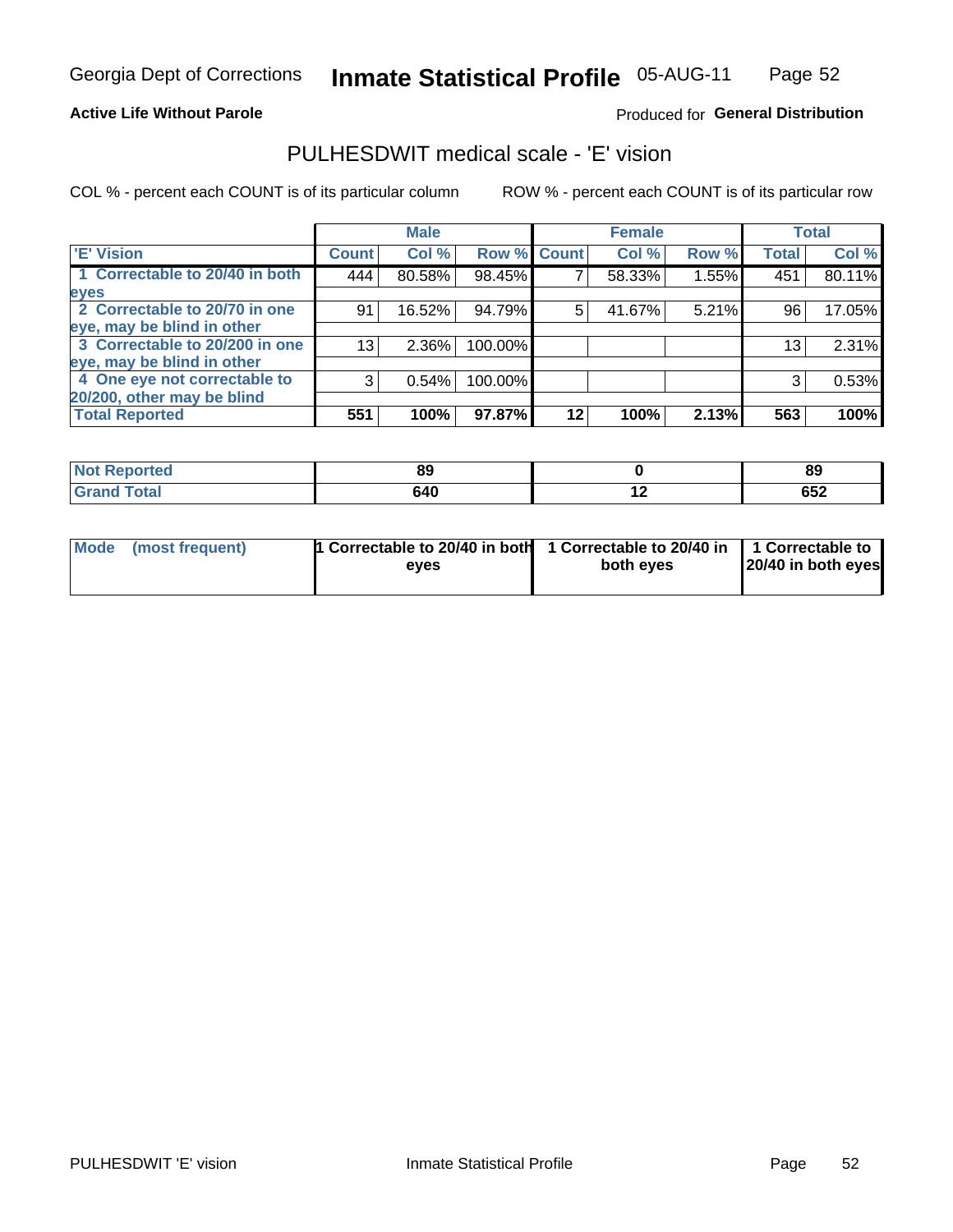Georgia Dept of Corrections **Inmate Statistical Profile** 05-AUG-11

**Active Life Without Parole**

Produced for **General Distribution**

## PULHESDWIT medical scale - 'E' vision

COL % - percent each COUNT is of its particular column

ROW % - percent each COUNT is of its particular row

| | Male | | | Female | | | Total | |
|---|---|---|---|---|---|---|---|---|
| 'E' Vision | Count | Col % | Row % | Count | Col % | Row % | Total | Col % |
| 1 Correctable to 20/40 in both eyes | 444 | 80.58% | 98.45% | 7 | 58.33% | 1.55% | 451 | 80.11% |
| 2 Correctable to 20/70 in one eye, may be blind in other | 91 | 16.52% | 94.79% | 5 | 41.67% | 5.21% | 96 | 17.05% |
| 3 Correctable to 20/200 in one eye, may be blind in other | 13 | 2.36% | 100.00% | | | | 13 | 2.31% |
| 4 One eye not correctable to 20/200, other may be blind | 3 | 0.54% | 100.00% | | | | 3 | 0.53% |
| **Total Reported** | **551** | **100%** | **97.87%** | **12** | **100%** | **2.13%** | **563** | **100%** |

| | Male | Female | Total |
|---|---|---|---|
| **Not Reported** | **89** | **0** | **89** |
| **Grand Total** | **640** | **12** | **652** |

| | Male | Female | Total |
|---|---|---|---|
| **Mode (most frequent)** | **1 Correctable to 20/40 in both eyes** | **1 Correctable to 20/40 in both eyes** | **1 Correctable to 20/40 in both eyes** |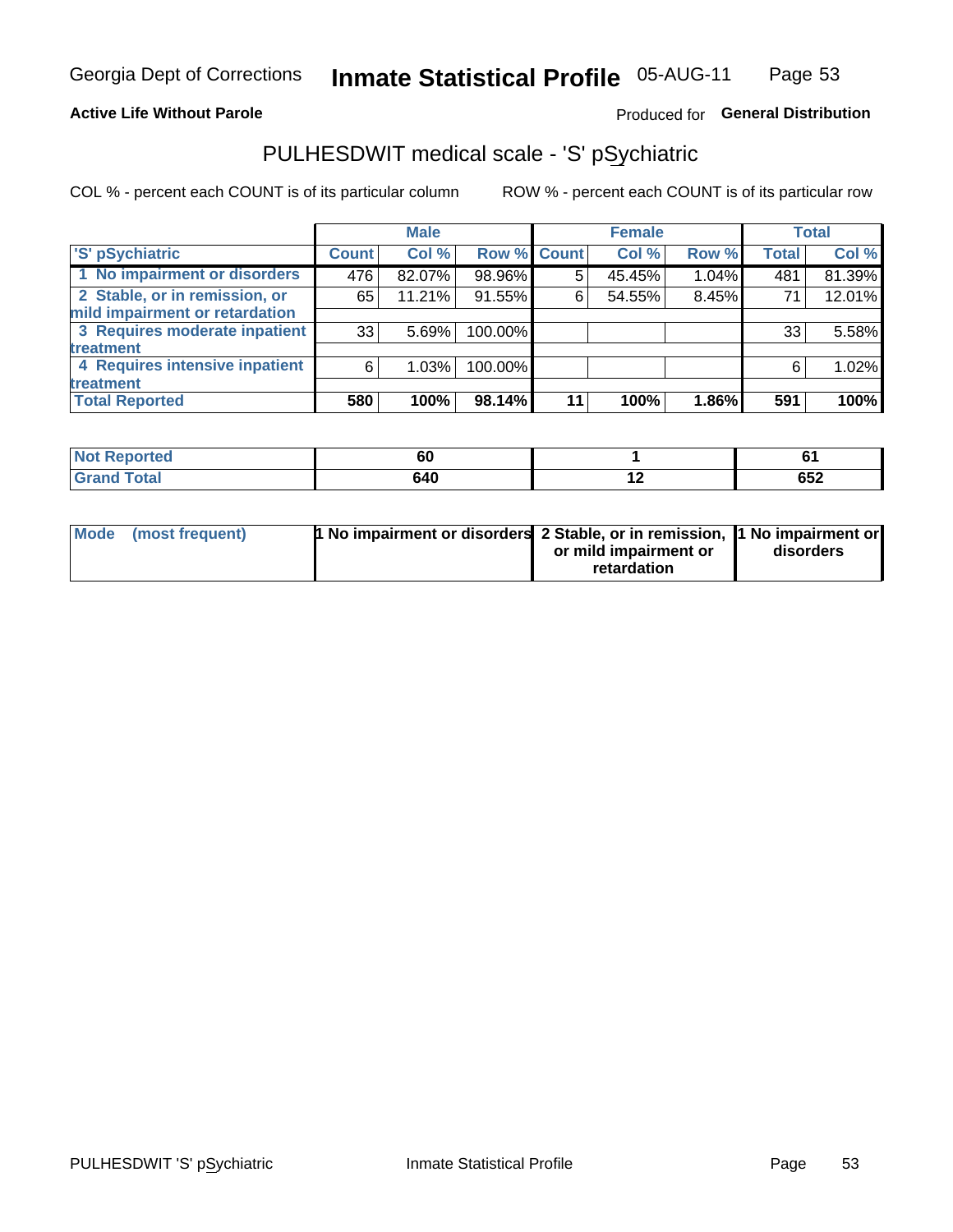**Active Life Without Parole** Produced for **General Distribution**

# PULHESDWIT medical scale - 'S' pSychiatric

COL % - percent each COUNT is of its particular column ROW % - percent each COUNT is of its particular row

| | Male | | | Female | | | Total | |
|---|---|---|---|---|---|---|---|---|
| 'S' pSychiatric | Count | Col % | Row % | Count | Col % | Row % | Total | Col % |
| 1 No impairment or disorders | 476 | 82.07% | 98.96% | 5 | 45.45% | 1.04% | 481 | 81.39% |
| 2 Stable, or in remission, or mild impairment or retardation | 65 | 11.21% | 91.55% | 6 | 54.55% | 8.45% | 71 | 12.01% |
| 3 Requires moderate inpatient treatment | 33 | 5.69% | 100.00% | | | | 33 | 5.58% |
| 4 Requires intensive inpatient treatment | 6 | 1.03% | 100.00% | | | | 6 | 1.02% |
| **Total Reported** | **580** | **100%** | **98.14%** | **11** | **100%** | **1.86%** | **591** | **100%** |

| | Male | Female | Total |
|---|---|---|---|
| Not Reported | 60 | 1 | 61 |
| Grand Total | 640 | 12 | 652 |

| | Male | Female | Total |
|---|---|---|---|
| Mode (most frequent) | 1 No impairment or disorders | 2 Stable, or in remission, or mild impairment or retardation | 1 No impairment or disorders |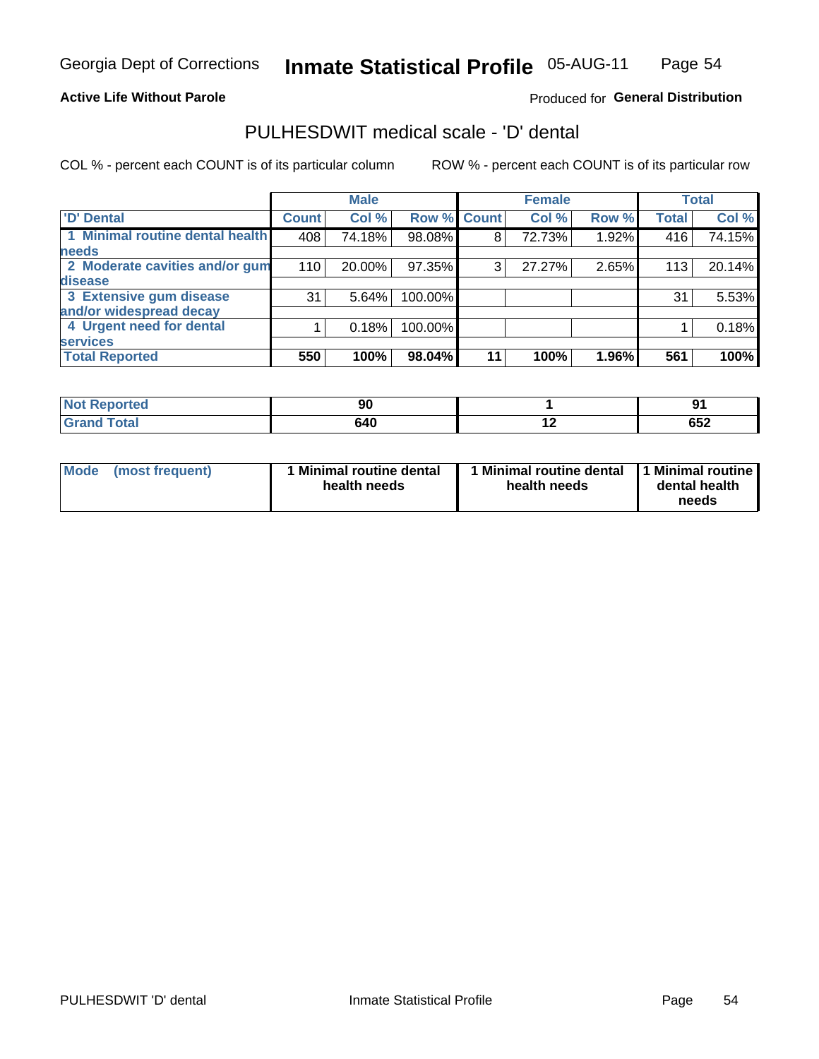Georgia Dept of Corrections **Inmate Statistical Profile** 05-AUG-11

**Active Life Without Parole**

Produced for **General Distribution**

## PULHESDWIT medical scale - 'D' dental

COL % - percent each COUNT is of its particular column ROW % - percent each COUNT is of its particular row

| | Male | | | Female | | | Total | |
|---|---|---|---|---|---|---|---|---|
| 'D' Dental | Count | Col % | Row % | Count | Col % | Row % | Total | Col % |
| 1 Minimal routine dental health needs | 408 | 74.18% | 98.08% | 8 | 72.73% | 1.92% | 416 | 74.15% |
| 2 Moderate cavities and/or gum disease | 110 | 20.00% | 97.35% | 3 | 27.27% | 2.65% | 113 | 20.14% |
| 3 Extensive gum disease and/or widespread decay | 31 | 5.64% | 100.00% | | | | 31 | 5.53% |
| 4 Urgent need for dental services | 1 | 0.18% | 100.00% | | | | 1 | 0.18% |
| **Total Reported** | **550** | **100%** | **98.04%** | **11** | **100%** | **1.96%** | **561** | **100%** |

| | Male | Female | Total |
|---|---|---|---|
| **Not Reported** | **90** | **1** | **91** |
| **Grand Total** | **640** | **12** | **652** |

| | Male | Female | Total |
|---|---|---|---|
| **Mode (most frequent)** | **1 Minimal routine dental health needs** | **1 Minimal routine dental health needs** | **1 Minimal routine dental health needs** |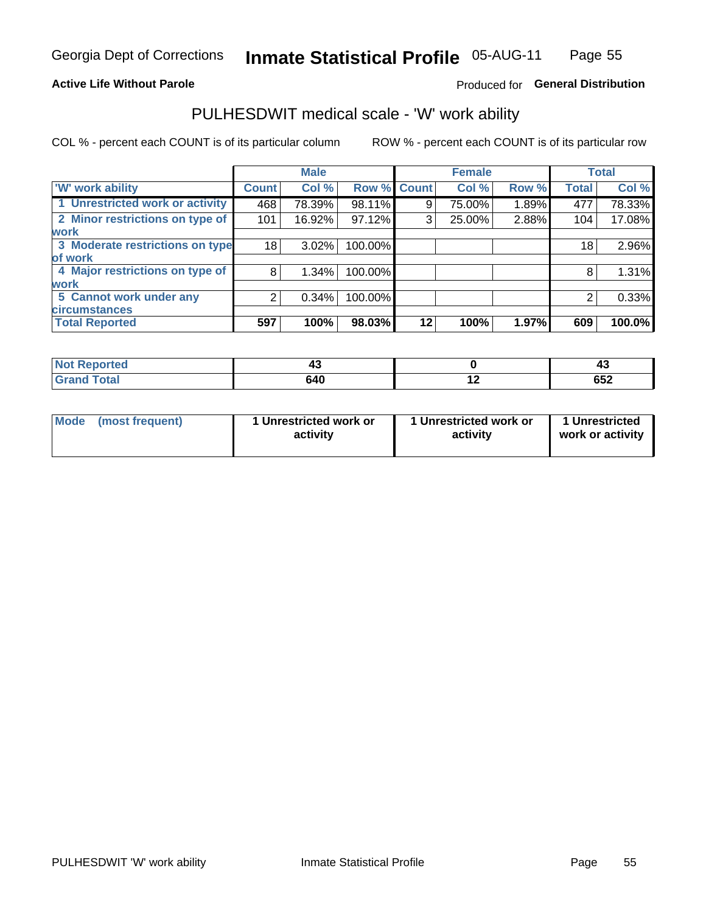Georgia Dept of Corrections **Inmate Statistical Profile** 05-AUG-11

**Active Life Without Parole**

Produced for **General Distribution**

## PULHESDWIT medical scale - 'W' work ability

COL % - percent each COUNT is of its particular column    ROW % - percent each COUNT is of its particular row

| | Male | | | Female | | | Total | |
|---|---|---|---|---|---|---|---|---|
| 'W' work ability | Count | Col % | Row % | Count | Col % | Row % | Total | Col % |
| 1 Unrestricted work or activity | 468 | 78.39% | 98.11% | 9 | 75.00% | 1.89% | 477 | 78.33% |
| 2 Minor restrictions on type of work | 101 | 16.92% | 97.12% | 3 | 25.00% | 2.88% | 104 | 17.08% |
| 3 Moderate restrictions on type of work | 18 | 3.02% | 100.00% | | | | 18 | 2.96% |
| 4 Major restrictions on type of work | 8 | 1.34% | 100.00% | | | | 8 | 1.31% |
| 5 Cannot work under any circumstances | 2 | 0.34% | 100.00% | | | | 2 | 0.33% |
| **Total Reported** | **597** | **100%** | **98.03%** | **12** | **100%** | **1.97%** | **609** | **100.0%** |

| | Male | Female | Total |
|---|---|---|---|
| Not Reported | 43 | 0 | 43 |
| Grand Total | 640 | 12 | 652 |

| | Male | Female | Total |
|---|---|---|---|
| Mode (most frequent) | 1 Unrestricted work or activity | 1 Unrestricted work or activity | 1 Unrestricted work or activity |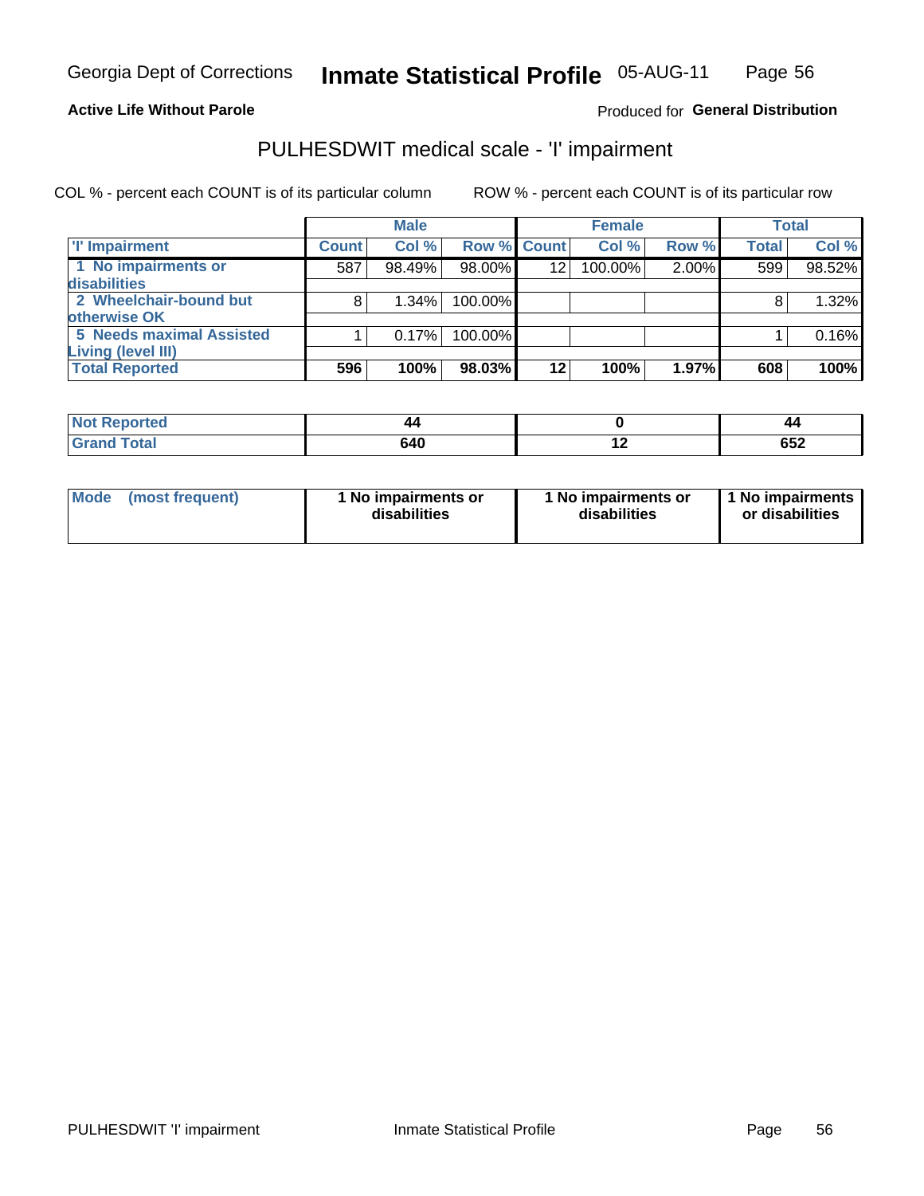Georgia Dept of Corrections **Inmate Statistical Profile** 05-AUG-11

**Active Life Without Parole**

Produced for **General Distribution**

## PULHESDWIT medical scale - 'I' impairment

COL % - percent each COUNT is of its particular column ROW % - percent each COUNT is of its particular row

| | Male | | | Female | | | Total | |
|---|---|---|---|---|---|---|---|---|
| 'I' Impairment | Count | Col % | Row % | Count | Col % | Row % | Total | Col % |
| 1 No impairments or disabilities | 587 | 98.49% | 98.00% | 12 | 100.00% | 2.00% | 599 | 98.52% |
| 2 Wheelchair-bound but otherwise OK | 8 | 1.34% | 100.00% | | | | 8 | 1.32% |
| 5 Needs maximal Assisted Living (level III) | 1 | 0.17% | 100.00% | | | | 1 | 0.16% |
| **Total Reported** | **596** | **100%** | **98.03%** | **12** | **100%** | **1.97%** | **608** | **100%** |

| | Male | Female | Total |
|---|---|---|---|
| Not Reported | 44 | 0 | 44 |
| Grand Total | 640 | 12 | 652 |

| | Male | Female | Total |
|---|---|---|---|
| Mode (most frequent) | 1 No impairments or disabilities | 1 No impairments or disabilities | 1 No impairments or disabilities |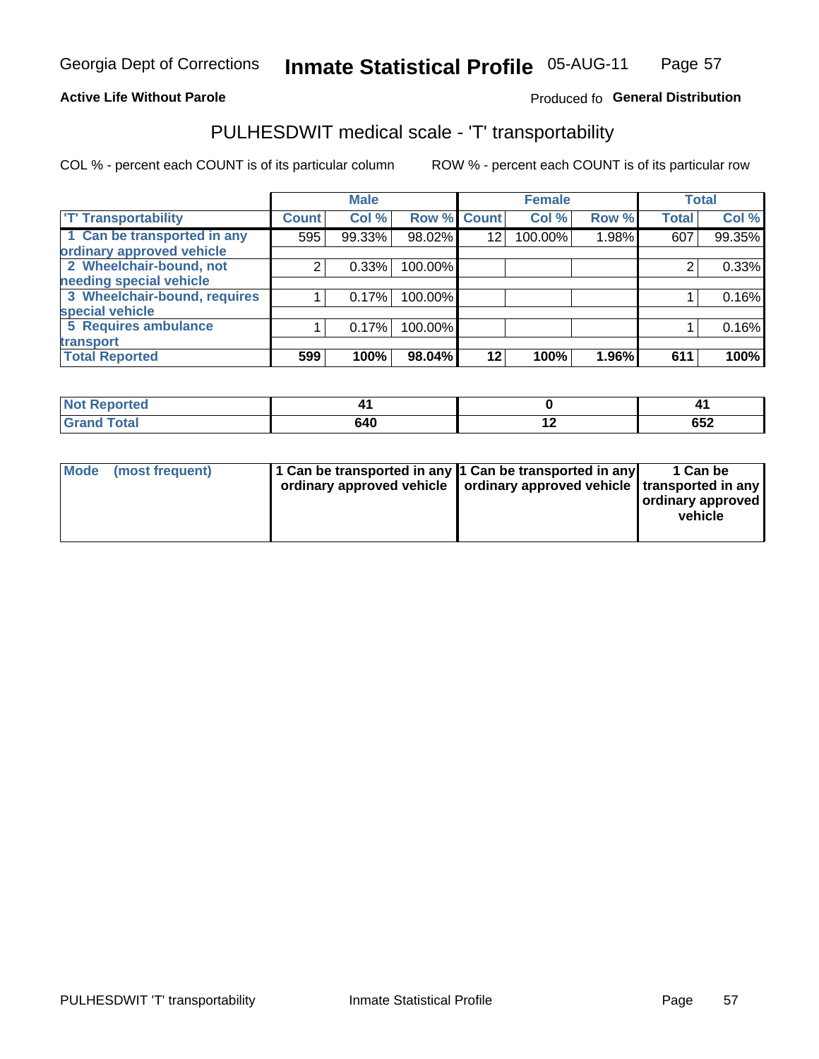Georgia Dept of Corrections **Inmate Statistical Profile** 05-AUG-11

**Active Life Without Parole**

Produced fo **General Distribution**

## PULHESDWIT medical scale - 'T' transportability

COL % - percent each COUNT is of its particular column ROW % - percent each COUNT is of its particular row

| | Male | | | Female | | | Total | |
|---|---|---|---|---|---|---|---|---|
| 'T' Transportability | Count | Col % | Row % | Count | Col % | Row % | Total | Col % |
| 1 Can be transported in any ordinary approved vehicle | 595 | 99.33% | 98.02% | 12 | 100.00% | 1.98% | 607 | 99.35% |
| 2 Wheelchair-bound, not needing special vehicle | 2 | 0.33% | 100.00% | | | | 2 | 0.33% |
| 3 Wheelchair-bound, requires special vehicle | 1 | 0.17% | 100.00% | | | | 1 | 0.16% |
| 5 Requires ambulance transport | 1 | 0.17% | 100.00% | | | | 1 | 0.16% |
| **Total Reported** | **599** | **100%** | **98.04%** | **12** | **100%** | **1.96%** | **611** | **100%** |

| | Male | Female | Total |
|---|---|---|---|
| Not Reported | 41 | 0 | 41 |
| Grand Total | 640 | 12 | 652 |

| | Male | Female | Total |
|---|---|---|---|
| Mode (most frequent) | 1 Can be transported in any ordinary approved vehicle | 1 Can be transported in any ordinary approved vehicle | 1 Can be transported in any ordinary approved vehicle |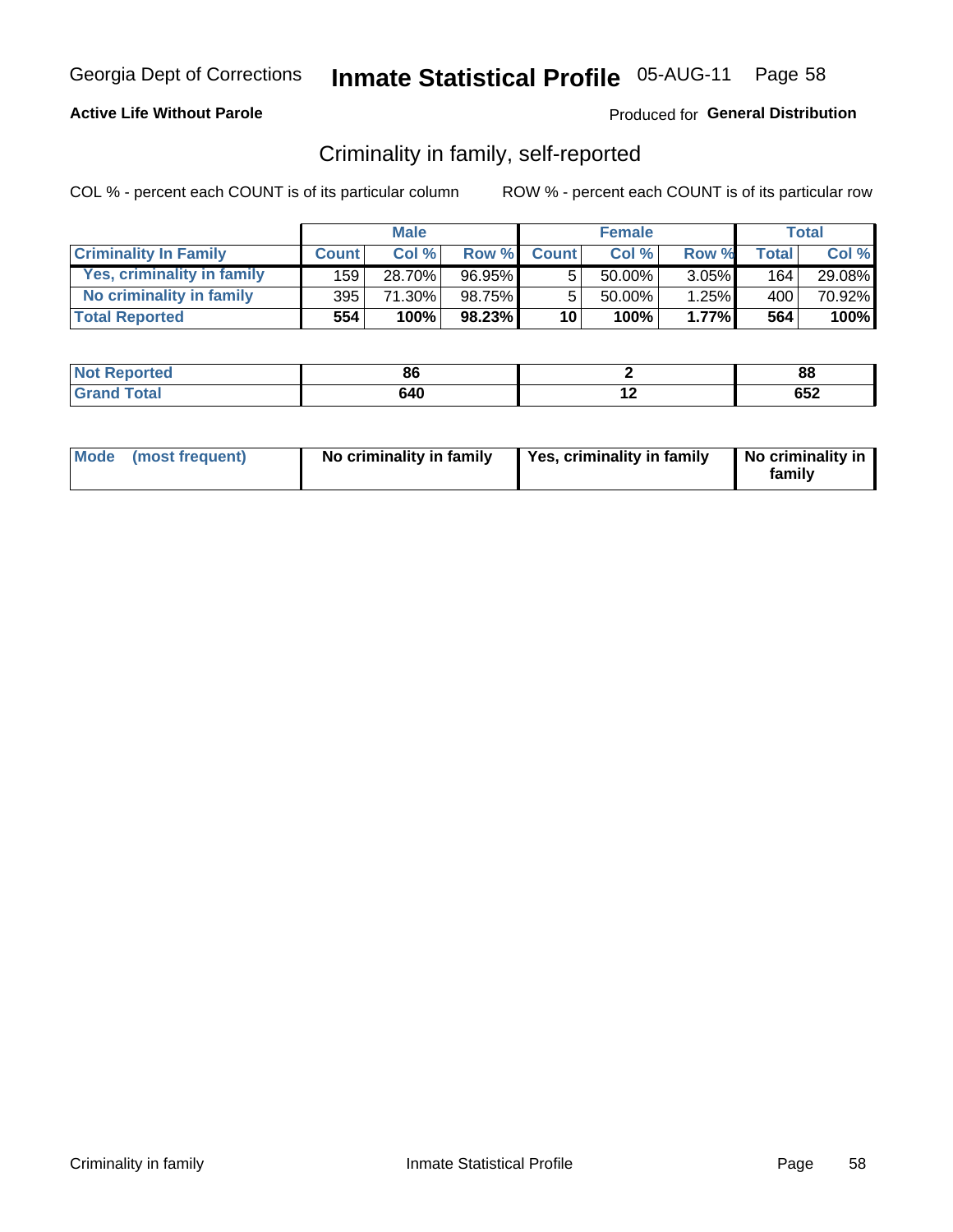Georgia Dept of Corrections **Inmate Statistical Profile** 05-AUG-11 Page 58

**Active Life Without Parole**

Produced for **General Distribution**

## Criminality in family, self-reported

COL % - percent each COUNT is of its particular column

ROW % - percent each COUNT is of its particular row

| | Male | | | Female | | | Total | |
|---|---|---|---|---|---|---|---|---|
| **Criminality In Family** | **Count** | **Col %** | **Row %** | **Count** | **Col %** | **Row %** | **Total** | **Col %** |
| **Yes, criminality in family** | 159 | 28.70% | 96.95% | 5 | 50.00% | 3.05% | 164 | 29.08% |
| **No criminality in family** | 395 | 71.30% | 98.75% | 5 | 50.00% | 1.25% | 400 | 70.92% |
| **Total Reported** | **554** | **100%** | **98.23%** | **10** | **100%** | **1.77%** | **564** | **100%** |

| | Male | Female | Total |
|---|---|---|---|
| **Not Reported** | **86** | **2** | **88** |
| **Grand Total** | **640** | **12** | **652** |

| | Male | Female | Total |
|---|---|---|---|
| **Mode (most frequent)** | **No criminality in family** | **Yes, criminality in family** | **No criminality in family** |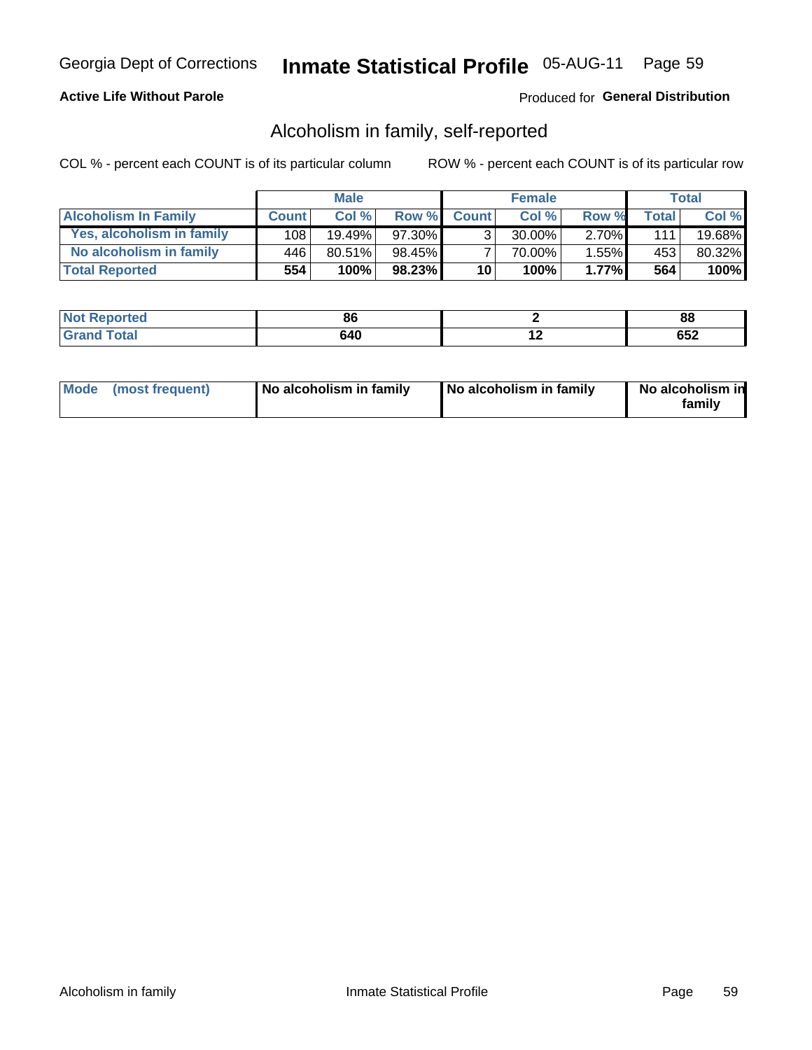Georgia Dept of Corrections **Inmate Statistical Profile** 05-AUG-11

**Active Life Without Parole**

Produced for **General Distribution**

## Alcoholism in family, self-reported

COL % - percent each COUNT is of its particular column

ROW % - percent each COUNT is of its particular row

| | Male | | | Female | | | Total | |
|---|---|---|---|---|---|---|---|---|
| **Alcoholism In Family** | **Count** | **Col %** | **Row %** | **Count** | **Col %** | **Row %** | **Total** | **Col %** |
| **Yes, alcoholism in family** | 108 | 19.49% | 97.30% | 3 | 30.00% | 2.70% | 111 | 19.68% |
| **No alcoholism in family** | 446 | 80.51% | 98.45% | 7 | 70.00% | 1.55% | 453 | 80.32% |
| **Total Reported** | **554** | **100%** | **98.23%** | **10** | **100%** | **1.77%** | **564** | **100%** |

| | Male | Female | Total |
|---|---|---|---|
| **Not Reported** | **86** | **2** | **88** |
| **Grand Total** | **640** | **12** | **652** |

| | Male | Female | Total |
|---|---|---|---|
| **Mode (most frequent)** | **No alcoholism in family** | **No alcoholism in family** | **No alcoholism in family** |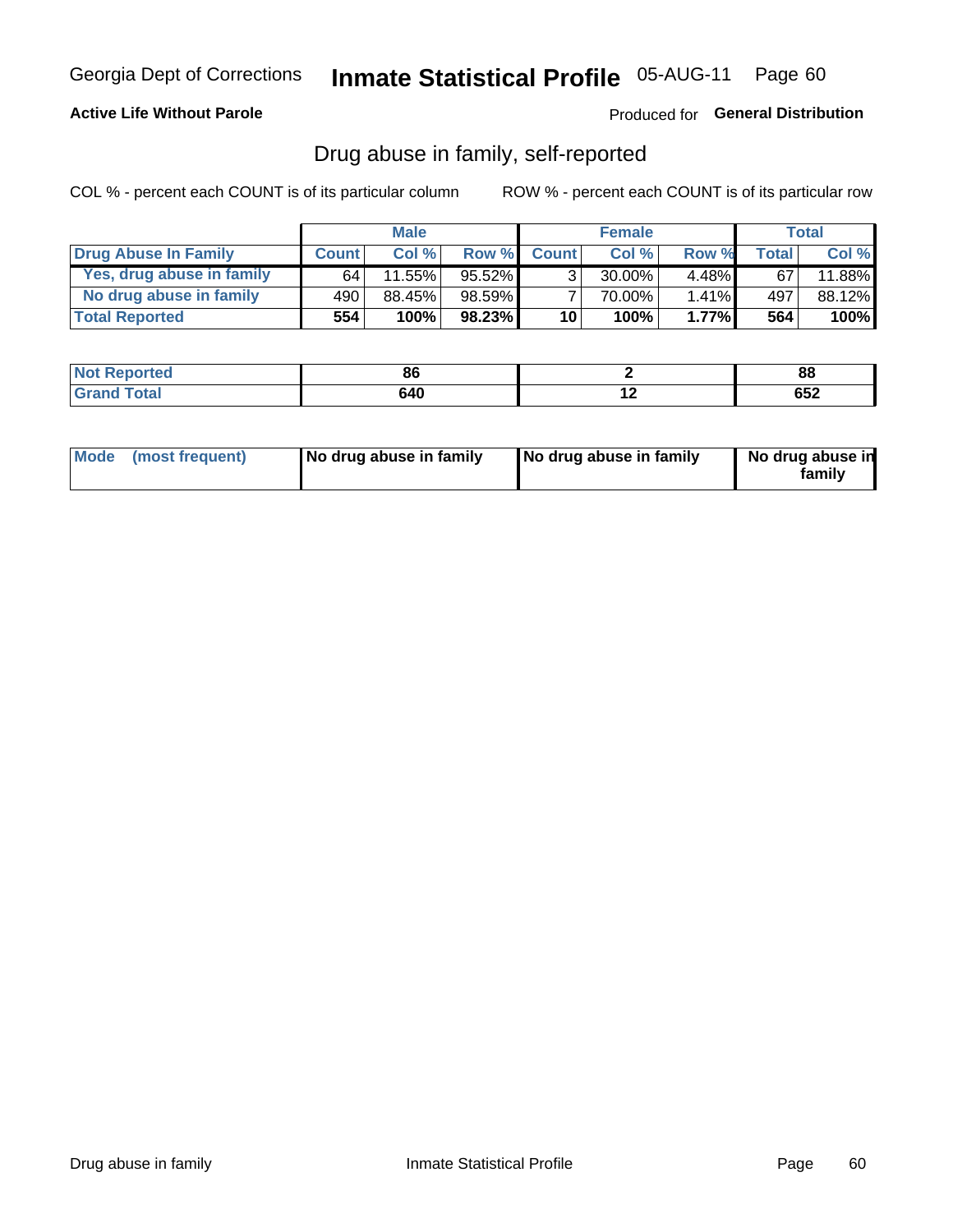Georgia Dept of Corrections **Inmate Statistical Profile** 05-AUG-11

**Active Life Without Parole**

Produced for **General Distribution**

## Drug abuse in family, self-reported

COL % - percent each COUNT is of its particular column     ROW % - percent each COUNT is of its particular row

| | Male | | | Female | | | Total | |
|---|---|---|---|---|---|---|---|---|
| **Drug Abuse In Family** | **Count** | **Col %** | **Row %** | **Count** | **Col %** | **Row %** | **Total** | **Col %** |
| Yes, drug abuse in family | 64 | 11.55% | 95.52% | 3 | 30.00% | 4.48% | 67 | 11.88% |
| No drug abuse in family | 490 | 88.45% | 98.59% | 7 | 70.00% | 1.41% | 497 | 88.12% |
| **Total Reported** | **554** | **100%** | **98.23%** | **10** | **100%** | **1.77%** | **564** | **100%** |
| **Not Reported** | **86** | | | **2** | | | **88** | |
| **Grand Total** | **640** | | | **12** | | | **652** | |

| Mode (most frequent) | No drug abuse in family | No drug abuse in family | No drug abuse in family |
|---|---|---|---|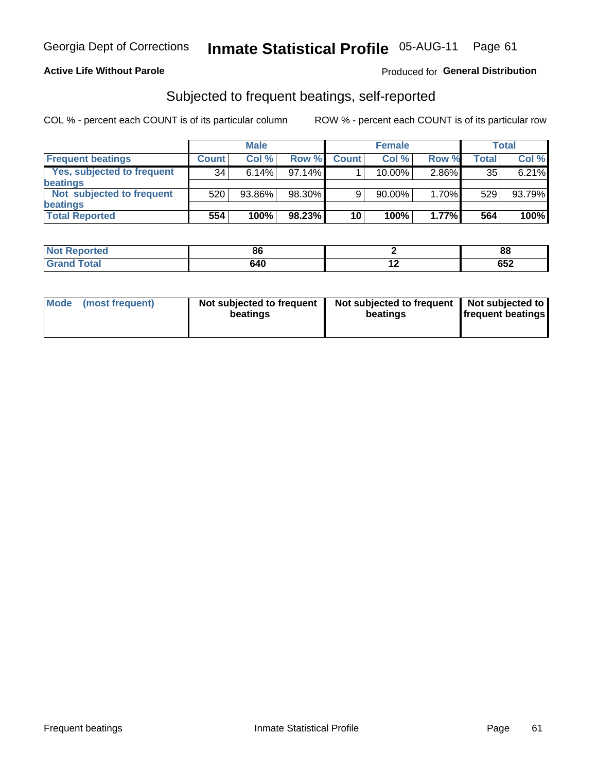Georgia Dept of Corrections **Inmate Statistical Profile** 05-AUG-11

**Active Life Without Parole**

Produced for **General Distribution**

## Subjected to frequent beatings, self-reported

COL % - percent each COUNT is of its particular column ROW % - percent each COUNT is of its particular row

| | Male | | | Female | | | Total | |
|---|---|---|---|---|---|---|---|---|
| **Frequent beatings** | **Count** | **Col %** | **Row %** | **Count** | **Col %** | **Row %** | **Total** | **Col %** |
| **Yes, subjected to frequent beatings** | 34 | 6.14% | 97.14% | 1 | 10.00% | 2.86% | 35 | 6.21% |
| **Not subjected to frequent beatings** | 520 | 93.86% | 98.30% | 9 | 90.00% | 1.70% | 529 | 93.79% |
| **Total Reported** | **554** | **100%** | **98.23%** | **10** | **100%** | **1.77%** | **564** | **100%** |

| | Male | Female | Total |
|---|---|---|---|
| **Not Reported** | **86** | **2** | **88** |
| **Grand Total** | **640** | **12** | **652** |

| | Male | Female | Total |
|---|---|---|---|
| **Mode (most frequent)** | **Not subjected to frequent beatings** | **Not subjected to frequent beatings** | **Not subjected to frequent beatings** |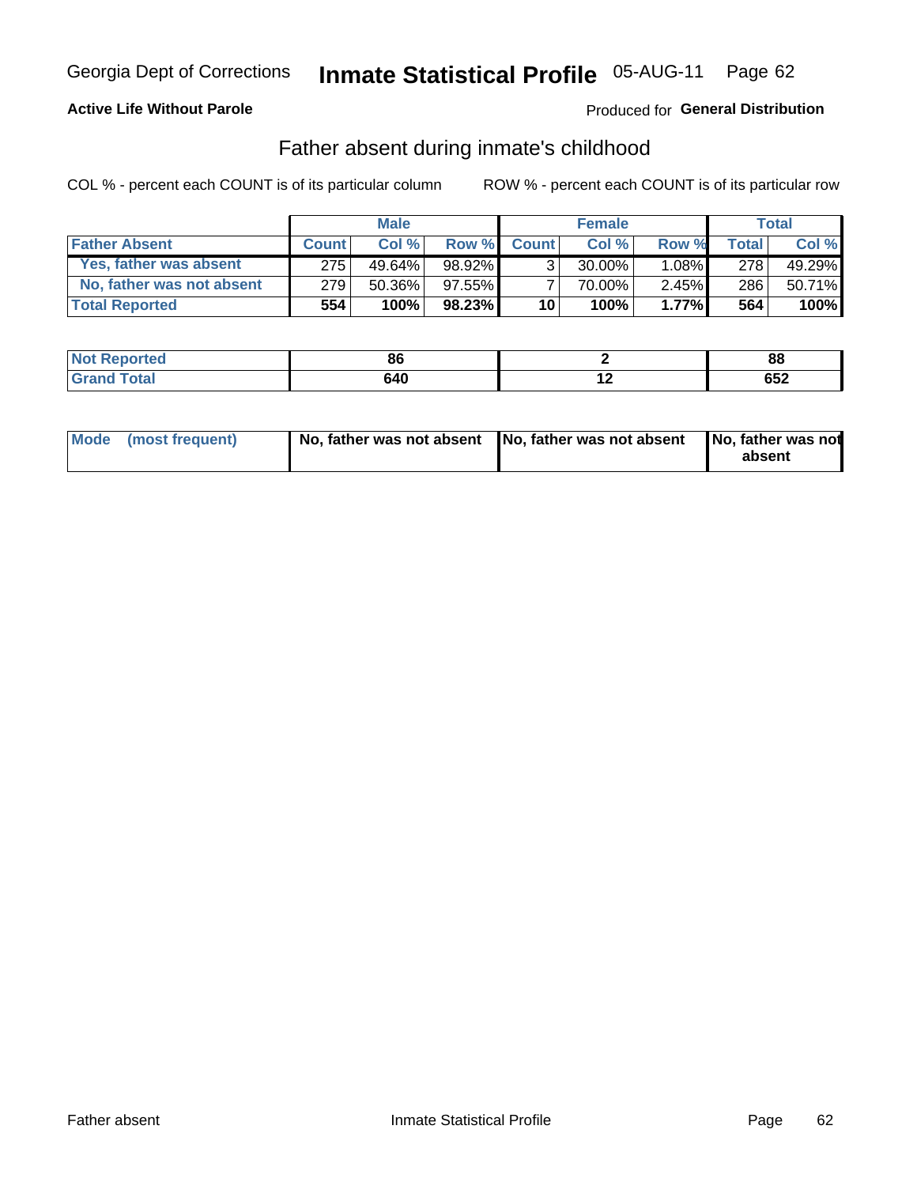Georgia Dept of Corrections **Inmate Statistical Profile** 05-AUG-11

**Active Life Without Parole**

Produced for **General Distribution**

## Father absent during inmate's childhood

COL % - percent each COUNT is of its particular column

ROW % - percent each COUNT is of its particular row

| | Male | | | Female | | | Total | |
|---|---|---|---|---|---|---|---|---|
| **Father Absent** | **Count** | **Col %** | **Row %** | **Count** | **Col %** | **Row %** | **Total** | **Col %** |
| **Yes, father was absent** | 275 | 49.64% | 98.92% | 3 | 30.00% | 1.08% | 278 | 49.29% |
| **No, father was not absent** | 279 | 50.36% | 97.55% | 7 | 70.00% | 2.45% | 286 | 50.71% |
| **Total Reported** | **554** | **100%** | **98.23%** | **10** | **100%** | **1.77%** | **564** | **100%** |

| | Male | Female | Total |
|---|---|---|---|
| **Not Reported** | **86** | **2** | **88** |
| **Grand Total** | **640** | **12** | **652** |

| | Male | Female | Total |
|---|---|---|---|
| **Mode (most frequent)** | **No, father was not absent** | **No, father was not absent** | **No, father was not absent** |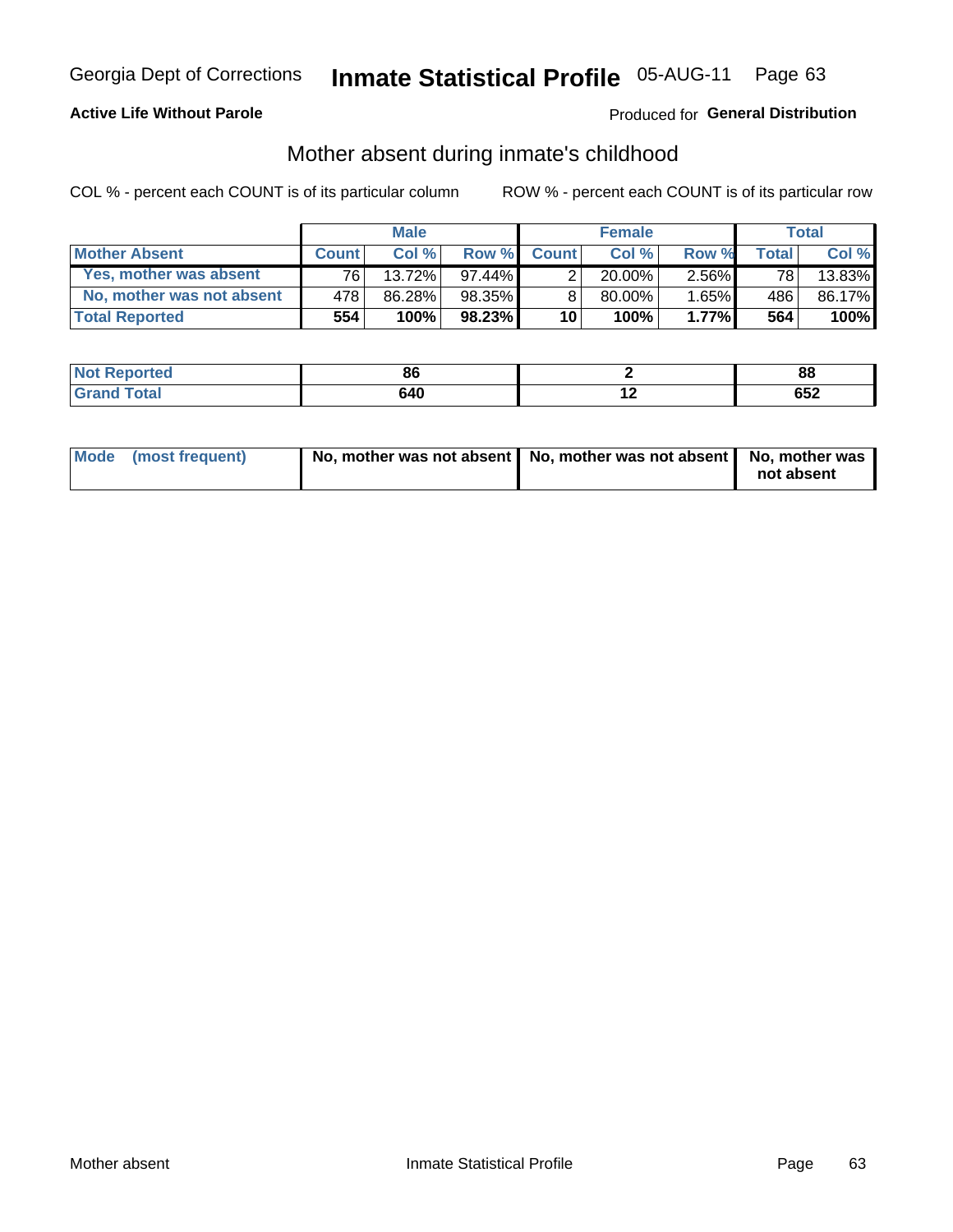Georgia Dept of Corrections **Inmate Statistical Profile** 05-AUG-11

**Active Life Without Parole**

Produced for **General Distribution**

## Mother absent during inmate's childhood

COL % - percent each COUNT is of its particular column    ROW % - percent each COUNT is of its particular row

| | Male | | | Female | | | Total | |
|---|---|---|---|---|---|---|---|---|
| **Mother Absent** | **Count** | **Col %** | **Row %** | **Count** | **Col %** | **Row %** | **Total** | **Col %** |
| **Yes, mother was absent** | 76 | 13.72% | 97.44% | 2 | 20.00% | 2.56% | 78 | 13.83% |
| **No, mother was not absent** | 478 | 86.28% | 98.35% | 8 | 80.00% | 1.65% | 486 | 86.17% |
| **Total Reported** | **554** | **100%** | **98.23%** | **10** | **100%** | **1.77%** | **564** | **100%** |

| | Male | Female | Total |
|---|---|---|---|
| **Not Reported** | **86** | **2** | **88** |
| **Grand Total** | **640** | **12** | **652** |

| | Male | Female | Total |
|---|---|---|---|
| **Mode (most frequent)** | **No, mother was not absent** | **No, mother was not absent** | **No, mother was not absent** |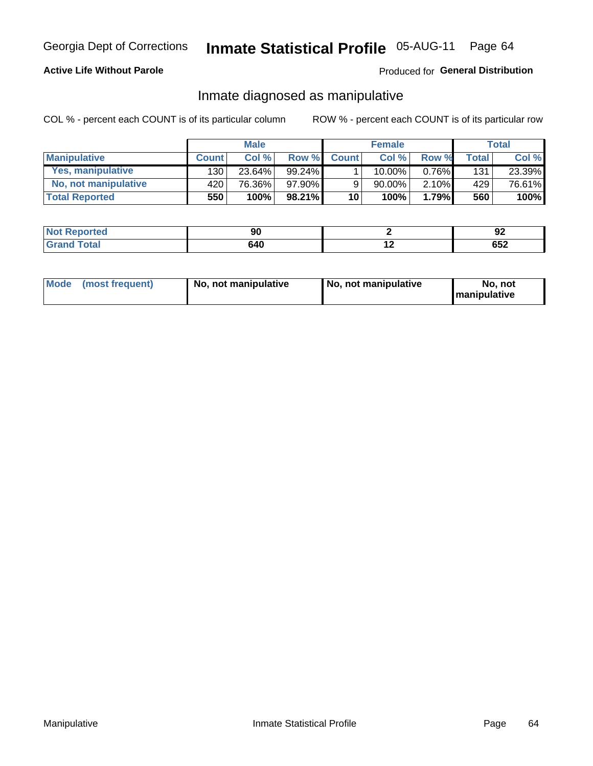Georgia Dept of Corrections **Inmate Statistical Profile** 05-AUG-11

**Active Life Without Parole**

Produced for **General Distribution**

## Inmate diagnosed as manipulative

COL % - percent each COUNT is of its particular column

ROW % - percent each COUNT is of its particular row

| | Male | | | Female | | | Total | |
|---|---|---|---|---|---|---|---|---|
| **Manipulative** | **Count** | **Col %** | **Row %** | **Count** | **Col %** | **Row %** | **Total** | **Col %** |
| **Yes, manipulative** | 130 | 23.64% | 99.24% | 1 | 10.00% | 0.76% | 131 | 23.39% |
| **No, not manipulative** | 420 | 76.36% | 97.90% | 9 | 90.00% | 2.10% | 429 | 76.61% |
| **Total Reported** | **550** | **100%** | **98.21%** | **10** | **100%** | **1.79%** | **560** | **100%** |

| | Male | Female | Total |
|---|---|---|---|
| **Not Reported** | **90** | **2** | **92** |
| **Grand Total** | **640** | **12** | **652** |

| | Male | Female | Total |
|---|---|---|---|
| **Mode (most frequent)** | **No, not manipulative** | **No, not manipulative** | **No, not manipulative** |

Manipulative Inmate Statistical Profile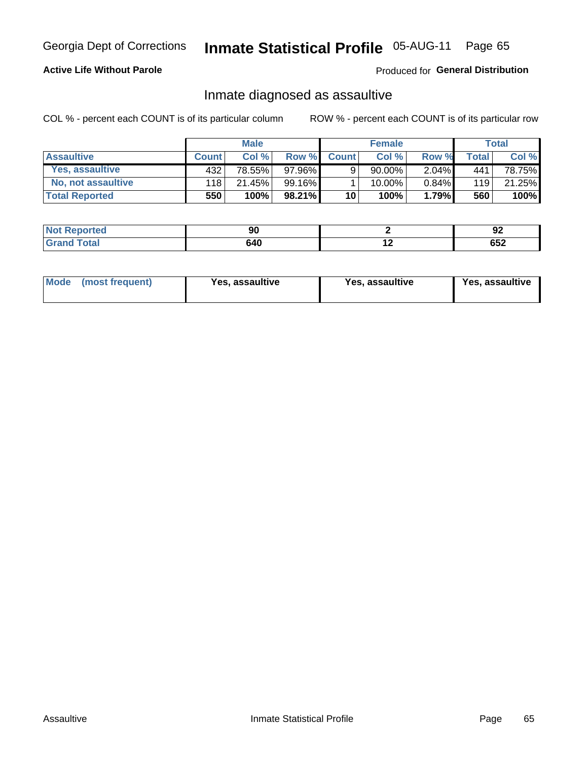Georgia Dept of Corrections **Inmate Statistical Profile** 05-AUG-11

**Active Life Without Parole**

Produced for **General Distribution**

## Inmate diagnosed as assaultive

COL % - percent each COUNT is of its particular column    ROW % - percent each COUNT is of its particular row

| | Male | | | Female | | | Total | |
|---|---|---|---|---|---|---|---|---|
| **Assaultive** | **Count** | **Col %** | **Row %** | **Count** | **Col %** | **Row %** | **Total** | **Col %** |
| **Yes, assaultive** | 432 | 78.55% | 97.96% | 9 | 90.00% | 2.04% | 441 | 78.75% |
| **No, not assaultive** | 118 | 21.45% | 99.16% | 1 | 10.00% | 0.84% | 119 | 21.25% |
| **Total Reported** | **550** | **100%** | **98.21%** | **10** | **100%** | **1.79%** | **560** | **100%** |

| | Male | Female | Total |
|---|---|---|---|
| **Not Reported** | **90** | **2** | **92** |
| **Grand Total** | **640** | **12** | **652** |

| | Male | Female | Total |
|---|---|---|---|
| **Mode (most frequent)** | **Yes, assaultive** | **Yes, assaultive** | **Yes, assaultive** |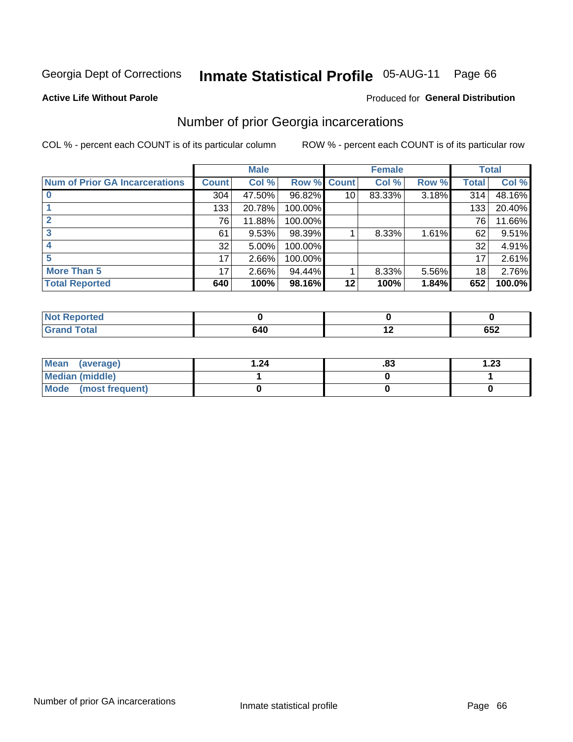Georgia Dept of Corrections **Inmate Statistical Profile** 05-AUG-11

**Active Life Without Parole**

Produced for **General Distribution**

## Number of prior Georgia incarcerations

COL % - percent each COUNT is of its particular column

ROW % - percent each COUNT is of its particular row

| | Male | | | Female | | | Total | |
|---|---|---|---|---|---|---|---|---|
| **Num of Prior GA Incarcerations** | **Count** | **Col %** | **Row %** | **Count** | **Col %** | **Row %** | **Total** | **Col %** |
| **0** | 304 | 47.50% | 96.82% | 10 | 83.33% | 3.18% | 314 | 48.16% |
| **1** | 133 | 20.78% | 100.00% | | | | 133 | 20.40% |
| **2** | 76 | 11.88% | 100.00% | | | | 76 | 11.66% |
| **3** | 61 | 9.53% | 98.39% | 1 | 8.33% | 1.61% | 62 | 9.51% |
| **4** | 32 | 5.00% | 100.00% | | | | 32 | 4.91% |
| **5** | 17 | 2.66% | 100.00% | | | | 17 | 2.61% |
| **More Than 5** | 17 | 2.66% | 94.44% | 1 | 8.33% | 5.56% | 18 | 2.76% |
| **Total Reported** | **640** | **100%** | **98.16%** | **12** | **100%** | **1.84%** | **652** | **100.0%** |

| | Male | Female | Total |
|---|---|---|---|
| **Not Reported** | **0** | **0** | **0** |
| **Grand Total** | **640** | **12** | **652** |

| | Male | Female | Total |
|---|---|---|---|
| **Mean (average)** | **1.24** | **.83** | **1.23** |
| **Median (middle)** | **1** | **0** | **1** |
| **Mode (most frequent)** | **0** | **0** | **0** |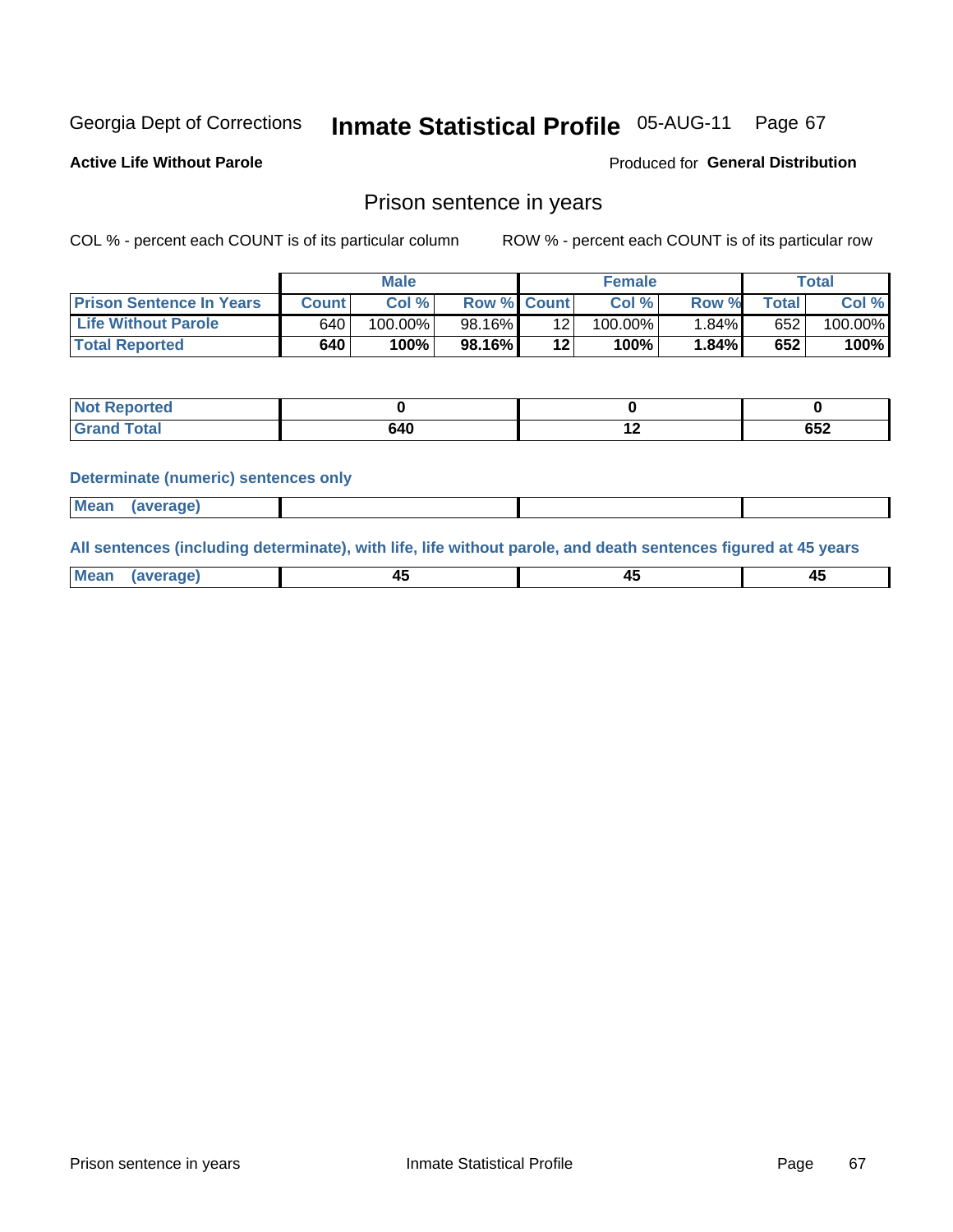Georgia Dept of Corrections **Inmate Statistical Profile** 05-AUG-11 Page 67

**Active Life Without Parole**

Produced for **General Distribution**

## Prison sentence in years

COL % - percent each COUNT is of its particular column

ROW % - percent each COUNT is of its particular row

| | Male | | | Female | | | Total | |
|---|---|---|---|---|---|---|---|---|
| **Prison Sentence In Years** | **Count** | **Col %** | **Row %** | **Count** | **Col %** | **Row %** | **Total** | **Col %** |
| **Life Without Parole** | 640 | 100.00% | 98.16% | 12 | 100.00% | 1.84% | 652 | 100.00% |
| **Total Reported** | **640** | **100%** | **98.16%** | **12** | **100%** | **1.84%** | **652** | **100%** |

| | Male | Female | Total |
|---|---|---|---|
| **Not Reported** | **0** | **0** | **0** |
| **Grand Total** | **640** | **12** | **652** |

**Determinate (numeric) sentences only**

| | Male | Female | Total |
|---|---|---|---|
| **Mean (average)** | | | |

**All sentences (including determinate), with life, life without parole, and death sentences figured at 45 years**

| | Male | Female | Total |
|---|---|---|---|
| **Mean (average)** | **45** | **45** | **45** |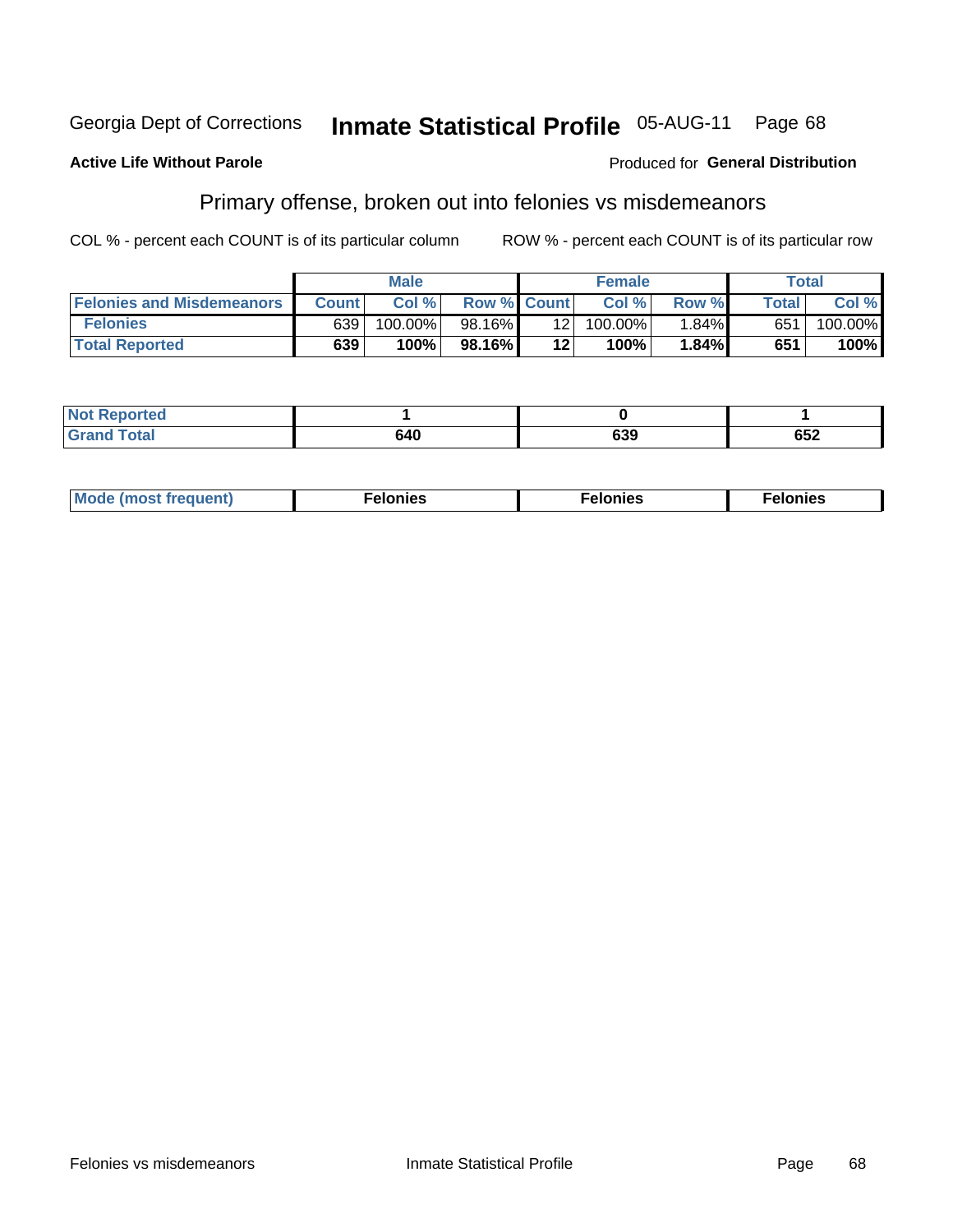Georgia Dept of Corrections **Inmate Statistical Profile** 05-AUG-11 Page 68

**Active Life Without Parole**

Produced for **General Distribution**

## Primary offense, broken out into felonies vs misdemeanors

COL % - percent each COUNT is of its particular column ROW % - percent each COUNT is of its particular row

| | Male | | | Female | | | Total | |
|---|---|---|---|---|---|---|---|---|
| **Felonies and Misdemeanors** | **Count** | **Col %** | **Row %** | **Count** | **Col %** | **Row %** | **Total** | **Col %** |
| **Felonies** | 639 | 100.00% | 98.16% | 12 | 100.00% | 1.84% | 651 | 100.00% |
| **Total Reported** | **639** | **100%** | **98.16%** | **12** | **100%** | **1.84%** | **651** | **100%** |

| | Male | Female | Total |
|---|---|---|---|
| **Not Reported** | **1** | **0** | **1** |
| **Grand Total** | **640** | **639** | **652** |

| | Male | Female | Total |
|---|---|---|---|
| **Mode (most frequent)** | **Felonies** | **Felonies** | **Felonies** |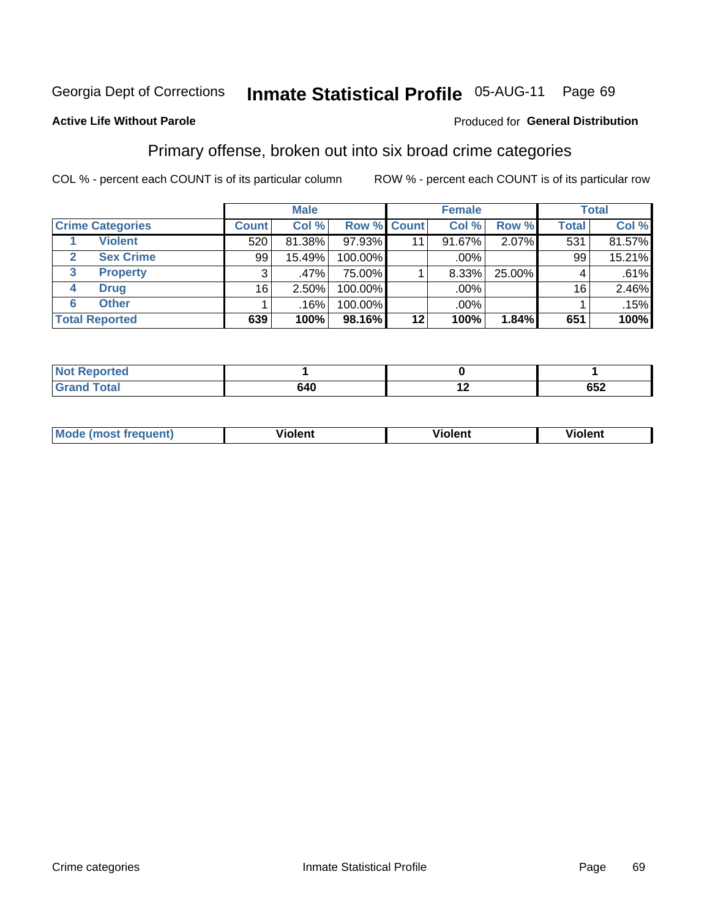Georgia Dept of Corrections **Inmate Statistical Profile** 05-AUG-11 Page 69

**Active Life Without Parole**

Produced for **General Distribution**

## Primary offense, broken out into six broad crime categories

COL % - percent each COUNT is of its particular column

ROW % - percent each COUNT is of its particular row

| | | Male | | | Female | | | Total | |
|---|---|---|---|---|---|---|---|---|---|
| **Crime Categories** | | **Count** | **Col %** | **Row %** | **Count** | **Col %** | **Row %** | **Total** | **Col %** |
| 1 | **Violent** | 520 | 81.38% | 97.93% | 11 | 91.67% | 2.07% | 531 | 81.57% |
| 2 | **Sex Crime** | 99 | 15.49% | 100.00% | | .00% | | 99 | 15.21% |
| 3 | **Property** | 3 | .47% | 75.00% | 1 | 8.33% | 25.00% | 4 | .61% |
| 4 | **Drug** | 16 | 2.50% | 100.00% | | .00% | | 16 | 2.46% |
| 6 | **Other** | 1 | .16% | 100.00% | | .00% | | 1 | .15% |
| **Total Reported** | | **639** | **100%** | **98.16%** | **12** | **100%** | **1.84%** | **651** | **100%** |

| | Male | Female | Total |
|---|---|---|---|
| **Not Reported** | **1** | **0** | **1** |
| **Grand Total** | **640** | **12** | **652** |

| | Male | Female | Total |
|---|---|---|---|
| **Mode (most frequent)** | **Violent** | **Violent** | **Violent** |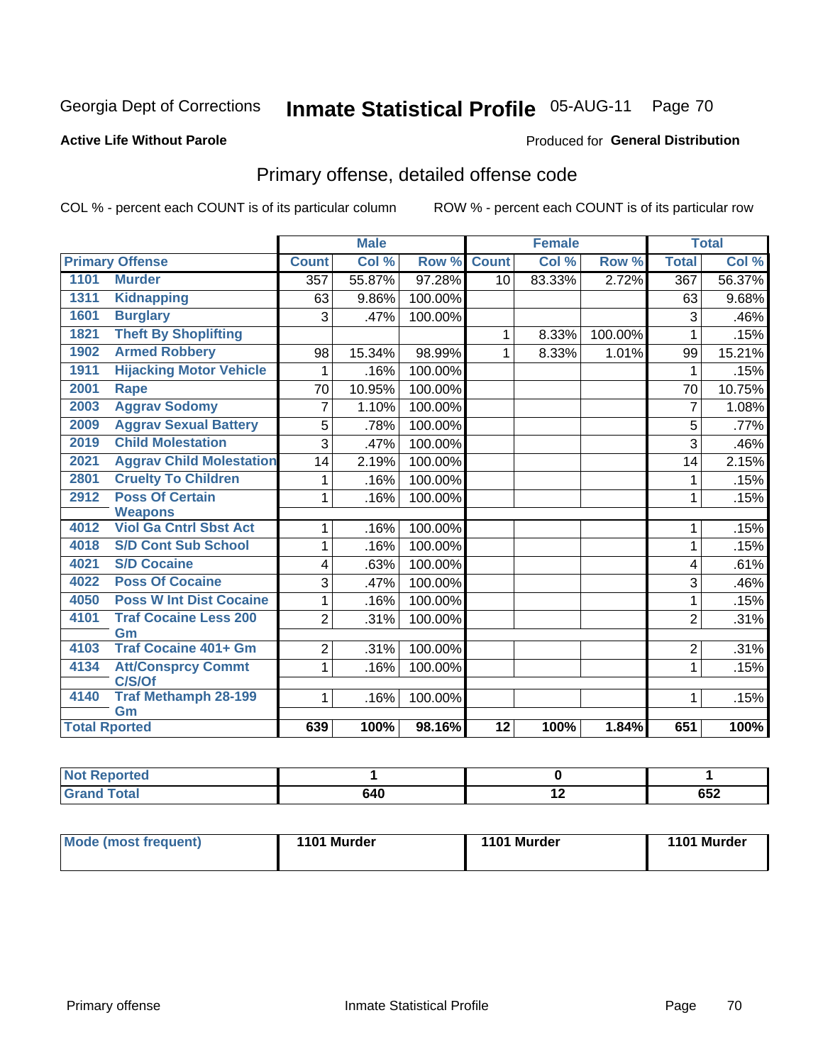Georgia Dept of Corrections **Inmate Statistical Profile** 05-AUG-11 Page 70

**Active Life Without Parole**

Produced for **General Distribution**

## Primary offense, detailed offense code

COL % - percent each COUNT is of its particular column ROW % - percent each COUNT is of its particular row

| Primary Offense | | Male | | | Female | | | Total | |
|---|---|---|---|---|---|---|---|---|---|
| | | Count | Col % | Row % | Count | Col % | Row % | Total | Col % |
| 1101 | Murder | 357 | 55.87% | 97.28% | 10 | 83.33% | 2.72% | 367 | 56.37% |
| 1311 | Kidnapping | 63 | 9.86% | 100.00% | | | | 63 | 9.68% |
| 1601 | Burglary | 3 | .47% | 100.00% | | | | 3 | .46% |
| 1821 | Theft By Shoplifting | | | | 1 | 8.33% | 100.00% | 1 | .15% |
| 1902 | Armed Robbery | 98 | 15.34% | 98.99% | 1 | 8.33% | 1.01% | 99 | 15.21% |
| 1911 | Hijacking Motor Vehicle | 1 | .16% | 100.00% | | | | 1 | .15% |
| 2001 | Rape | 70 | 10.95% | 100.00% | | | | 70 | 10.75% |
| 2003 | Aggrav Sodomy | 7 | 1.10% | 100.00% | | | | 7 | 1.08% |
| 2009 | Aggrav Sexual Battery | 5 | .78% | 100.00% | | | | 5 | .77% |
| 2019 | Child Molestation | 3 | .47% | 100.00% | | | | 3 | .46% |
| 2021 | Aggrav Child Molestation | 14 | 2.19% | 100.00% | | | | 14 | 2.15% |
| 2801 | Cruelty To Children | 1 | .16% | 100.00% | | | | 1 | .15% |
| 2912 | Poss Of Certain Weapons | 1 | .16% | 100.00% | | | | 1 | .15% |
| 4012 | Viol Ga Cntrl Sbst Act | 1 | .16% | 100.00% | | | | 1 | .15% |
| 4018 | S/D Cont Sub School | 1 | .16% | 100.00% | | | | 1 | .15% |
| 4021 | S/D Cocaine | 4 | .63% | 100.00% | | | | 4 | .61% |
| 4022 | Poss Of Cocaine | 3 | .47% | 100.00% | | | | 3 | .46% |
| 4050 | Poss W Int Dist Cocaine | 1 | .16% | 100.00% | | | | 1 | .15% |
| 4101 | Traf Cocaine Less 200 Gm | 2 | .31% | 100.00% | | | | 2 | .31% |
| 4103 | Traf Cocaine 401+ Gm | 2 | .31% | 100.00% | | | | 2 | .31% |
| 4134 | Att/Consprcy Commt C/S/Of | 1 | .16% | 100.00% | | | | 1 | .15% |
| 4140 | Traf Methamph 28-199 Gm | 1 | .16% | 100.00% | | | | 1 | .15% |
| **Total Rported** | | **639** | **100%** | **98.16%** | **12** | **100%** | **1.84%** | **651** | **100%** |

| | Male | Female | Total |
|---|---|---|---|
| Not Reported | 1 | 0 | 1 |
| Grand Total | 640 | 12 | 652 |

| | Male | Female | Total |
|---|---|---|---|
| Mode (most frequent) | 1101 Murder | 1101 Murder | 1101 Murder |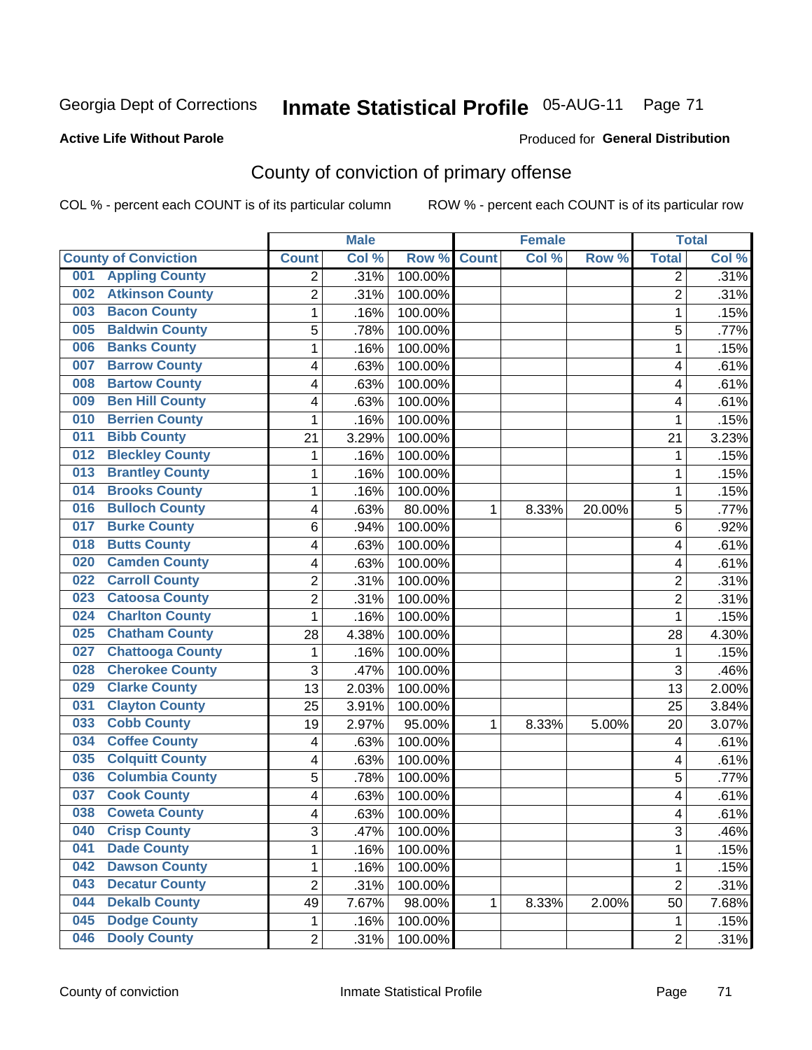Georgia Dept of Corrections **Inmate Statistical Profile** 05-AUG-11

**Active Life Without Parole**

Produced for **General Distribution**

## County of conviction of primary offense

COL % - percent each COUNT is of its particular column    ROW % - percent each COUNT is of its particular row

| County of Conviction | Male | | | Female | | | Total | |
|---|---|---|---|---|---|---|---|---|
| | Count | Col % | Row % | Count | Col % | Row % | Total | Col % |
| 001 Appling County | 2 | .31% | 100.00% | | | | 2 | .31% |
| 002 Atkinson County | 2 | .31% | 100.00% | | | | 2 | .31% |
| 003 Bacon County | 1 | .16% | 100.00% | | | | 1 | .15% |
| 005 Baldwin County | 5 | .78% | 100.00% | | | | 5 | .77% |
| 006 Banks County | 1 | .16% | 100.00% | | | | 1 | .15% |
| 007 Barrow County | 4 | .63% | 100.00% | | | | 4 | .61% |
| 008 Bartow County | 4 | .63% | 100.00% | | | | 4 | .61% |
| 009 Ben Hill County | 4 | .63% | 100.00% | | | | 4 | .61% |
| 010 Berrien County | 1 | .16% | 100.00% | | | | 1 | .15% |
| 011 Bibb County | 21 | 3.29% | 100.00% | | | | 21 | 3.23% |
| 012 Bleckley County | 1 | .16% | 100.00% | | | | 1 | .15% |
| 013 Brantley County | 1 | .16% | 100.00% | | | | 1 | .15% |
| 014 Brooks County | 1 | .16% | 100.00% | | | | 1 | .15% |
| 016 Bulloch County | 4 | .63% | 80.00% | 1 | 8.33% | 20.00% | 5 | .77% |
| 017 Burke County | 6 | .94% | 100.00% | | | | 6 | .92% |
| 018 Butts County | 4 | .63% | 100.00% | | | | 4 | .61% |
| 020 Camden County | 4 | .63% | 100.00% | | | | 4 | .61% |
| 022 Carroll County | 2 | .31% | 100.00% | | | | 2 | .31% |
| 023 Catoosa County | 2 | .31% | 100.00% | | | | 2 | .31% |
| 024 Charlton County | 1 | .16% | 100.00% | | | | 1 | .15% |
| 025 Chatham County | 28 | 4.38% | 100.00% | | | | 28 | 4.30% |
| 027 Chattooga County | 1 | .16% | 100.00% | | | | 1 | .15% |
| 028 Cherokee County | 3 | .47% | 100.00% | | | | 3 | .46% |
| 029 Clarke County | 13 | 2.03% | 100.00% | | | | 13 | 2.00% |
| 031 Clayton County | 25 | 3.91% | 100.00% | | | | 25 | 3.84% |
| 033 Cobb County | 19 | 2.97% | 95.00% | 1 | 8.33% | 5.00% | 20 | 3.07% |
| 034 Coffee County | 4 | .63% | 100.00% | | | | 4 | .61% |
| 035 Colquitt County | 4 | .63% | 100.00% | | | | 4 | .61% |
| 036 Columbia County | 5 | .78% | 100.00% | | | | 5 | .77% |
| 037 Cook County | 4 | .63% | 100.00% | | | | 4 | .61% |
| 038 Coweta County | 4 | .63% | 100.00% | | | | 4 | .61% |
| 040 Crisp County | 3 | .47% | 100.00% | | | | 3 | .46% |
| 041 Dade County | 1 | .16% | 100.00% | | | | 1 | .15% |
| 042 Dawson County | 1 | .16% | 100.00% | | | | 1 | .15% |
| 043 Decatur County | 2 | .31% | 100.00% | | | | 2 | .31% |
| 044 Dekalb County | 49 | 7.67% | 98.00% | 1 | 8.33% | 2.00% | 50 | 7.68% |
| 045 Dodge County | 1 | .16% | 100.00% | | | | 1 | .15% |
| 046 Dooly County | 2 | .31% | 100.00% | | | | 2 | .31% |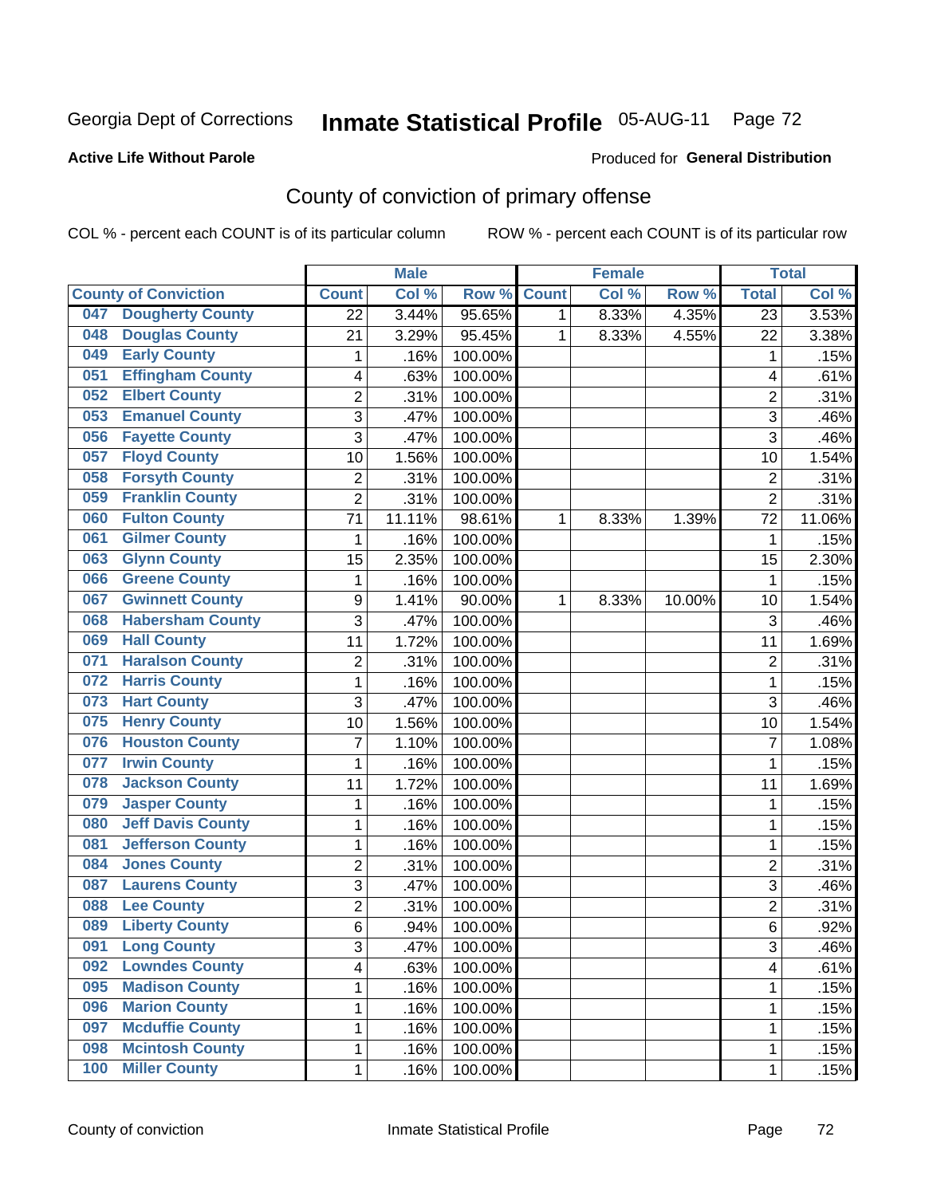Georgia Dept of Corrections **Inmate Statistical Profile** 05-AUG-11

**Active Life Without Parole** Produced for **General Distribution**

## County of conviction of primary offense

COL % - percent each COUNT is of its particular column ROW % - percent each COUNT is of its particular row

| County of Conviction | Male | | | Female | | | Total | |
|---|---|---|---|---|---|---|---|---|
| | Count | Col % | Row % | Count | Col % | Row % | Total | Col % |
| 047 Dougherty County | 22 | 3.44% | 95.65% | 1 | 8.33% | 4.35% | 23 | 3.53% |
| 048 Douglas County | 21 | 3.29% | 95.45% | 1 | 8.33% | 4.55% | 22 | 3.38% |
| 049 Early County | 1 | .16% | 100.00% | | | | 1 | .15% |
| 051 Effingham County | 4 | .63% | 100.00% | | | | 4 | .61% |
| 052 Elbert County | 2 | .31% | 100.00% | | | | 2 | .31% |
| 053 Emanuel County | 3 | .47% | 100.00% | | | | 3 | .46% |
| 056 Fayette County | 3 | .47% | 100.00% | | | | 3 | .46% |
| 057 Floyd County | 10 | 1.56% | 100.00% | | | | 10 | 1.54% |
| 058 Forsyth County | 2 | .31% | 100.00% | | | | 2 | .31% |
| 059 Franklin County | 2 | .31% | 100.00% | | | | 2 | .31% |
| 060 Fulton County | 71 | 11.11% | 98.61% | 1 | 8.33% | 1.39% | 72 | 11.06% |
| 061 Gilmer County | 1 | .16% | 100.00% | | | | 1 | .15% |
| 063 Glynn County | 15 | 2.35% | 100.00% | | | | 15 | 2.30% |
| 066 Greene County | 1 | .16% | 100.00% | | | | 1 | .15% |
| 067 Gwinnett County | 9 | 1.41% | 90.00% | 1 | 8.33% | 10.00% | 10 | 1.54% |
| 068 Habersham County | 3 | .47% | 100.00% | | | | 3 | .46% |
| 069 Hall County | 11 | 1.72% | 100.00% | | | | 11 | 1.69% |
| 071 Haralson County | 2 | .31% | 100.00% | | | | 2 | .31% |
| 072 Harris County | 1 | .16% | 100.00% | | | | 1 | .15% |
| 073 Hart County | 3 | .47% | 100.00% | | | | 3 | .46% |
| 075 Henry County | 10 | 1.56% | 100.00% | | | | 10 | 1.54% |
| 076 Houston County | 7 | 1.10% | 100.00% | | | | 7 | 1.08% |
| 077 Irwin County | 1 | .16% | 100.00% | | | | 1 | .15% |
| 078 Jackson County | 11 | 1.72% | 100.00% | | | | 11 | 1.69% |
| 079 Jasper County | 1 | .16% | 100.00% | | | | 1 | .15% |
| 080 Jeff Davis County | 1 | .16% | 100.00% | | | | 1 | .15% |
| 081 Jefferson County | 1 | .16% | 100.00% | | | | 1 | .15% |
| 084 Jones County | 2 | .31% | 100.00% | | | | 2 | .31% |
| 087 Laurens County | 3 | .47% | 100.00% | | | | 3 | .46% |
| 088 Lee County | 2 | .31% | 100.00% | | | | 2 | .31% |
| 089 Liberty County | 6 | .94% | 100.00% | | | | 6 | .92% |
| 091 Long County | 3 | .47% | 100.00% | | | | 3 | .46% |
| 092 Lowndes County | 4 | .63% | 100.00% | | | | 4 | .61% |
| 095 Madison County | 1 | .16% | 100.00% | | | | 1 | .15% |
| 096 Marion County | 1 | .16% | 100.00% | | | | 1 | .15% |
| 097 Mcduffie County | 1 | .16% | 100.00% | | | | 1 | .15% |
| 098 Mcintosh County | 1 | .16% | 100.00% | | | | 1 | .15% |
| 100 Miller County | 1 | .16% | 100.00% | | | | 1 | .15% |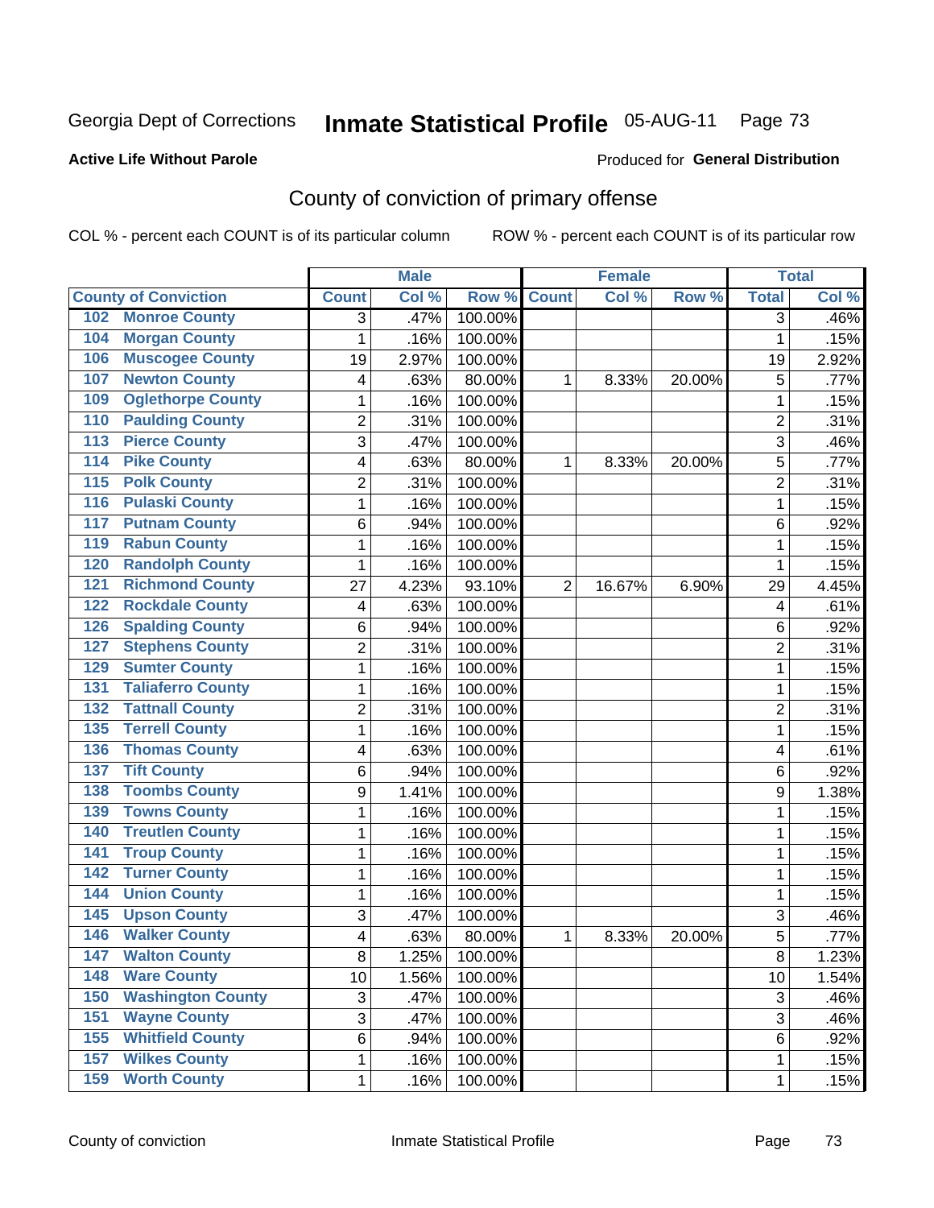Georgia Dept of Corrections **Inmate Statistical Profile** 05-AUG-11 Page 73

**Active Life Without Parole**

Produced for **General Distribution**

## County of conviction of primary offense

COL % - percent each COUNT is of its particular column ROW % - percent each COUNT is of its particular row

| County of Conviction | Male | | | Female | | | Total | |
|---|---|---|---|---|---|---|---|---|
| | Count | Col % | Row % | Count | Col % | Row % | Total | Col % |
| 102 Monroe County | 3 | .47% | 100.00% | | | | 3 | .46% |
| 104 Morgan County | 1 | .16% | 100.00% | | | | 1 | .15% |
| 106 Muscogee County | 19 | 2.97% | 100.00% | | | | 19 | 2.92% |
| 107 Newton County | 4 | .63% | 80.00% | 1 | 8.33% | 20.00% | 5 | .77% |
| 109 Oglethorpe County | 1 | .16% | 100.00% | | | | 1 | .15% |
| 110 Paulding County | 2 | .31% | 100.00% | | | | 2 | .31% |
| 113 Pierce County | 3 | .47% | 100.00% | | | | 3 | .46% |
| 114 Pike County | 4 | .63% | 80.00% | 1 | 8.33% | 20.00% | 5 | .77% |
| 115 Polk County | 2 | .31% | 100.00% | | | | 2 | .31% |
| 116 Pulaski County | 1 | .16% | 100.00% | | | | 1 | .15% |
| 117 Putnam County | 6 | .94% | 100.00% | | | | 6 | .92% |
| 119 Rabun County | 1 | .16% | 100.00% | | | | 1 | .15% |
| 120 Randolph County | 1 | .16% | 100.00% | | | | 1 | .15% |
| 121 Richmond County | 27 | 4.23% | 93.10% | 2 | 16.67% | 6.90% | 29 | 4.45% |
| 122 Rockdale County | 4 | .63% | 100.00% | | | | 4 | .61% |
| 126 Spalding County | 6 | .94% | 100.00% | | | | 6 | .92% |
| 127 Stephens County | 2 | .31% | 100.00% | | | | 2 | .31% |
| 129 Sumter County | 1 | .16% | 100.00% | | | | 1 | .15% |
| 131 Taliaferro County | 1 | .16% | 100.00% | | | | 1 | .15% |
| 132 Tattnall County | 2 | .31% | 100.00% | | | | 2 | .31% |
| 135 Terrell County | 1 | .16% | 100.00% | | | | 1 | .15% |
| 136 Thomas County | 4 | .63% | 100.00% | | | | 4 | .61% |
| 137 Tift County | 6 | .94% | 100.00% | | | | 6 | .92% |
| 138 Toombs County | 9 | 1.41% | 100.00% | | | | 9 | 1.38% |
| 139 Towns County | 1 | .16% | 100.00% | | | | 1 | .15% |
| 140 Treutlen County | 1 | .16% | 100.00% | | | | 1 | .15% |
| 141 Troup County | 1 | .16% | 100.00% | | | | 1 | .15% |
| 142 Turner County | 1 | .16% | 100.00% | | | | 1 | .15% |
| 144 Union County | 1 | .16% | 100.00% | | | | 1 | .15% |
| 145 Upson County | 3 | .47% | 100.00% | | | | 3 | .46% |
| 146 Walker County | 4 | .63% | 80.00% | 1 | 8.33% | 20.00% | 5 | .77% |
| 147 Walton County | 8 | 1.25% | 100.00% | | | | 8 | 1.23% |
| 148 Ware County | 10 | 1.56% | 100.00% | | | | 10 | 1.54% |
| 150 Washington County | 3 | .47% | 100.00% | | | | 3 | .46% |
| 151 Wayne County | 3 | .47% | 100.00% | | | | 3 | .46% |
| 155 Whitfield County | 6 | .94% | 100.00% | | | | 6 | .92% |
| 157 Wilkes County | 1 | .16% | 100.00% | | | | 1 | .15% |
| 159 Worth County | 1 | .16% | 100.00% | | | | 1 | .15% |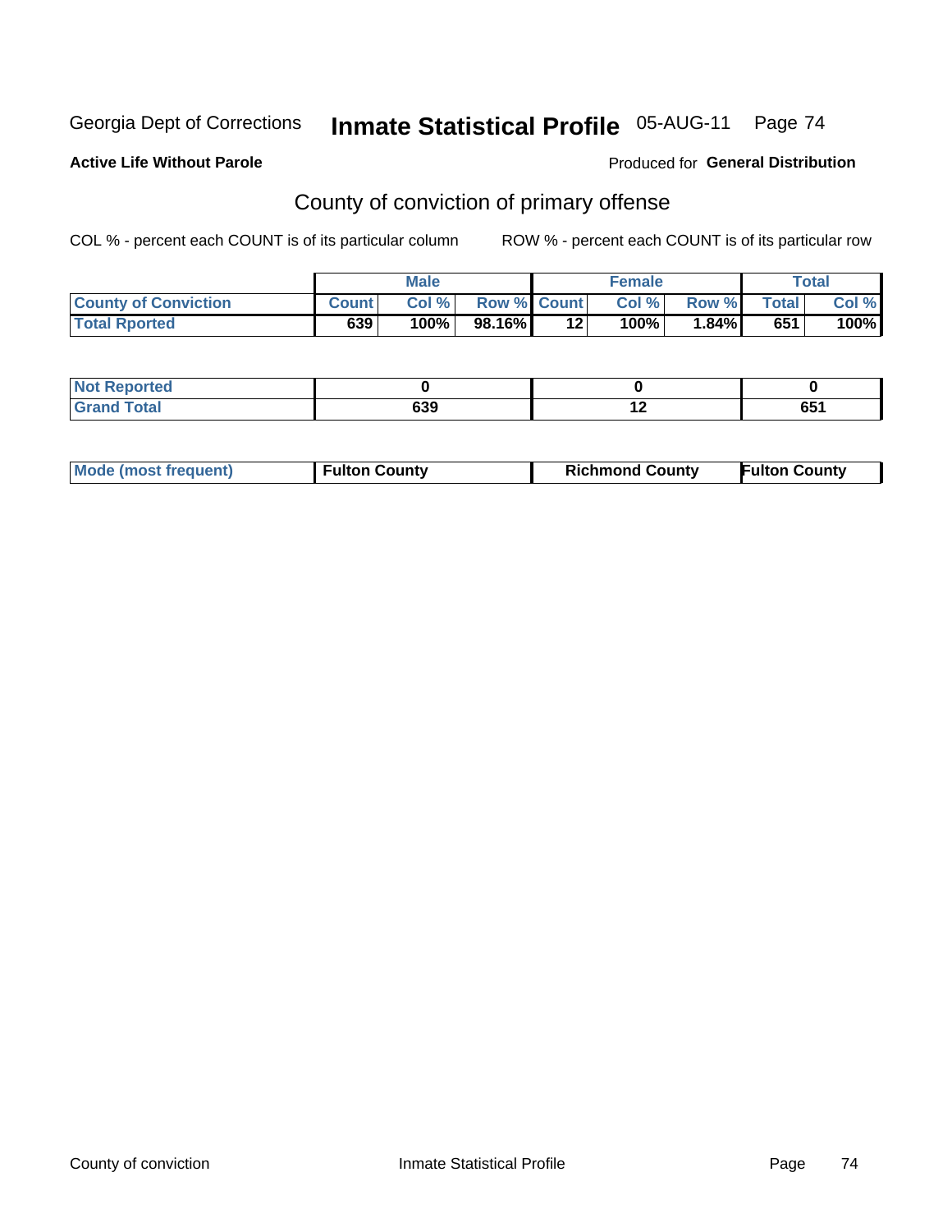Georgia Dept of Corrections **Inmate Statistical Profile** 05-AUG-11

**Active Life Without Parole**

Produced for **General Distribution**

## County of conviction of primary offense

COL % - percent each COUNT is of its particular column

ROW % - percent each COUNT is of its particular row

| | Male | | | Female | | | Total | |
|---|---|---|---|---|---|---|---|---|
| **County of Conviction** | **Count** | **Col %** | **Row %** | **Count** | **Col %** | **Row %** | **Total** | **Col %** |
| **Total Rported** | 639 | 100% | 98.16% | 12 | 100% | 1.84% | 651 | 100% |

| | Male | Female | Total |
|---|---|---|---|
| **Not Reported** | 0 | 0 | 0 |
| **Grand Total** | 639 | 12 | 651 |

| | Male | Female | Total |
|---|---|---|---|
| **Mode (most frequent)** | Fulton County | Richmond County | Fulton County |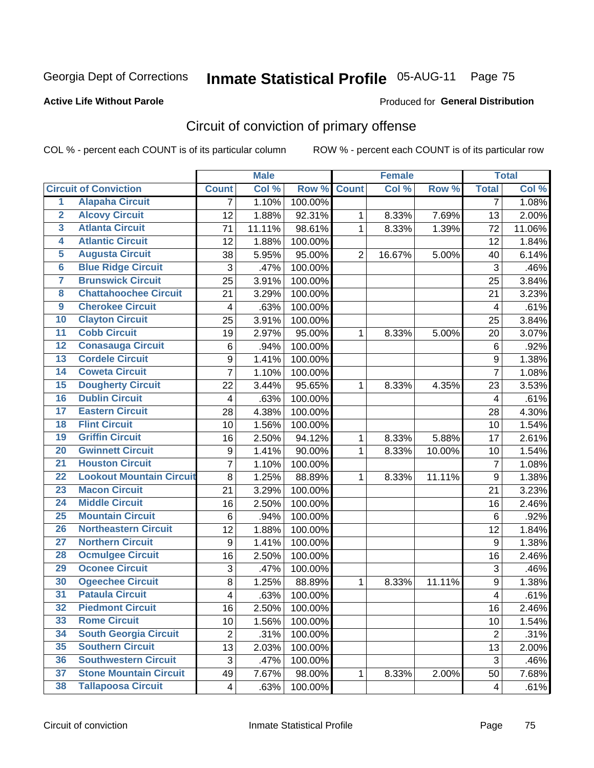Georgia Dept of Corrections **Inmate Statistical Profile** 05-AUG-11

**Active Life Without Parole**

Produced for **General Distribution**

## Circuit of conviction of primary offense

COL % - percent each COUNT is of its particular column ROW % - percent each COUNT is of its particular row

| | | Male | | | Female | | | Total | |
|---|---|---|---|---|---|---|---|---|---|
| **Circuit of Conviction** | | **Count** | **Col %** | **Row %** | **Count** | **Col %** | **Row %** | **Total** | **Col %** |
| 1 | Alapaha Circuit | 7 | 1.10% | 100.00% | | | | 7 | 1.08% |
| 2 | Alcovy Circuit | 12 | 1.88% | 92.31% | 1 | 8.33% | 7.69% | 13 | 2.00% |
| 3 | Atlanta Circuit | 71 | 11.11% | 98.61% | 1 | 8.33% | 1.39% | 72 | 11.06% |
| 4 | Atlantic Circuit | 12 | 1.88% | 100.00% | | | | 12 | 1.84% |
| 5 | Augusta Circuit | 38 | 5.95% | 95.00% | 2 | 16.67% | 5.00% | 40 | 6.14% |
| 6 | Blue Ridge Circuit | 3 | .47% | 100.00% | | | | 3 | .46% |
| 7 | Brunswick Circuit | 25 | 3.91% | 100.00% | | | | 25 | 3.84% |
| 8 | Chattahoochee Circuit | 21 | 3.29% | 100.00% | | | | 21 | 3.23% |
| 9 | Cherokee Circuit | 4 | .63% | 100.00% | | | | 4 | .61% |
| 10 | Clayton Circuit | 25 | 3.91% | 100.00% | | | | 25 | 3.84% |
| 11 | Cobb Circuit | 19 | 2.97% | 95.00% | 1 | 8.33% | 5.00% | 20 | 3.07% |
| 12 | Conasauga Circuit | 6 | .94% | 100.00% | | | | 6 | .92% |
| 13 | Cordele Circuit | 9 | 1.41% | 100.00% | | | | 9 | 1.38% |
| 14 | Coweta Circuit | 7 | 1.10% | 100.00% | | | | 7 | 1.08% |
| 15 | Dougherty Circuit | 22 | 3.44% | 95.65% | 1 | 8.33% | 4.35% | 23 | 3.53% |
| 16 | Dublin Circuit | 4 | .63% | 100.00% | | | | 4 | .61% |
| 17 | Eastern Circuit | 28 | 4.38% | 100.00% | | | | 28 | 4.30% |
| 18 | Flint Circuit | 10 | 1.56% | 100.00% | | | | 10 | 1.54% |
| 19 | Griffin Circuit | 16 | 2.50% | 94.12% | 1 | 8.33% | 5.88% | 17 | 2.61% |
| 20 | Gwinnett Circuit | 9 | 1.41% | 90.00% | 1 | 8.33% | 10.00% | 10 | 1.54% |
| 21 | Houston Circuit | 7 | 1.10% | 100.00% | | | | 7 | 1.08% |
| 22 | Lookout Mountain Circuit | 8 | 1.25% | 88.89% | 1 | 8.33% | 11.11% | 9 | 1.38% |
| 23 | Macon Circuit | 21 | 3.29% | 100.00% | | | | 21 | 3.23% |
| 24 | Middle Circuit | 16 | 2.50% | 100.00% | | | | 16 | 2.46% |
| 25 | Mountain Circuit | 6 | .94% | 100.00% | | | | 6 | .92% |
| 26 | Northeastern Circuit | 12 | 1.88% | 100.00% | | | | 12 | 1.84% |
| 27 | Northern Circuit | 9 | 1.41% | 100.00% | | | | 9 | 1.38% |
| 28 | Ocmulgee Circuit | 16 | 2.50% | 100.00% | | | | 16 | 2.46% |
| 29 | Oconee Circuit | 3 | .47% | 100.00% | | | | 3 | .46% |
| 30 | Ogeechee Circuit | 8 | 1.25% | 88.89% | 1 | 8.33% | 11.11% | 9 | 1.38% |
| 31 | Pataula Circuit | 4 | .63% | 100.00% | | | | 4 | .61% |
| 32 | Piedmont Circuit | 16 | 2.50% | 100.00% | | | | 16 | 2.46% |
| 33 | Rome Circuit | 10 | 1.56% | 100.00% | | | | 10 | 1.54% |
| 34 | South Georgia Circuit | 2 | .31% | 100.00% | | | | 2 | .31% |
| 35 | Southern Circuit | 13 | 2.03% | 100.00% | | | | 13 | 2.00% |
| 36 | Southwestern Circuit | 3 | .47% | 100.00% | | | | 3 | .46% |
| 37 | Stone Mountain Circuit | 49 | 7.67% | 98.00% | 1 | 8.33% | 2.00% | 50 | 7.68% |
| 38 | Tallapoosa Circuit | 4 | .63% | 100.00% | | | | 4 | .61% |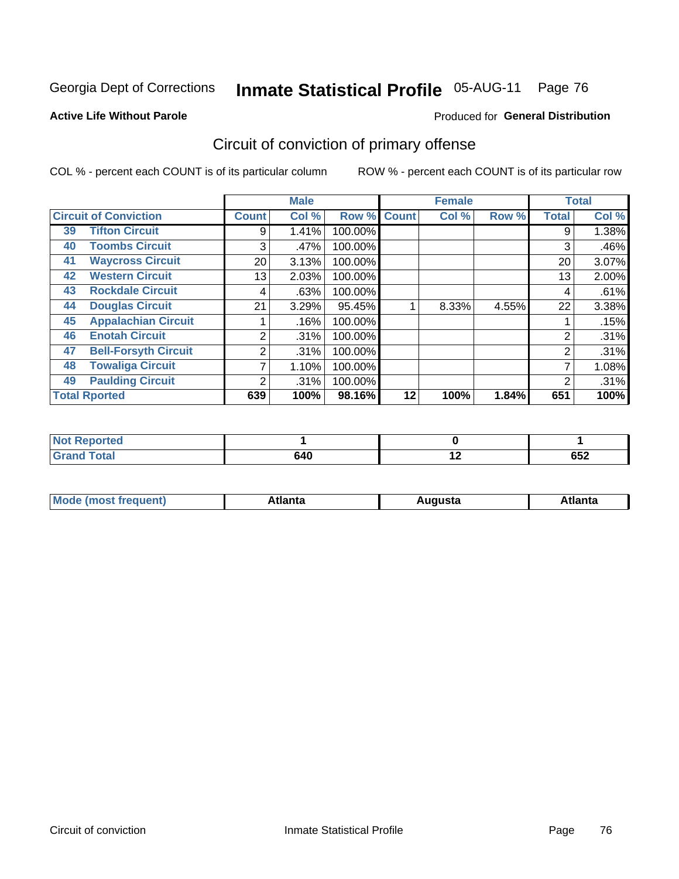Georgia Dept of Corrections **Inmate Statistical Profile** 05-AUG-11

**Active Life Without Parole**

Produced for **General Distribution**

## Circuit of conviction of primary offense

COL % - percent each COUNT is of its particular column

ROW % - percent each COUNT is of its particular row

| Circuit of Conviction | | Male | | | Female | | | Total | |
|---|---|---|---|---|---|---|---|---|---|
| | | Count | Col % | Row % | Count | Col % | Row % | Total | Col % |
| 39 | Tifton Circuit | 9 | 1.41% | 100.00% | | | | 9 | 1.38% |
| 40 | Toombs Circuit | 3 | .47% | 100.00% | | | | 3 | .46% |
| 41 | Waycross Circuit | 20 | 3.13% | 100.00% | | | | 20 | 3.07% |
| 42 | Western Circuit | 13 | 2.03% | 100.00% | | | | 13 | 2.00% |
| 43 | Rockdale Circuit | 4 | .63% | 100.00% | | | | 4 | .61% |
| 44 | Douglas Circuit | 21 | 3.29% | 95.45% | 1 | 8.33% | 4.55% | 22 | 3.38% |
| 45 | Appalachian Circuit | 1 | .16% | 100.00% | | | | 1 | .15% |
| 46 | Enotah Circuit | 2 | .31% | 100.00% | | | | 2 | .31% |
| 47 | Bell-Forsyth Circuit | 2 | .31% | 100.00% | | | | 2 | .31% |
| 48 | Towaliga Circuit | 7 | 1.10% | 100.00% | | | | 7 | 1.08% |
| 49 | Paulding Circuit | 2 | .31% | 100.00% | | | | 2 | .31% |
| **Total Rported** | | **639** | **100%** | **98.16%** | **12** | **100%** | **1.84%** | **651** | **100%** |

| | Male | Female | Total |
|---|---|---|---|
| Not Reported | 1 | 0 | 1 |
| Grand Total | 640 | 12 | 652 |

| | Male | Female | Total |
|---|---|---|---|
| Mode (most frequent) | Atlanta | Augusta | Atlanta |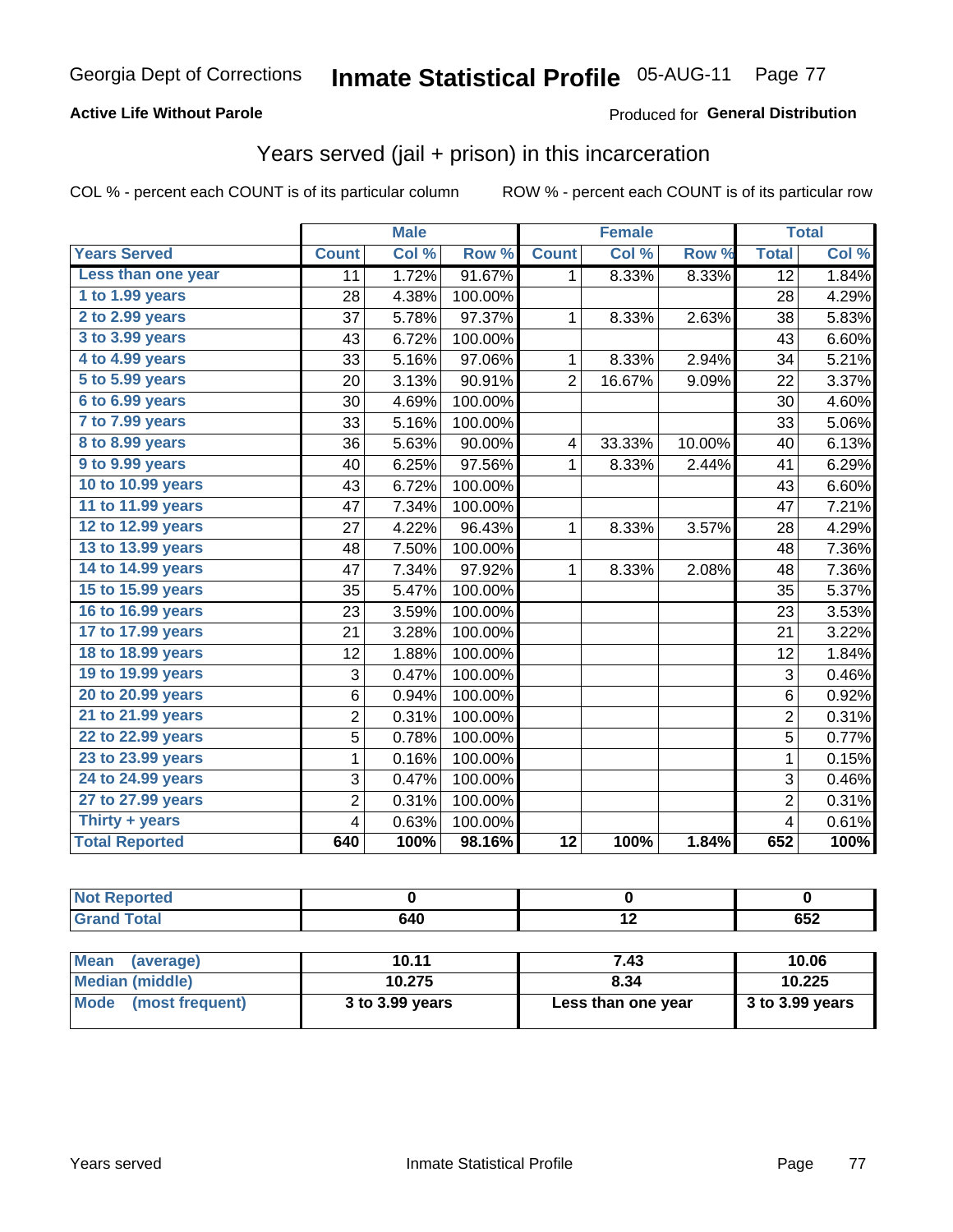Georgia Dept of Corrections **Inmate Statistical Profile** 05-AUG-11

**Active Life Without Parole**

Produced for **General Distribution**

## Years served (jail + prison) in this incarceration

COL % - percent each COUNT is of its particular column

ROW % - percent each COUNT is of its particular row

| | Male | | | Female | | | Total | |
|---|---|---|---|---|---|---|---|---|
| **Years Served** | **Count** | **Col %** | **Row %** | **Count** | **Col %** | **Row %** | **Total** | **Col %** |
| Less than one year | 11 | 1.72% | 91.67% | 1 | 8.33% | 8.33% | 12 | 1.84% |
| 1 to 1.99 years | 28 | 4.38% | 100.00% | | | | 28 | 4.29% |
| 2 to 2.99 years | 37 | 5.78% | 97.37% | 1 | 8.33% | 2.63% | 38 | 5.83% |
| 3 to 3.99 years | 43 | 6.72% | 100.00% | | | | 43 | 6.60% |
| 4 to 4.99 years | 33 | 5.16% | 97.06% | 1 | 8.33% | 2.94% | 34 | 5.21% |
| 5 to 5.99 years | 20 | 3.13% | 90.91% | 2 | 16.67% | 9.09% | 22 | 3.37% |
| 6 to 6.99 years | 30 | 4.69% | 100.00% | | | | 30 | 4.60% |
| 7 to 7.99 years | 33 | 5.16% | 100.00% | | | | 33 | 5.06% |
| 8 to 8.99 years | 36 | 5.63% | 90.00% | 4 | 33.33% | 10.00% | 40 | 6.13% |
| 9 to 9.99 years | 40 | 6.25% | 97.56% | 1 | 8.33% | 2.44% | 41 | 6.29% |
| 10 to 10.99 years | 43 | 6.72% | 100.00% | | | | 43 | 6.60% |
| 11 to 11.99 years | 47 | 7.34% | 100.00% | | | | 47 | 7.21% |
| 12 to 12.99 years | 27 | 4.22% | 96.43% | 1 | 8.33% | 3.57% | 28 | 4.29% |
| 13 to 13.99 years | 48 | 7.50% | 100.00% | | | | 48 | 7.36% |
| 14 to 14.99 years | 47 | 7.34% | 97.92% | 1 | 8.33% | 2.08% | 48 | 7.36% |
| 15 to 15.99 years | 35 | 5.47% | 100.00% | | | | 35 | 5.37% |
| 16 to 16.99 years | 23 | 3.59% | 100.00% | | | | 23 | 3.53% |
| 17 to 17.99 years | 21 | 3.28% | 100.00% | | | | 21 | 3.22% |
| 18 to 18.99 years | 12 | 1.88% | 100.00% | | | | 12 | 1.84% |
| 19 to 19.99 years | 3 | 0.47% | 100.00% | | | | 3 | 0.46% |
| 20 to 20.99 years | 6 | 0.94% | 100.00% | | | | 6 | 0.92% |
| 21 to 21.99 years | 2 | 0.31% | 100.00% | | | | 2 | 0.31% |
| 22 to 22.99 years | 5 | 0.78% | 100.00% | | | | 5 | 0.77% |
| 23 to 23.99 years | 1 | 0.16% | 100.00% | | | | 1 | 0.15% |
| 24 to 24.99 years | 3 | 0.47% | 100.00% | | | | 3 | 0.46% |
| 27 to 27.99 years | 2 | 0.31% | 100.00% | | | | 2 | 0.31% |
| Thirty + years | 4 | 0.63% | 100.00% | | | | 4 | 0.61% |
| **Total Reported** | **640** | **100%** | **98.16%** | **12** | **100%** | **1.84%** | **652** | **100%** |

| | Male | Female | Total |
|---|---|---|---|
| **Not Reported** | **0** | **0** | **0** |
| **Grand Total** | **640** | **12** | **652** |

| | Male | Female | Total |
|---|---|---|---|
| **Mean (average)** | **10.11** | **7.43** | **10.06** |
| **Median (middle)** | **10.275** | **8.34** | **10.225** |
| **Mode (most frequent)** | **3 to 3.99 years** | **Less than one year** | **3 to 3.99 years** |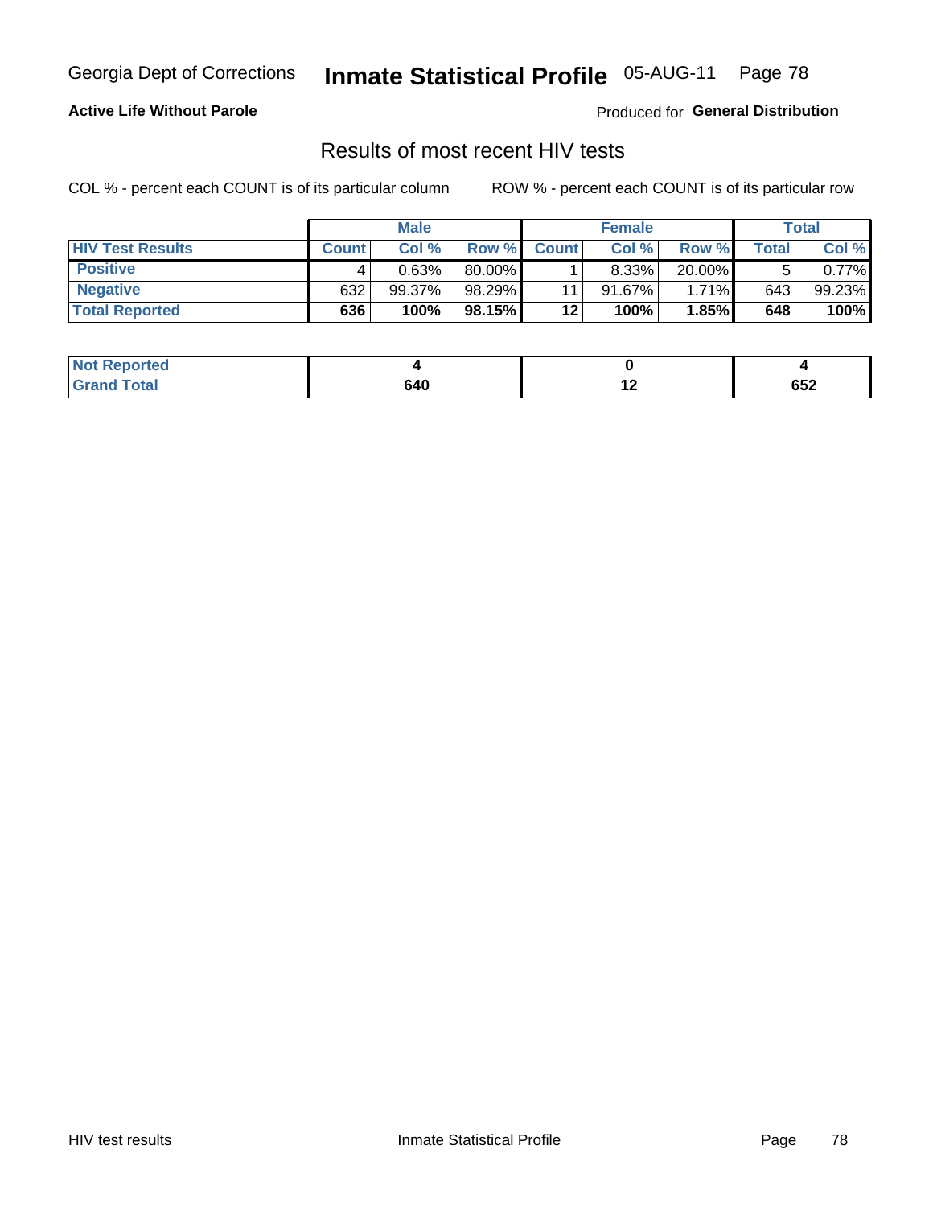Georgia Dept of Corrections **Inmate Statistical Profile** 05-AUG-11

**Active Life Without Parole**

Produced for **General Distribution**

## Results of most recent HIV tests

COL % - percent each COUNT is of its particular column    ROW % - percent each COUNT is of its particular row

| | Male | | | Female | | | Total | |
|---|---|---|---|---|---|---|---|---|
| **HIV Test Results** | **Count** | **Col %** | **Row %** | **Count** | **Col %** | **Row %** | **Total** | **Col %** |
| **Positive** | 4 | 0.63% | 80.00% | 1 | 8.33% | 20.00% | 5 | 0.77% |
| **Negative** | 632 | 99.37% | 98.29% | 11 | 91.67% | 1.71% | 643 | 99.23% |
| **Total Reported** | **636** | **100%** | **98.15%** | **12** | **100%** | **1.85%** | **648** | **100%** |

| | Male | Female | Total |
|---|---|---|---|
| **Not Reported** | **4** | **0** | **4** |
| **Grand Total** | **640** | **12** | **652** |

HIV test results    Inmate Statistical Profile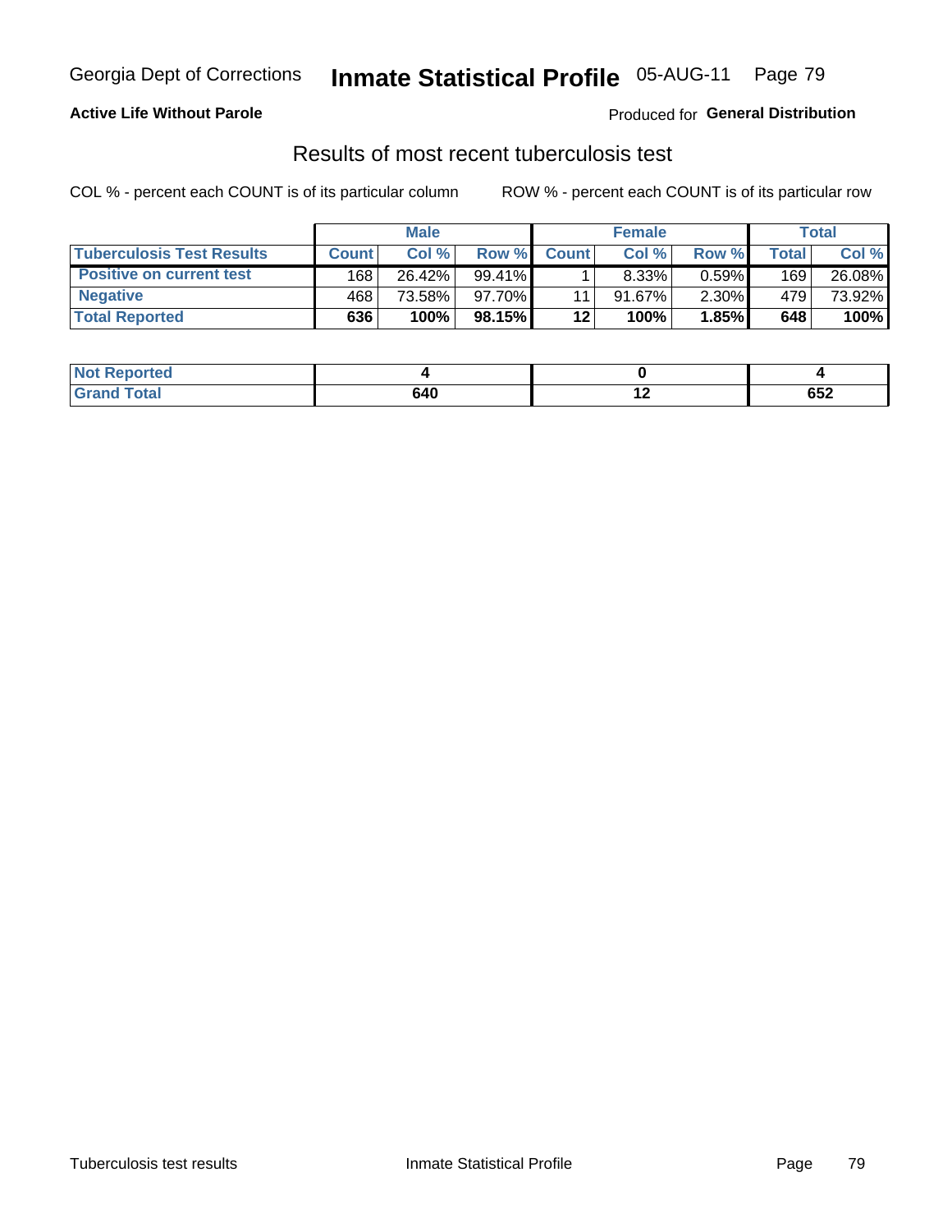**Active Life Without Parole**

Produced for **General Distribution**

## Results of most recent tuberculosis test

COL % - percent each COUNT is of its particular column

ROW % - percent each COUNT is of its particular row

| | Male | | | Female | | | Total | |
|---|---|---|---|---|---|---|---|---|
| **Tuberculosis Test Results** | **Count** | **Col %** | **Row %** | **Count** | **Col %** | **Row %** | **Total** | **Col %** |
| **Positive on current test** | 168 | 26.42% | 99.41% | 1 | 8.33% | 0.59% | 169 | 26.08% |
| **Negative** | 468 | 73.58% | 97.70% | 11 | 91.67% | 2.30% | 479 | 73.92% |
| **Total Reported** | **636** | **100%** | **98.15%** | **12** | **100%** | **1.85%** | **648** | **100%** |

| | Male | Female | Total |
|---|---|---|---|
| **Not Reported** | **4** | **0** | **4** |
| **Grand Total** | **640** | **12** | **652** |

Tuberculosis test results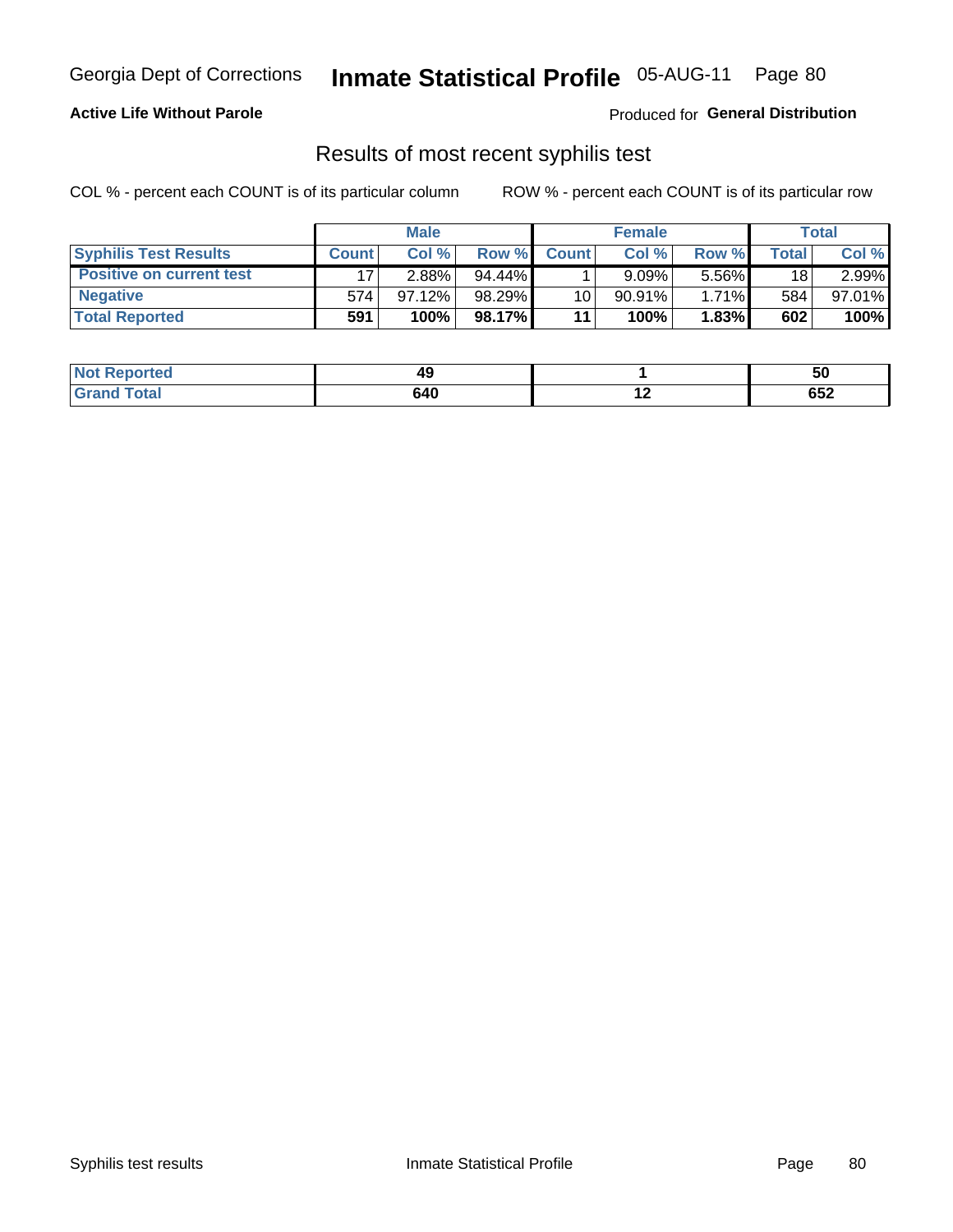Georgia Dept of Corrections **Inmate Statistical Profile** 05-AUG-11

**Active Life Without Parole**

Produced for **General Distribution**

## Results of most recent syphilis test

COL % - percent each COUNT is of its particular column ROW % - percent each COUNT is of its particular row

| | Male | | | Female | | | Total | |
|---|---|---|---|---|---|---|---|---|
| **Syphilis Test Results** | **Count** | **Col %** | **Row %** | **Count** | **Col %** | **Row %** | **Total** | **Col %** |
| **Positive on current test** | 17 | 2.88% | 94.44% | 1 | 9.09% | 5.56% | 18 | 2.99% |
| **Negative** | 574 | 97.12% | 98.29% | 10 | 90.91% | 1.71% | 584 | 97.01% |
| **Total Reported** | **591** | **100%** | **98.17%** | **11** | **100%** | **1.83%** | **602** | **100%** |

| | Male | Female | Total |
|---|---|---|---|
| **Not Reported** | **49** | **1** | **50** |
| **Grand Total** | **640** | **12** | **652** |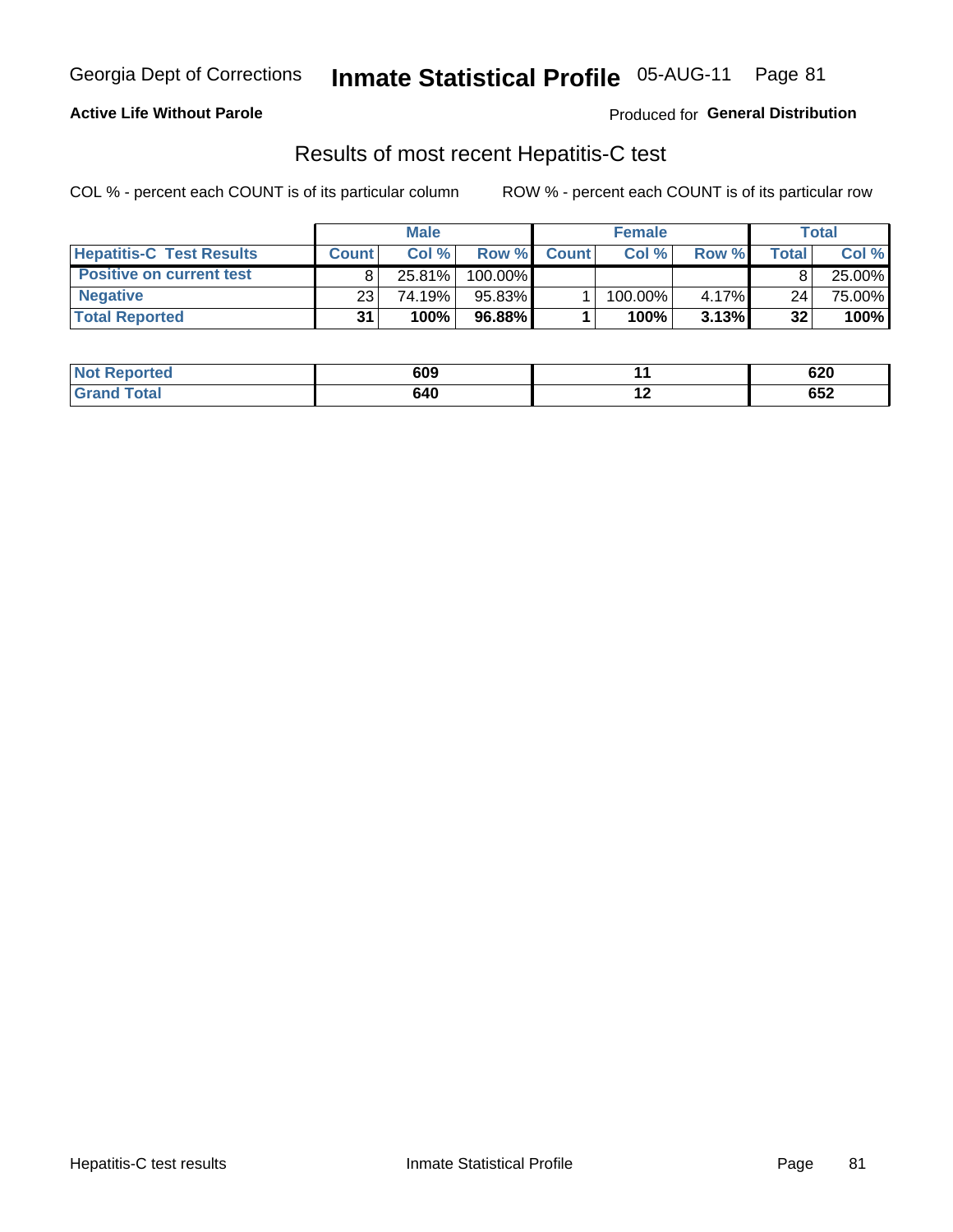Georgia Dept of Corrections **Inmate Statistical Profile** 05-AUG-11 Page 81

**Active Life Without Parole**

Produced for **General Distribution**

## Results of most recent Hepatitis-C test

COL % - percent each COUNT is of its particular column ROW % - percent each COUNT is of its particular row

| | Male | | | Female | | | Total | |
|---|---|---|---|---|---|---|---|---|
| **Hepatitis-C Test Results** | **Count** | **Col %** | **Row %** | **Count** | **Col %** | **Row %** | **Total** | **Col %** |
| **Positive on current test** | 8 | 25.81% | 100.00% | | | | 8 | 25.00% |
| **Negative** | 23 | 74.19% | 95.83% | 1 | 100.00% | 4.17% | 24 | 75.00% |
| **Total Reported** | **31** | **100%** | **96.88%** | **1** | **100%** | **3.13%** | **32** | **100%** |

| | Male | Female | Total |
|---|---|---|---|
| **Not Reported** | **609** | **11** | **620** |
| **Grand Total** | **640** | **12** | **652** |

Hepatitis-C test results Inmate Statistical Profile